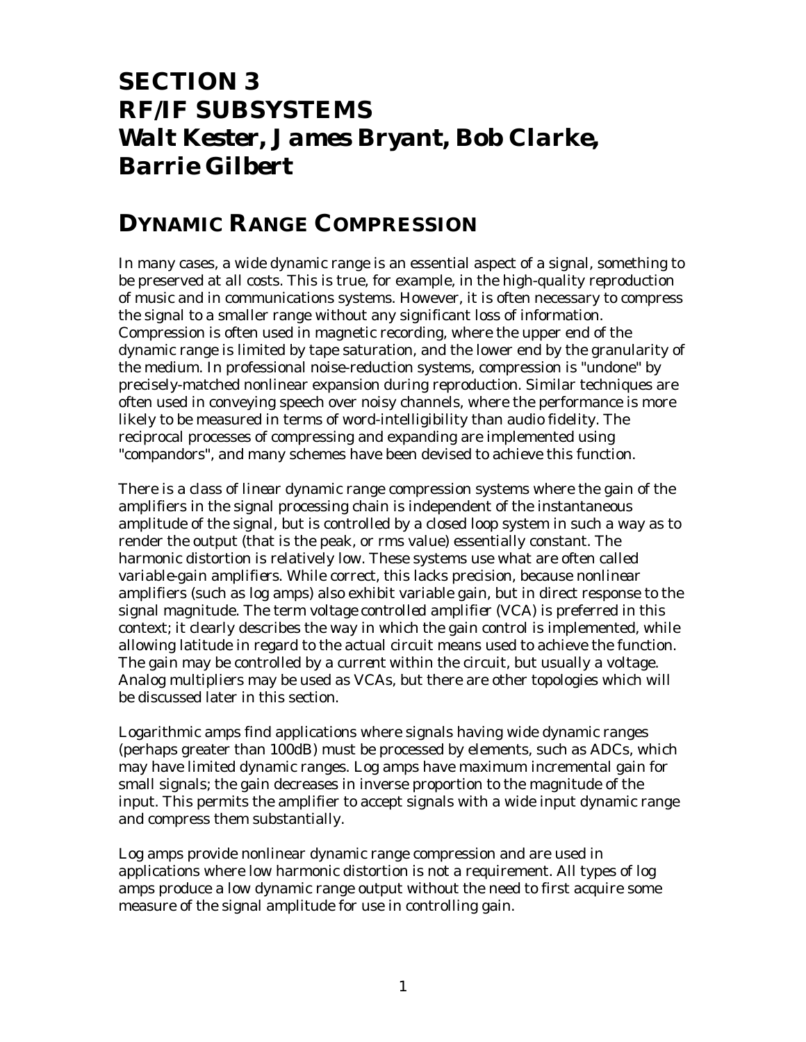# SECTION 3
# RF/IF SUBSYSTEMS
# *Walt Kester, James Bryant, Bob Clarke, Barrie Gilbert*

## DYNAMIC RANGE COMPRESSION

In many cases, a wide dynamic range is an essential aspect of a signal, something to be preserved at all costs. This is true, for example, in the high-quality reproduction of music and in communications systems. However, it is often necessary to compress the signal to a smaller range without any significant loss of information. Compression is often used in magnetic recording, where the upper end of the dynamic range is limited by tape saturation, and the lower end by the granularity of the medium. In professional noise-reduction systems, compression is "undone" by precisely-matched nonlinear expansion during reproduction. Similar techniques are often used in conveying speech over noisy channels, where the performance is more likely to be measured in terms of word-intelligibility than audio fidelity. The reciprocal processes of compressing and expanding are implemented using "compandors", and many schemes have been devised to achieve this function.

There is a class of *linear* dynamic range compression systems where the gain of the amplifiers in the signal processing chain is independent of the instantaneous amplitude of the signal, but is controlled by a closed loop system in such a way as to render the output (that is the peak, or rms value) essentially constant. The harmonic distortion is relatively low. These systems use what are often called *variable-gain amplifiers*. While correct, this lacks precision, because nonlinear amplifiers (such as log amps) also exhibit variable gain, but in direct response to the signal magnitude. The term *voltage controlled amplifier* (VCA) is preferred in this context; it clearly describes the way in which the gain control is implemented, while allowing latitude in regard to the actual circuit means used to achieve the function. The gain may be controlled by a *current* within the circuit, but usually a voltage. Analog multipliers may be used as VCAs, but there are other topologies which will be discussed later in this section.

Logarithmic amps find applications where signals having wide dynamic ranges (perhaps greater than 100dB) must be processed by elements, such as ADCs, which may have limited dynamic ranges. Log amps have maximum incremental gain for small signals; the gain decreases in inverse proportion to the magnitude of the input. This permits the amplifier to accept signals with a wide input dynamic range and compress them substantially.

Log amps provide nonlinear dynamic range compression and are used in applications where low harmonic distortion is not a requirement. All types of log amps produce a low dynamic range output without the need to first acquire some measure of the signal amplitude for use in controlling gain.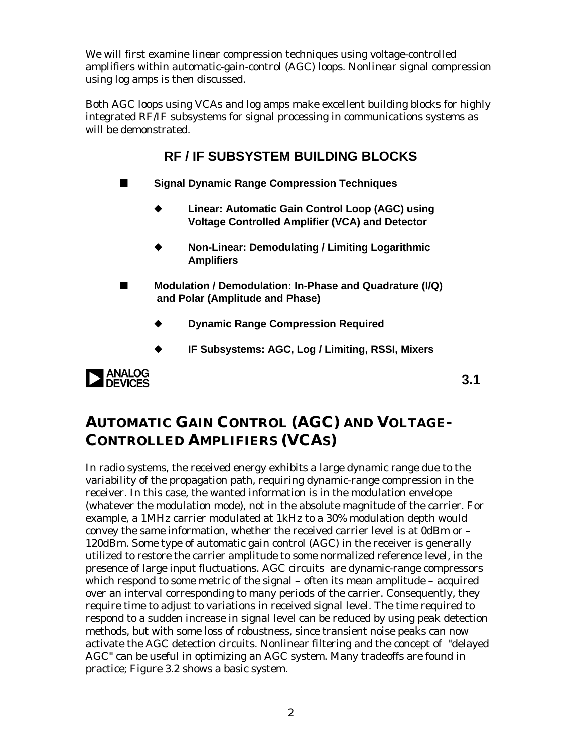We will first examine linear compression techniques using voltage-controlled amplifiers within automatic-gain-control (AGC) loops. Nonlinear signal compression using log amps is then discussed.

Both AGC loops using VCAs and log amps make excellent building blocks for highly integrated RF/IF subsystems for signal processing in communications systems as will be demonstrated.

### RF / IF SUBSYSTEM BUILDING BLOCKS

- **Signal Dynamic Range Compression Techniques**
  - **Linear: Automatic Gain Control Loop (AGC) using Voltage Controlled Amplifier (VCA) and Detector**
  - **Non-Linear: Demodulating / Limiting Logarithmic Amplifiers**
- **Modulation / Demodulation: In-Phase and Quadrature (I/Q) and Polar (Amplitude and Phase)**
  - **Dynamic Range Compression Required**
  - **IF Subsystems: AGC, Log / Limiting, RSSI, Mixers**

**3.1**

## AUTOMATIC GAIN CONTROL (AGC) AND VOLTAGE-CONTROLLED AMPLIFIERS (VCAS)

In radio systems, the received energy exhibits a large dynamic range due to the variability of the propagation path, requiring dynamic-range compression in the receiver. In this case, the wanted information is in the modulation envelope (whatever the modulation mode), not in the absolute magnitude of the carrier. For example, a 1MHz carrier modulated at 1kHz to a 30% modulation depth would convey the same information, whether the received carrier level is at 0dBm or –120dBm. Some type of automatic gain control (AGC) in the receiver is generally utilized to restore the carrier amplitude to some normalized reference level, in the presence of large input fluctuations. AGC circuits are dynamic-range compressors which respond to some metric of the signal – often its mean amplitude – acquired over an interval corresponding to many periods of the carrier. Consequently, they require time to adjust to variations in received signal level. The time required to respond to a sudden increase in signal level can be reduced by using peak detection methods, but with some loss of robustness, since transient noise peaks can now activate the AGC detection circuits. Nonlinear filtering and the concept of "delayed AGC" can be useful in optimizing an AGC system. Many tradeoffs are found in practice; Figure 3.2 shows a basic system.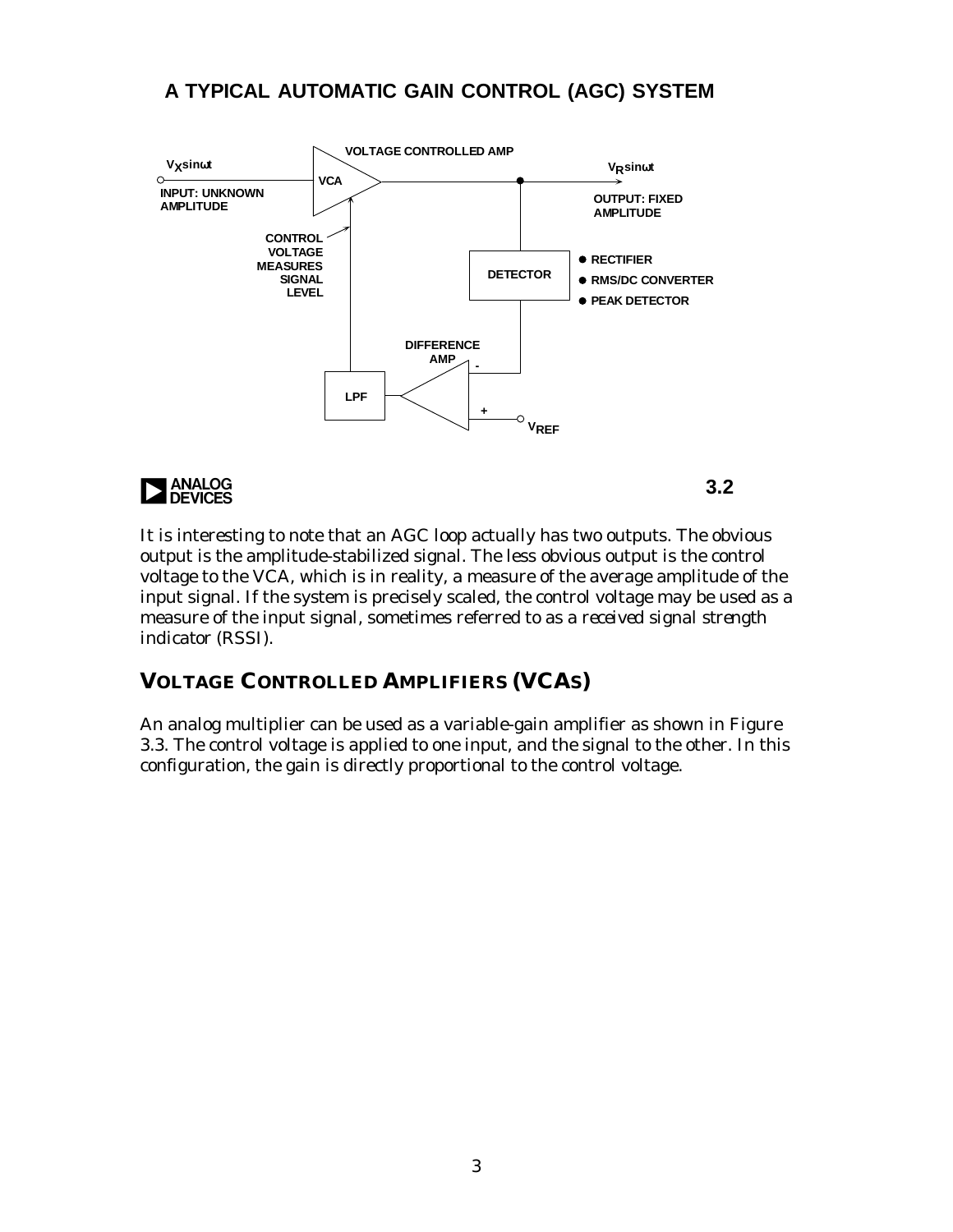## A TYPICAL AUTOMATIC GAIN CONTROL (AGC) SYSTEM

VOLTAGE CONTROLLED AMP

$V_X \sin\omega t$

INPUT: UNKNOWN AMPLITUDE

VCA

$V_R \sin\omega t$

OUTPUT: FIXED AMPLITUDE

CONTROL VOLTAGE MEASURES SIGNAL LEVEL

DETECTOR

- RECTIFIER
- RMS/DC CONVERTER
- PEAK DETECTOR

DIFFERENCE AMP

LPF

$V_{REF}$

3.2

It is interesting to note that an AGC loop actually has two outputs. The obvious output is the amplitude-stabilized signal. The less obvious output is the control voltage to the VCA, which is in reality, a measure of the average amplitude of the input signal. If the system is precisely scaled, the control voltage may be used as a measure of the input signal, sometimes referred to as a *received signal strength indicator* (RSSI).

## VOLTAGE CONTROLLED AMPLIFIERS (VCAS)

An analog multiplier can be used as a variable-gain amplifier as shown in Figure 3.3. The control voltage is applied to one input, and the signal to the other. In this configuration, the gain is directly proportional to the control voltage.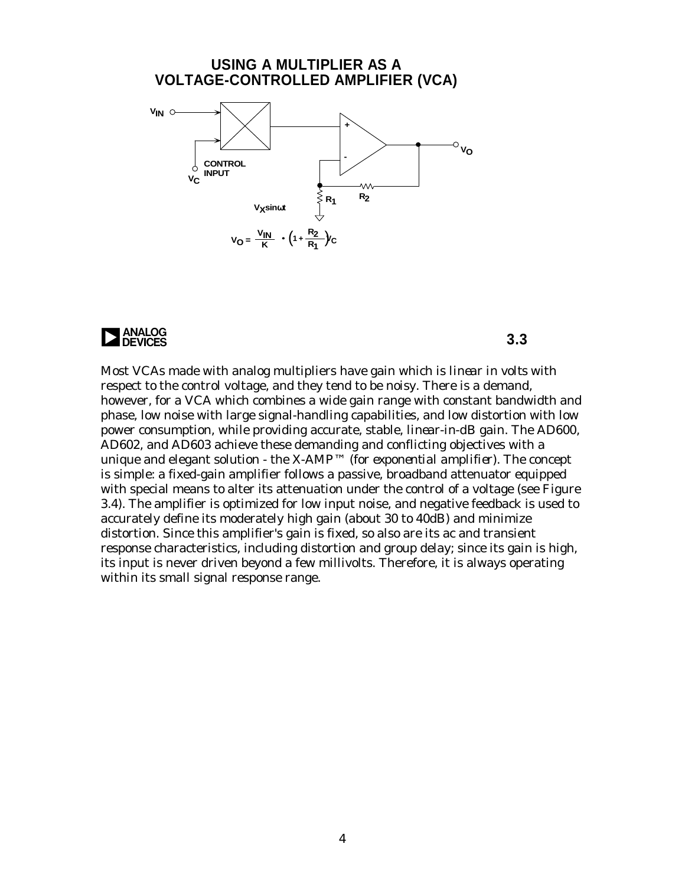## USING A MULTIPLIER AS A VOLTAGE-CONTROLLED AMPLIFIER (VCA)

$V_{IN}$

CONTROL INPUT

$V_C$

$V_X \sin\omega t$

$R_1$

$R_2$

$V_O$

$$V_O = \frac{V_{IN}}{K} \cdot \left(1 + \frac{R_2}{R_1}\right) V_C$$

**3.3**

Most VCAs made with analog multipliers have gain which is linear in volts with respect to the control voltage, and they tend to be noisy. There is a demand, however, for a VCA which combines a wide gain range with constant bandwidth and phase, low noise with large signal-handling capabilities, and low distortion with low power consumption, while providing accurate, stable, linear-in-dB gain. The AD600, AD602, and AD603 achieve these demanding and conflicting objectives with a unique and elegant solution - the X-AMP™ (for *exponential amplifier*). The concept is simple: a fixed-gain amplifier follows a passive, broadband attenuator equipped with special means to alter its attenuation under the control of a voltage (see Figure 3.4). The amplifier is optimized for low input noise, and negative feedback is used to accurately define its moderately high gain (about 30 to 40dB) and minimize distortion. Since this amplifier's gain is fixed, so also are its ac and transient response characteristics, including distortion and group delay; since its gain is high, its input is never driven beyond a few millivolts. Therefore, it is always operating within its small signal response range.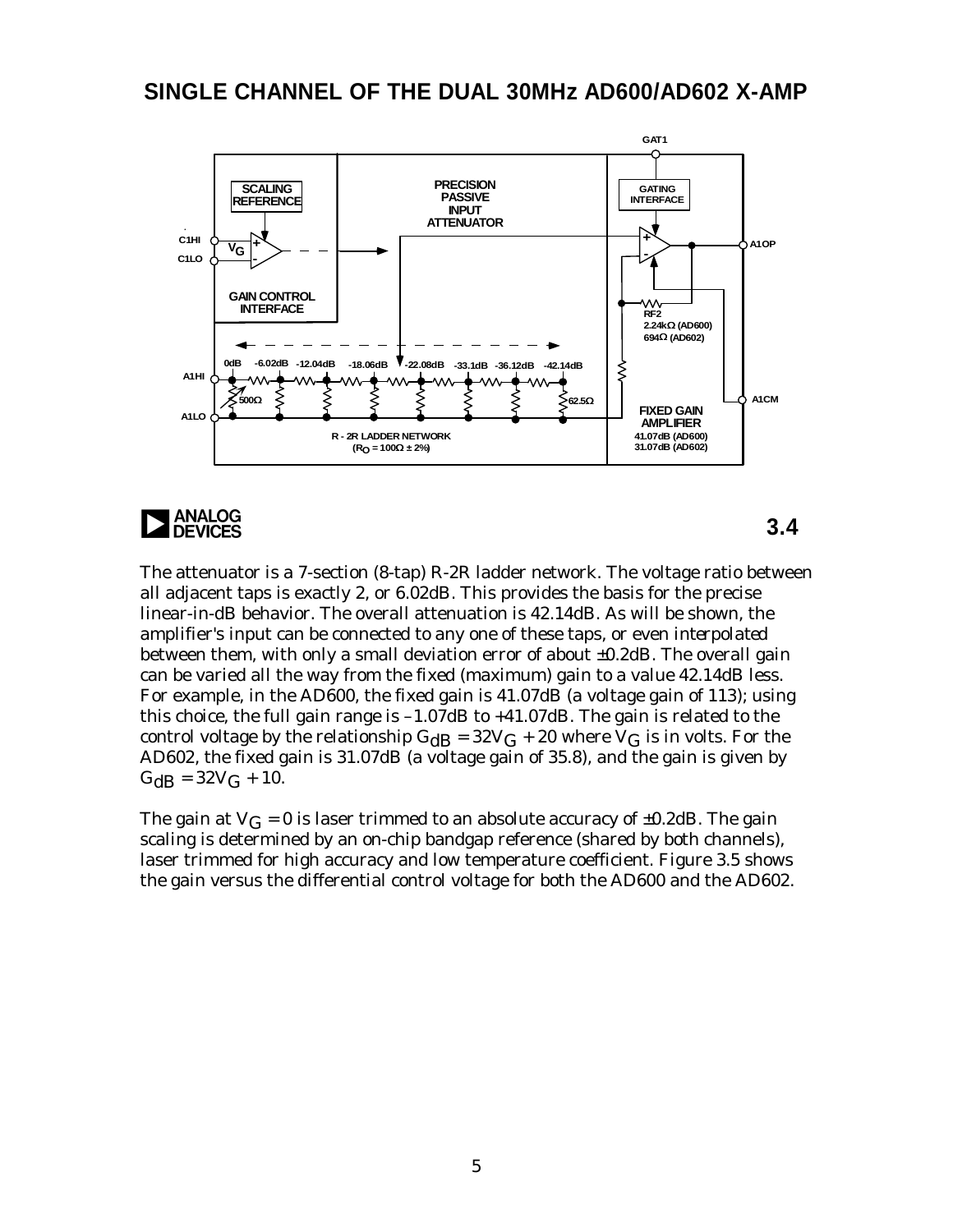## SINGLE CHANNEL OF THE DUAL 30MHz AD600/AD602 X-AMP

**3.4**

The attenuator is a 7-section (8-tap) R-2R ladder network. The voltage ratio between all adjacent taps is exactly 2, or 6.02dB. This provides the basis for the precise linear-in-dB behavior. The overall attenuation is 42.14dB. As will be shown, the amplifier's input can be connected to any one of these taps, or even interpolated between them, with only a small deviation error of about ±0.2dB. The overall gain can be varied all the way from the fixed (maximum) gain to a value 42.14dB less. For example, in the AD600, the fixed gain is 41.07dB (a voltage gain of 113); using this choice, the full gain range is –1.07dB to +41.07dB. The gain is related to the control voltage by the relationship $G_{dB} = 32V_G + 20$ where $V_G$ is in volts. For the AD602, the fixed gain is 31.07dB (a voltage gain of 35.8), and the gain is given by $G_{dB} = 32V_G + 10$.

The gain at $V_G = 0$ is laser trimmed to an absolute accuracy of ±0.2dB. The gain scaling is determined by an on-chip bandgap reference (shared by both channels), laser trimmed for high accuracy and low temperature coefficient. Figure 3.5 shows the gain versus the differential control voltage for both the AD600 and the AD602.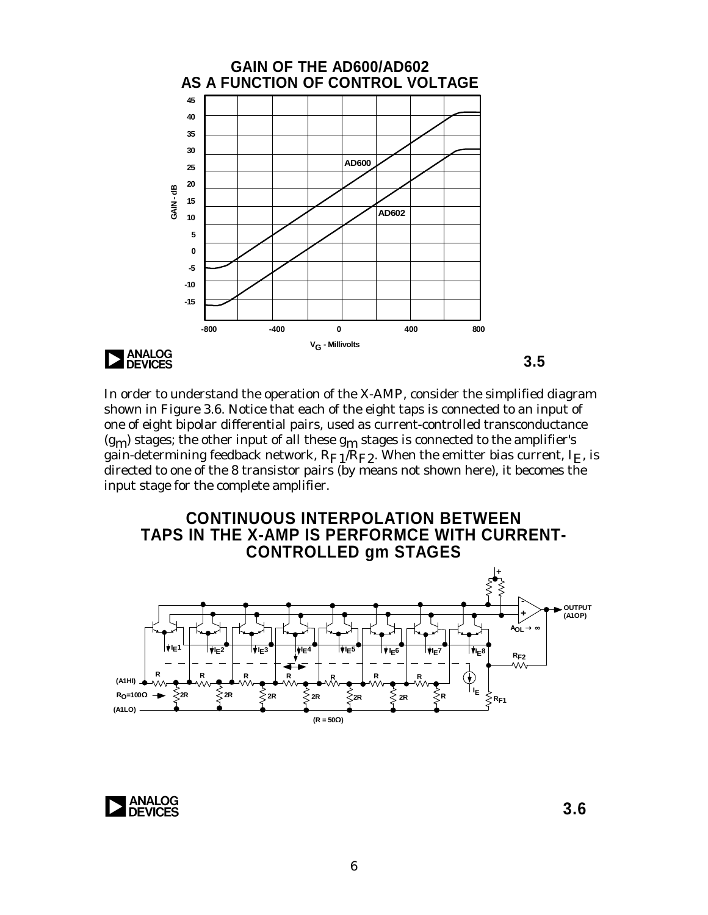**GAIN OF THE AD600/AD602 AS A FUNCTION OF CONTROL VOLTAGE**

3.5

In order to understand the operation of the X-AMP, consider the simplified diagram shown in Figure 3.6. Notice that each of the eight taps is connected to an input of one of eight bipolar differential pairs, used as current-controlled transconductance ($g_m$) stages; the other input of all these $g_m$ stages is connected to the amplifier's gain-determining feedback network, $R_{F1}/R_{F2}$. When the emitter bias current, $I_E$, is directed to one of the 8 transistor pairs (by means not shown here), it becomes the input stage for the complete amplifier.

**CONTINUOUS INTERPOLATION BETWEEN TAPS IN THE X-AMP IS PERFORMCE WITH CURRENT-CONTROLLED gm STAGES**

3.6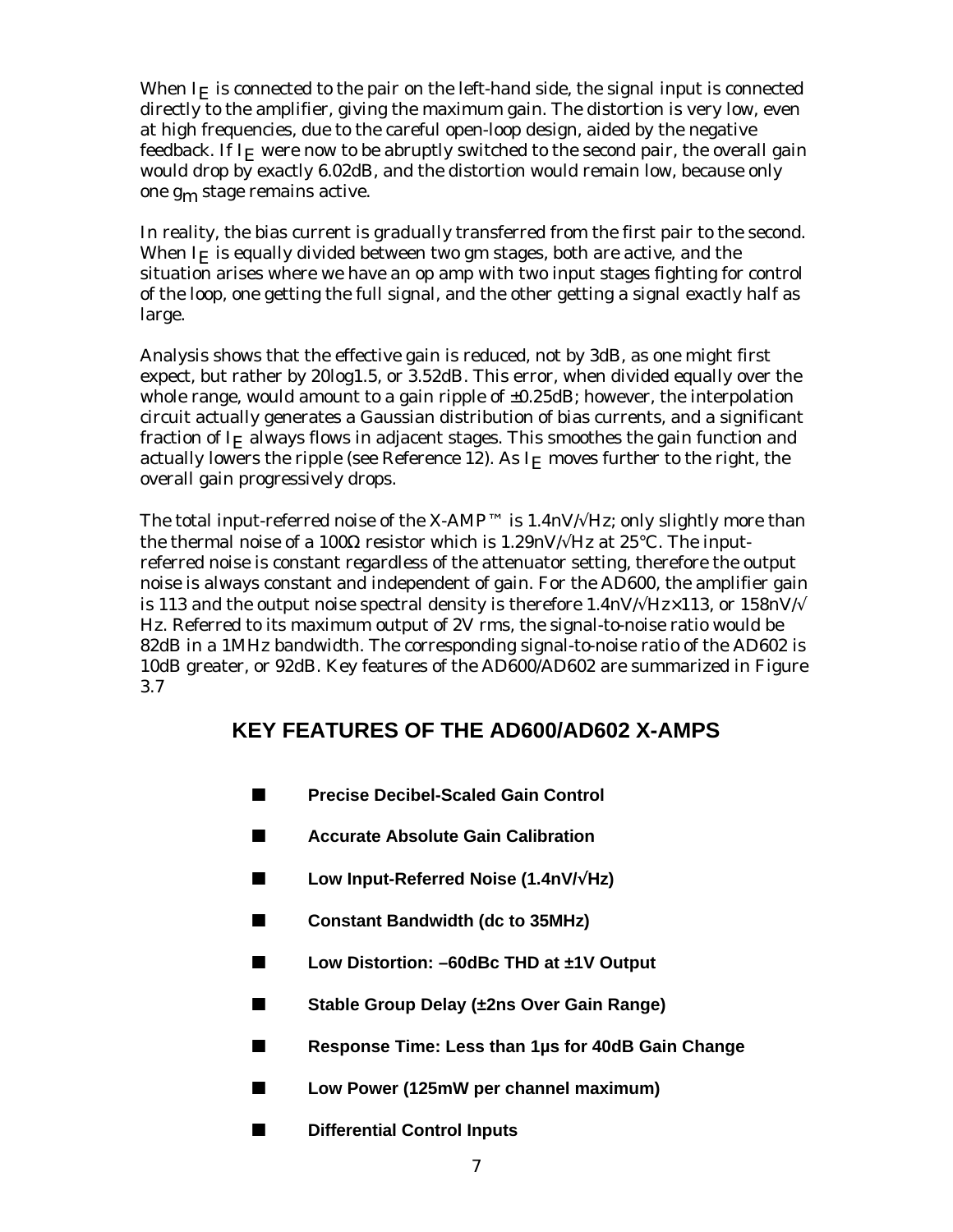When $I_E$ is connected to the pair on the left-hand side, the signal input is connected directly to the amplifier, giving the maximum gain. The distortion is very low, even at high frequencies, due to the careful open-loop design, aided by the negative feedback. If $I_E$ were now to be abruptly switched to the second pair, the overall gain would drop by exactly 6.02dB, and the distortion would remain low, because only one $g_m$ stage remains active.

In reality, the bias current is gradually transferred from the first pair to the second. When $I_E$ is equally divided between two gm stages, both are active, and the situation arises where we have an op amp with two input stages fighting for control of the loop, one getting the full signal, and the other getting a signal exactly half as large.

Analysis shows that the effective gain is reduced, not by 3dB, as one might first expect, but rather by 20log1.5, or 3.52dB. This error, when divided equally over the whole range, would amount to a gain ripple of ±0.25dB; however, the interpolation circuit actually generates a Gaussian distribution of bias currents, and a significant fraction of $I_E$ always flows in adjacent stages. This smoothes the gain function and actually lowers the ripple (see Reference 12). As $I_E$ moves further to the right, the overall gain progressively drops.

The total input-referred noise of the X-AMP™ is 1.4nV/√Hz; only slightly more than the thermal noise of a 100Ω resistor which is 1.29nV/√Hz at 25°C. The input-referred noise is constant regardless of the attenuator setting, therefore the output noise is always constant and independent of gain. For the AD600, the amplifier gain is 113 and the output noise spectral density is therefore 1.4nV/√Hz×113, or 158nV/√Hz. Referred to its maximum output of 2V rms, the signal-to-noise ratio would be 82dB in a 1MHz bandwidth. The corresponding signal-to-noise ratio of the AD602 is 10dB greater, or 92dB. Key features of the AD600/AD602 are summarized in Figure 3.7

## KEY FEATURES OF THE AD600/AD602 X-AMPS

- **Precise Decibel-Scaled Gain Control**
- **Accurate Absolute Gain Calibration**
- **Low Input-Referred Noise (1.4nV/√Hz)**
- **Constant Bandwidth (dc to 35MHz)**
- **Low Distortion: –60dBc THD at ±1V Output**
- **Stable Group Delay (±2ns Over Gain Range)**
- **Response Time: Less than 1µs for 40dB Gain Change**
- **Low Power (125mW per channel maximum)**
- **Differential Control Inputs**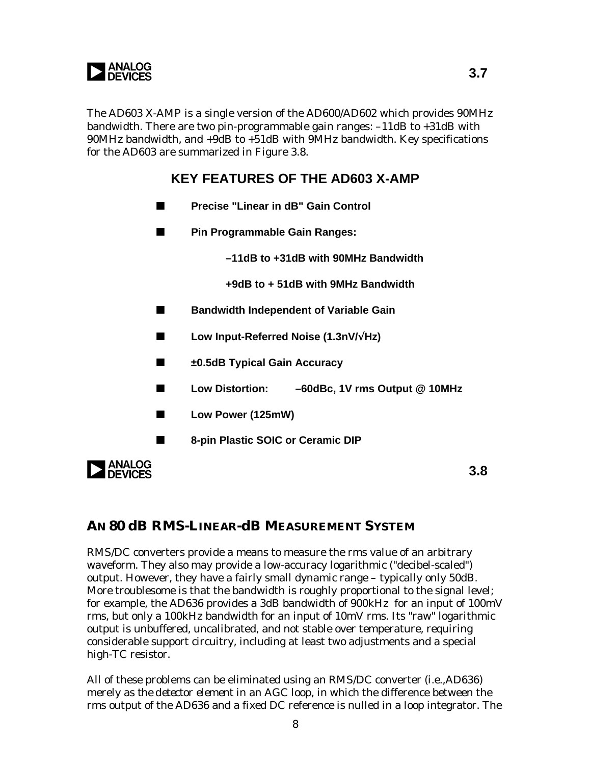The AD603 X-AMP is a single version of the AD600/AD602 which provides 90MHz bandwidth. There are two pin-programmable gain ranges: –11dB to +31dB with 90MHz bandwidth, and +9dB to +51dB with 9MHz bandwidth. Key specifications for the AD603 are summarized in Figure 3.8.

### KEY FEATURES OF THE AD603 X-AMP

- **Precise "Linear in dB" Gain Control**
- **Pin Programmable Gain Ranges:**
  - **–11dB to +31dB with 90MHz Bandwidth**
  - **+9dB to + 51dB with 9MHz Bandwidth**
- **Bandwidth Independent of Variable Gain**
- **Low Input-Referred Noise (1.3nV/√Hz)**
- **±0.5dB Typical Gain Accuracy**
- **Low Distortion: –60dBc, 1V rms Output @ 10MHz**
- **Low Power (125mW)**
- **8-pin Plastic SOIC or Ceramic DIP**

Figure 3.8

## AN 80 dB RMS-LINEAR-dB MEASUREMENT SYSTEM

RMS/DC converters provide a means to measure the rms value of an arbitrary waveform. They also may provide a low-accuracy logarithmic ("decibel-scaled") output. However, they have a fairly small dynamic range – typically only 50dB. More troublesome is that the bandwidth is roughly proportional to the signal level; for example, the AD636 provides a 3dB bandwidth of 900kHz for an input of 100mV rms, but only a 100kHz bandwidth for an input of 10mV rms. Its "raw" logarithmic output is unbuffered, uncalibrated, and not stable over temperature, requiring considerable support circuitry, including at least two adjustments and a special high-TC resistor.

All of these problems can be eliminated using an RMS/DC converter (i.e.,AD636) merely as *the detector element* in an AGC loop, in which the difference between the rms output of the AD636 and a fixed DC reference is nulled in a loop integrator. The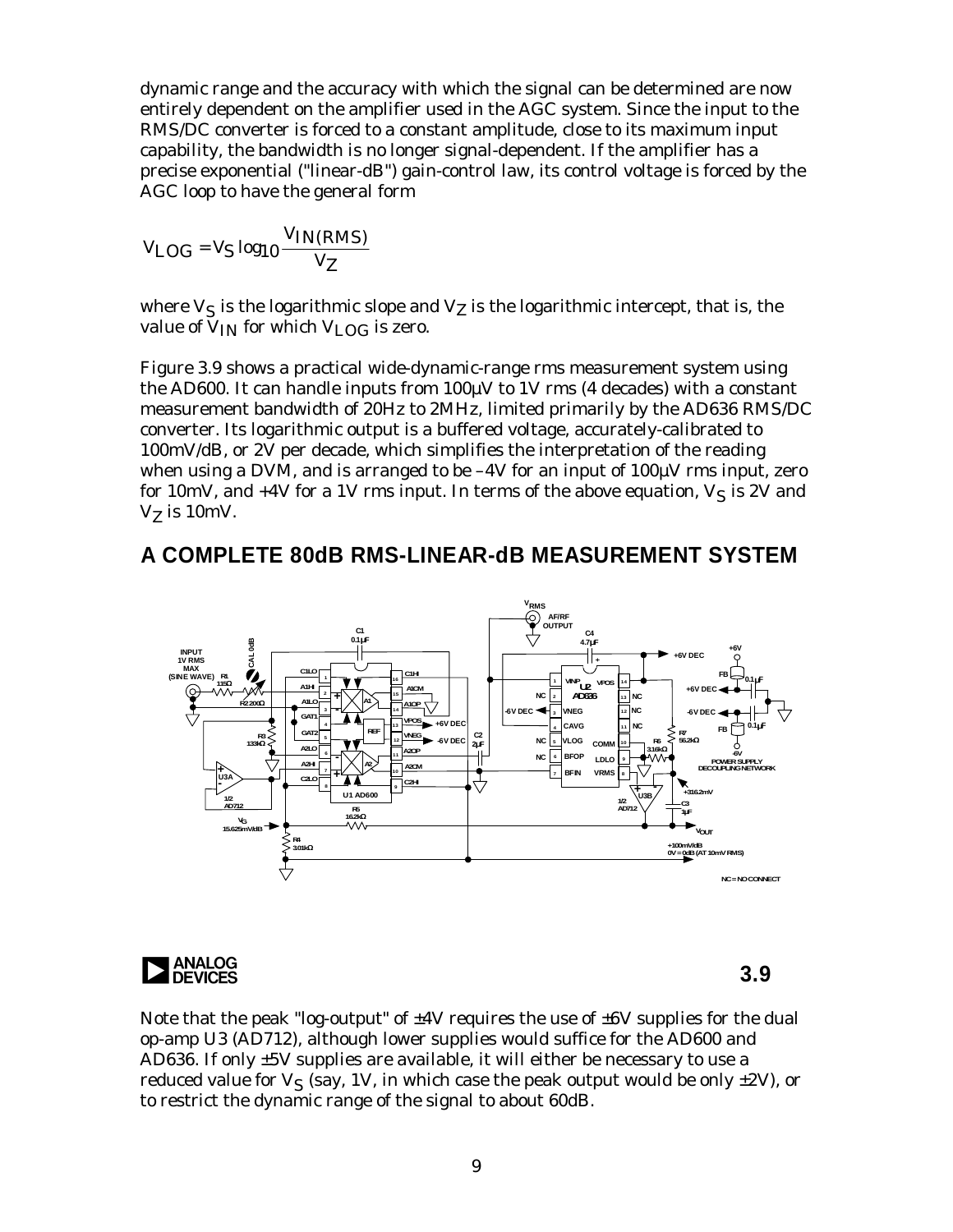dynamic range and the accuracy with which the signal can be determined are now entirely dependent on the amplifier used in the AGC system. Since the input to the RMS/DC converter is forced to a constant amplitude, close to its maximum input capability, the bandwidth is no longer signal-dependent. If the amplifier has a precise exponential ("linear-dB") gain-control law, its control voltage is forced by the AGC loop to have the general form

$$V_{LOG} = V_S \log_{10} \frac{V_{IN(RMS)}}{V_Z}$$

where $V_S$ is the logarithmic slope and $V_Z$ is the logarithmic intercept, that is, the value of $V_{IN}$ for which $V_{LOG}$ is zero.

Figure 3.9 shows a practical wide-dynamic-range rms measurement system using the AD600. It can handle inputs from 100µV to 1V rms (4 decades) with a constant measurement bandwidth of 20Hz to 2MHz, limited primarily by the AD636 RMS/DC converter. Its logarithmic output is a buffered voltage, accurately-calibrated to 100mV/dB, or 2V per decade, which simplifies the interpretation of the reading when using a DVM, and is arranged to be –4V for an input of 100µV rms input, zero for 10mV, and +4V for a 1V rms input. In terms of the above equation, $V_S$ is 2V and $V_Z$ is 10mV.

## A COMPLETE 80dB RMS-LINEAR-dB MEASUREMENT SYSTEM

3.9

Note that the peak "log-output" of ±4V requires the use of ±6V supplies for the dual op-amp U3 (AD712), although lower supplies would suffice for the AD600 and AD636. If only ±5V supplies are available, it will either be necessary to use a reduced value for $V_S$ (say, 1V, in which case the peak output would be only ±2V), or to restrict the dynamic range of the signal to about 60dB.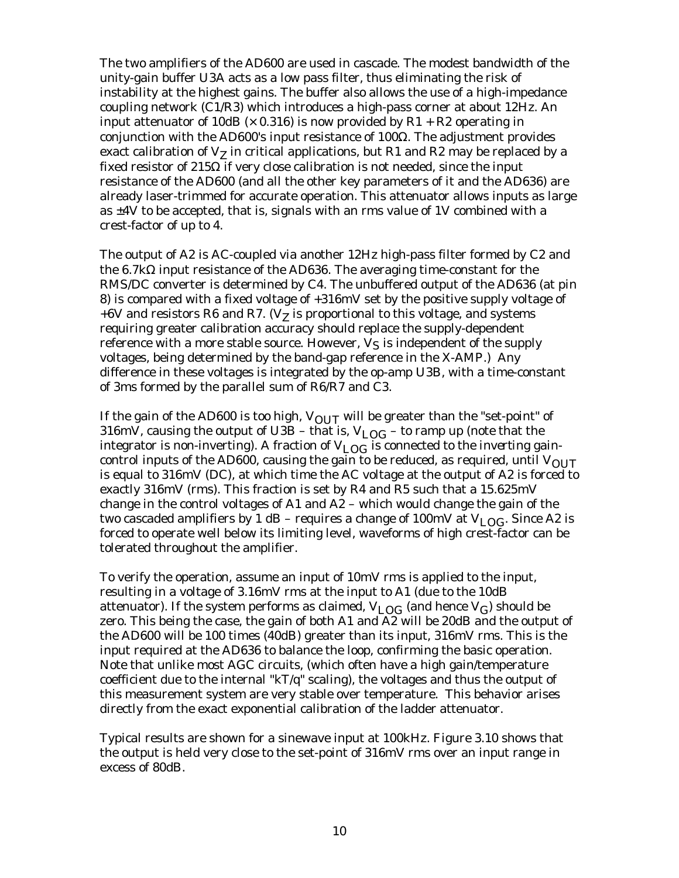The two amplifiers of the AD600 are used in cascade. The modest bandwidth of the unity-gain buffer U3A acts as a low pass filter, thus eliminating the risk of instability at the highest gains. The buffer also allows the use of a high-impedance coupling network (C1/R3) which introduces a high-pass corner at about 12Hz. An input attenuator of 10dB (× 0.316) is now provided by R1 + R2 operating in conjunction with the AD600's input resistance of 100Ω. The adjustment provides exact calibration of $V_Z$ in critical applications, but R1 and R2 may be replaced by a fixed resistor of 215Ω if very close calibration is not needed, since the input resistance of the AD600 (and all the other key parameters of it and the AD636) are already laser-trimmed for accurate operation. This attenuator allows inputs as large as ±4V to be accepted, that is, signals with an rms value of 1V combined with a crest-factor of up to 4.

The output of A2 is AC-coupled via another 12Hz high-pass filter formed by C2 and the 6.7kΩ input resistance of the AD636. The averaging time-constant for the RMS/DC converter is determined by C4. The unbuffered output of the AD636 (at pin 8) is compared with a fixed voltage of +316mV set by the positive supply voltage of +6V and resistors R6 and R7. ($V_Z$ is proportional to this voltage, and systems requiring greater calibration accuracy should replace the supply-dependent reference with a more stable source. However, $V_S$ is independent of the supply voltages, being determined by the band-gap reference in the X-AMP.) Any difference in these voltages is integrated by the op-amp U3B, with a time-constant of 3ms formed by the parallel sum of R6/R7 and C3.

If the gain of the AD600 is too high, $V_{OUT}$ will be greater than the "set-point" of 316mV, causing the output of U3B – that is, $V_{LOG}$ – to ramp up (note that the integrator is non-inverting). A fraction of $V_{LOG}$ is connected to the inverting gain-control inputs of the AD600, causing the gain to be reduced, as required, until $V_{OUT}$ is equal to 316mV (DC), at which time the AC voltage at the output of A2 is forced to exactly 316mV (rms). This fraction is set by R4 and R5 such that a 15.625mV change in the control voltages of A1 and A2 – which would change the gain of the two cascaded amplifiers by 1 dB – requires a change of 100mV at $V_{LOG}$. Since A2 is forced to operate well below its limiting level, waveforms of high crest-factor can be tolerated throughout the amplifier.

To verify the operation, assume an input of 10mV rms is applied to the input, resulting in a voltage of 3.16mV rms at the input to A1 (due to the 10dB attenuator). If the system performs as claimed, $V_{LOG}$ (and hence $V_G$) should be zero. This being the case, the gain of both A1 and A2 will be 20dB and the output of the AD600 will be 100 times (40dB) greater than its input, 316mV rms. This is the input required at the AD636 to balance the loop, confirming the basic operation. Note that unlike most AGC circuits, (which often have a high gain/temperature coefficient due to the internal "kT/q" scaling), the voltages and thus the output of this measurement system are very stable over temperature. This behavior arises directly from the exact exponential calibration of the ladder attenuator.

Typical results are shown for a sinewave input at 100kHz. Figure 3.10 shows that the output is held very close to the set-point of 316mV rms over an input range in excess of 80dB.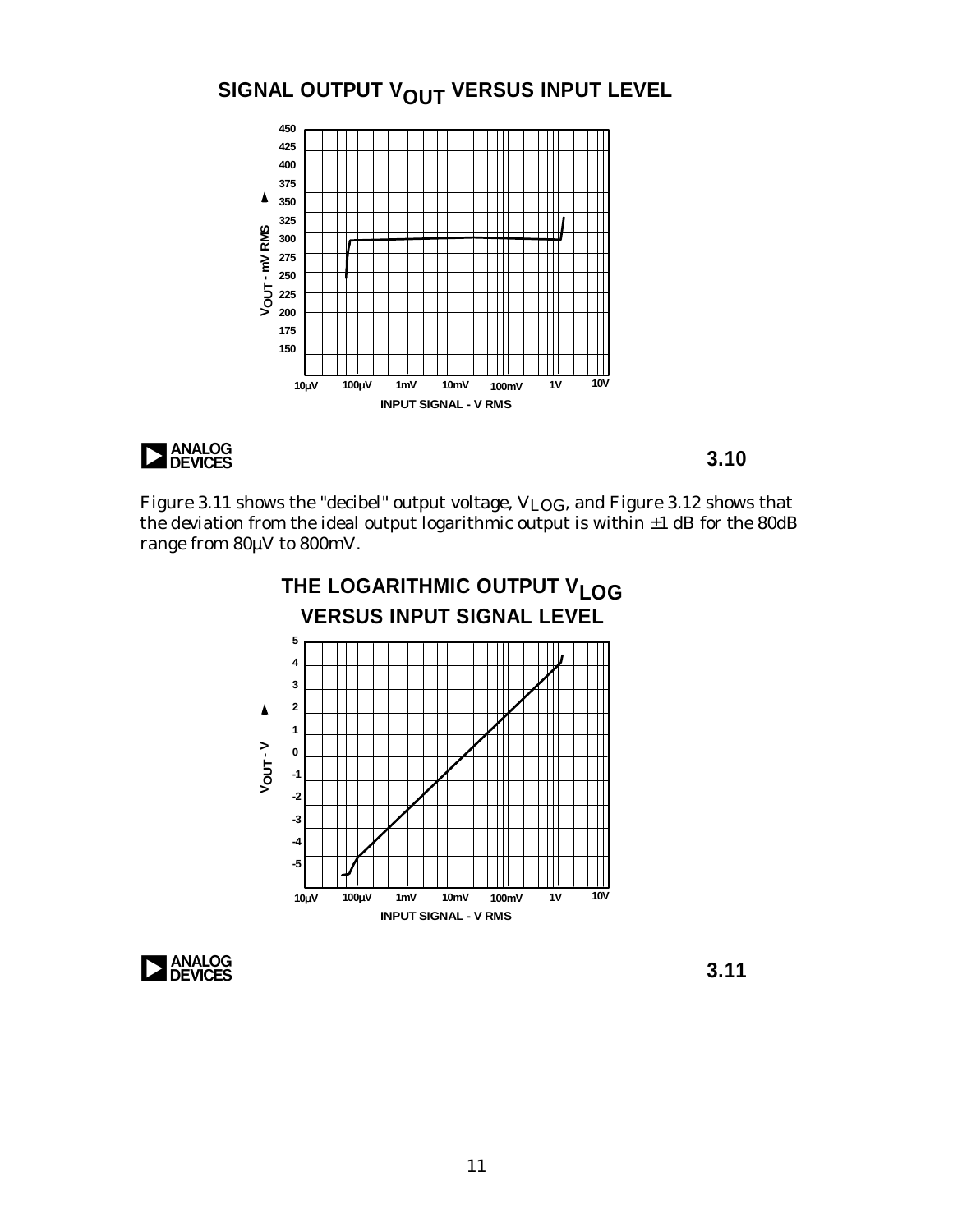## SIGNAL OUTPUT $V_{OUT}$ VERSUS INPUT LEVEL

$V_{OUT}$ - mV RMS

INPUT SIGNAL - V RMS

3.10

Figure 3.11 shows the "decibel" output voltage, $V_{LOG}$, and Figure 3.12 shows that the deviation from the ideal output logarithmic output is within ±1 dB for the 80dB range from 80µV to 800mV.

## THE LOGARITHMIC OUTPUT $V_{LOG}$ VERSUS INPUT SIGNAL LEVEL

$V_{OUT}$ - V

INPUT SIGNAL - V RMS

3.11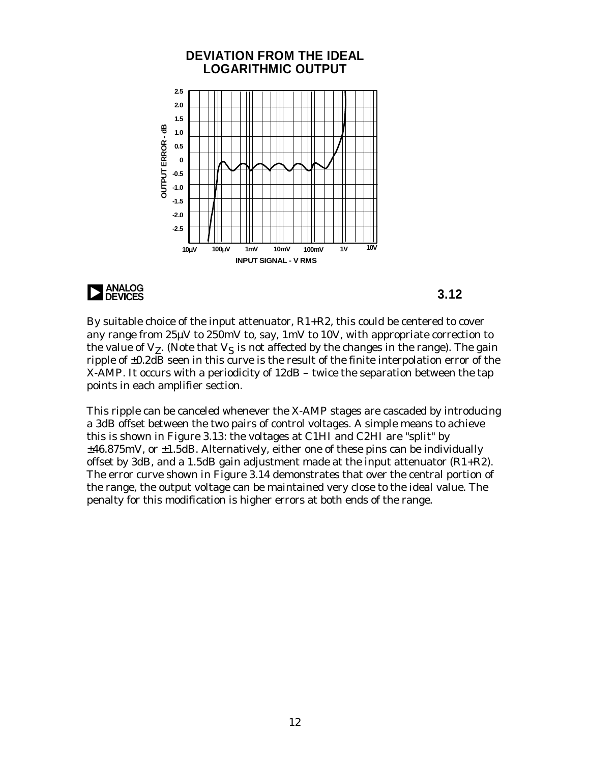## DEVIATION FROM THE IDEAL LOGARITHMIC OUTPUT

OUTPUT ERROR - dB

INPUT SIGNAL - V RMS

3.12

By suitable choice of the input attenuator, R1+R2, this could be centered to cover any range from 25µV to 250mV to, say, 1mV to 10V, with appropriate correction to the value of $V_Z$. (Note that $V_S$ is not affected by the changes in the range). The gain ripple of ±0.2dB seen in this curve is the result of the finite interpolation error of the X-AMP. It occurs with a periodicity of 12dB – twice the separation between the tap points in each amplifier section.

This ripple can be canceled whenever the X-AMP stages are cascaded by introducing a 3dB offset between the two pairs of control voltages. A simple means to achieve this is shown in Figure 3.13: the voltages at C1HI and C2HI are "split" by ±46.875mV, or ±1.5dB. Alternatively, either one of these pins can be individually offset by 3dB, and a 1.5dB gain adjustment made at the input attenuator (R1+R2). The error curve shown in Figure 3.14 demonstrates that over the central portion of the range, the output voltage can be maintained very close to the ideal value. The penalty for this modification is higher errors at both ends of the range.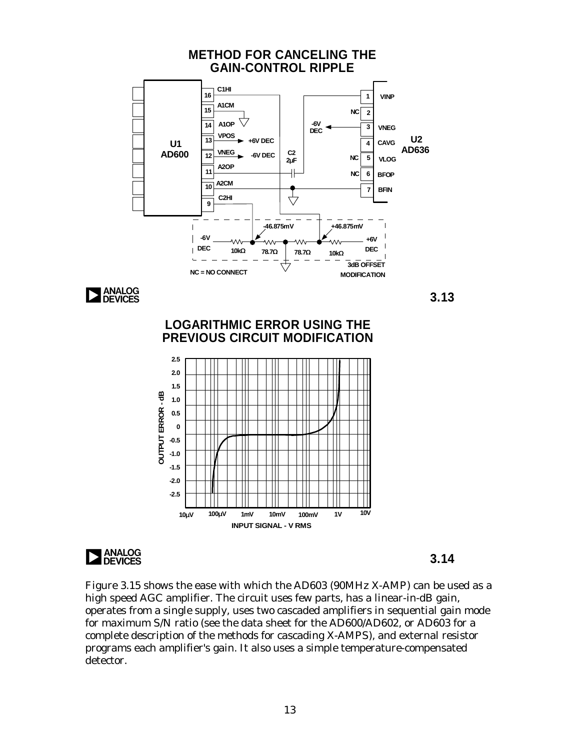## METHOD FOR CANCELING THE GAIN-CONTROL RIPPLE

U1 AD600: 16 C1HI, 15 A1CM, 14 A1OP, 13 VPOS (+6V DEC), 12 VNEG (-6V DEC), 11 A2OP, 10 A2CM, 9 C2HI

U2 AD636: 1 VINP, 2 NC, 3 VNEG (-6V DEC), 4 CAVG, 5 VLOG (NC), 6 BFOP (NC), 7 BFIN

C2 2µF

-6V DEC — 10kΩ — (-46.875mV) — 78.7Ω — ground — 78.7Ω — (+46.875mV) — 10kΩ — +6V DEC

3dB OFFSET MODIFICATION

NC = NO CONNECT

3.13

## LOGARITHMIC ERROR USING THE PREVIOUS CIRCUIT MODIFICATION

OUTPUT ERROR - dB (-2.5 to 2.5) vs. INPUT SIGNAL - V RMS (10µV to 10V)

3.14

Figure 3.15 shows the ease with which the AD603 (90MHz X-AMP) can be used as a high speed AGC amplifier. The circuit uses few parts, has a linear-in-dB gain, operates from a single supply, uses two cascaded amplifiers in sequential gain mode for maximum S/N ratio (see the data sheet for the AD600/AD602, or AD603 for a complete description of the methods for cascading X-AMPS), and external resistor programs each amplifier's gain. It also uses a simple temperature-compensated detector.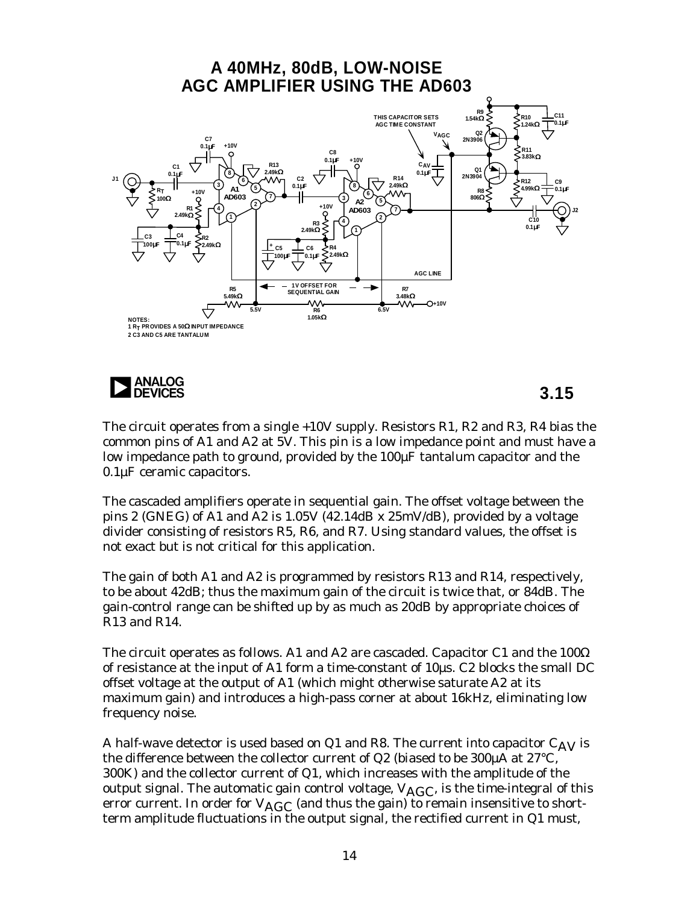# A 40MHz, 80dB, LOW-NOISE AGC AMPLIFIER USING THE AD603

NOTES:
1 $R_T$ PROVIDES A 50Ω INPUT IMPEDANCE
2 C3 AND C5 ARE TANTALUM

3.15

The circuit operates from a single +10V supply. Resistors R1, R2 and R3, R4 bias the common pins of A1 and A2 at 5V. This pin is a low impedance point and must have a low impedance path to ground, provided by the 100µF tantalum capacitor and the 0.1µF ceramic capacitors.

The cascaded amplifiers operate in sequential gain. The offset voltage between the pins 2 (GNEG) of A1 and A2 is 1.05V (42.14dB x 25mV/dB), provided by a voltage divider consisting of resistors R5, R6, and R7. Using standard values, the offset is not exact but is not critical for this application.

The gain of both A1 and A2 is programmed by resistors R13 and R14, respectively, to be about 42dB; thus the maximum gain of the circuit is twice that, or 84dB. The gain-control range can be shifted up by as much as 20dB by appropriate choices of R13 and R14.

The circuit operates as follows. A1 and A2 are cascaded. Capacitor C1 and the 100Ω of resistance at the input of A1 form a time-constant of 10µs. C2 blocks the small DC offset voltage at the output of A1 (which might otherwise saturate A2 at its maximum gain) and introduces a high-pass corner at about 16kHz, eliminating low frequency noise.

A half-wave detector is used based on Q1 and R8. The current into capacitor $C_{AV}$ is the difference between the collector current of Q2 (biased to be 300µA at 27°C, 300K) and the collector current of Q1, which increases with the amplitude of the output signal. The automatic gain control voltage, $V_{AGC}$, is the time-integral of this error current. In order for $V_{AGC}$ (and thus the gain) to remain insensitive to short-term amplitude fluctuations in the output signal, the rectified current in Q1 must,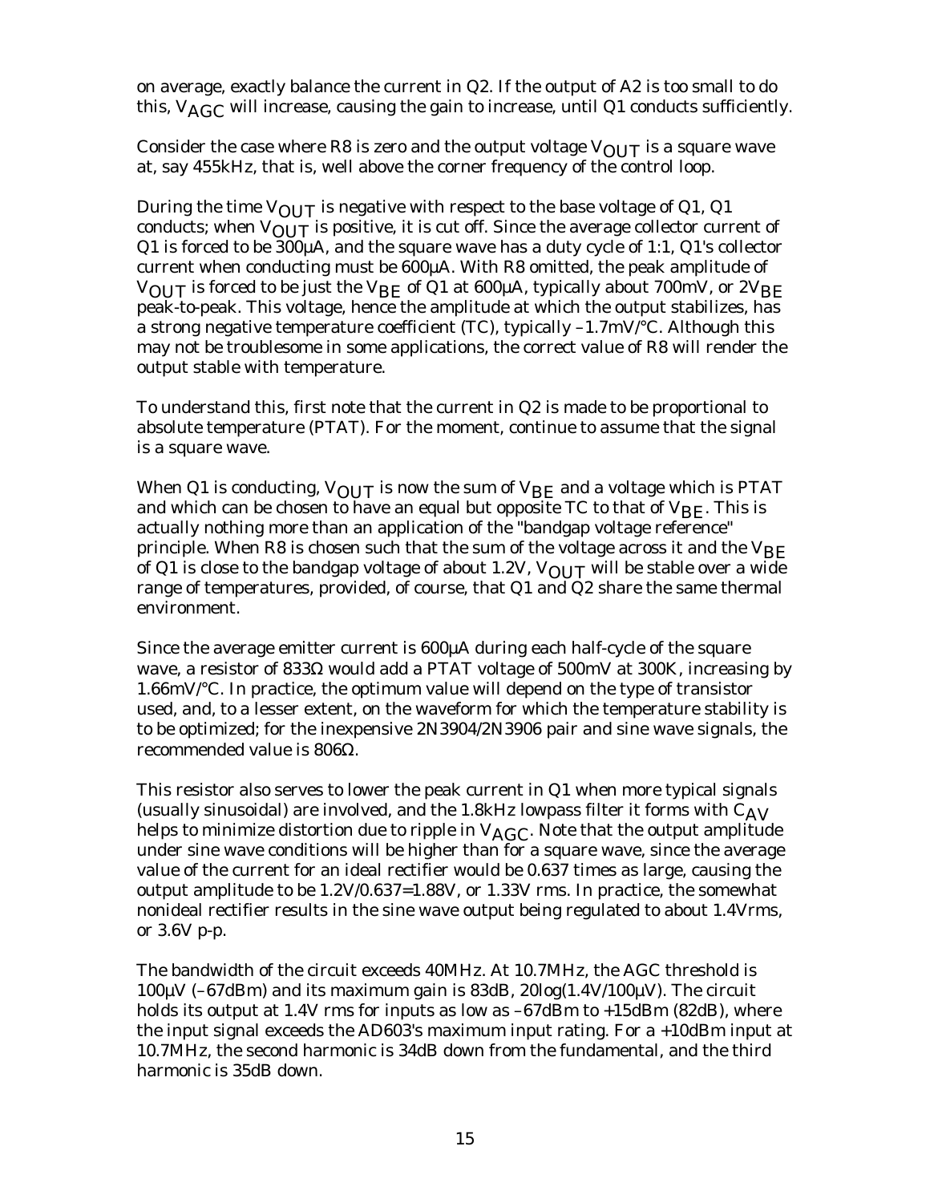on average, exactly balance the current in Q2. If the output of A2 is too small to do this, $V_{AGC}$ will increase, causing the gain to increase, until Q1 conducts sufficiently.

Consider the case where R8 is zero and the output voltage $V_{OUT}$ is a square wave at, say 455kHz, that is, well above the corner frequency of the control loop.

During the time $V_{OUT}$ is negative with respect to the base voltage of Q1, Q1 conducts; when $V_{OUT}$ is positive, it is cut off. Since the average collector current of Q1 is forced to be 300µA, and the square wave has a duty cycle of 1:1, Q1's collector current when conducting must be 600µA. With R8 omitted, the peak amplitude of $V_{OUT}$ is forced to be just the $V_{BE}$ of Q1 at 600µA, typically about 700mV, or $2V_{BE}$ peak-to-peak. This voltage, hence the amplitude at which the output stabilizes, has a strong negative temperature coefficient (TC), typically –1.7mV/°C. Although this may not be troublesome in some applications, the correct value of R8 will render the output stable with temperature.

To understand this, first note that the current in Q2 is made to be proportional to absolute temperature (PTAT). For the moment, continue to assume that the signal is a square wave.

When Q1 is conducting, $V_{OUT}$ is now the sum of $V_{BE}$ and a voltage which is PTAT and which can be chosen to have an equal but opposite TC to that of $V_{BE}$. This is actually nothing more than an application of the "bandgap voltage reference" principle. When R8 is chosen such that the sum of the voltage across it and the $V_{BE}$ of Q1 is close to the bandgap voltage of about 1.2V, $V_{OUT}$ will be stable over a wide range of temperatures, provided, of course, that Q1 and Q2 share the same thermal environment.

Since the average emitter current is 600µA during each half-cycle of the square wave, a resistor of 833Ω would add a PTAT voltage of 500mV at 300K, increasing by 1.66mV/°C. In practice, the optimum value will depend on the type of transistor used, and, to a lesser extent, on the waveform for which the temperature stability is to be optimized; for the inexpensive 2N3904/2N3906 pair and sine wave signals, the recommended value is 806Ω.

This resistor also serves to lower the peak current in Q1 when more typical signals (usually sinusoidal) are involved, and the 1.8kHz lowpass filter it forms with $C_{AV}$ helps to minimize distortion due to ripple in $V_{AGC}$. Note that the output amplitude under sine wave conditions will be higher than for a square wave, since the average value of the current for an ideal rectifier would be 0.637 times as large, causing the output amplitude to be 1.2V/0.637=1.88V, or 1.33V rms. In practice, the somewhat nonideal rectifier results in the sine wave output being regulated to about 1.4Vrms, or 3.6V p-p.

The bandwidth of the circuit exceeds 40MHz. At 10.7MHz, the AGC threshold is 100µV (–67dBm) and its maximum gain is 83dB, 20log(1.4V/100µV). The circuit holds its output at 1.4V rms for inputs as low as –67dBm to +15dBm (82dB), where the input signal exceeds the AD603's maximum input rating. For a +10dBm input at 10.7MHz, the second harmonic is 34dB down from the fundamental, and the third harmonic is 35dB down.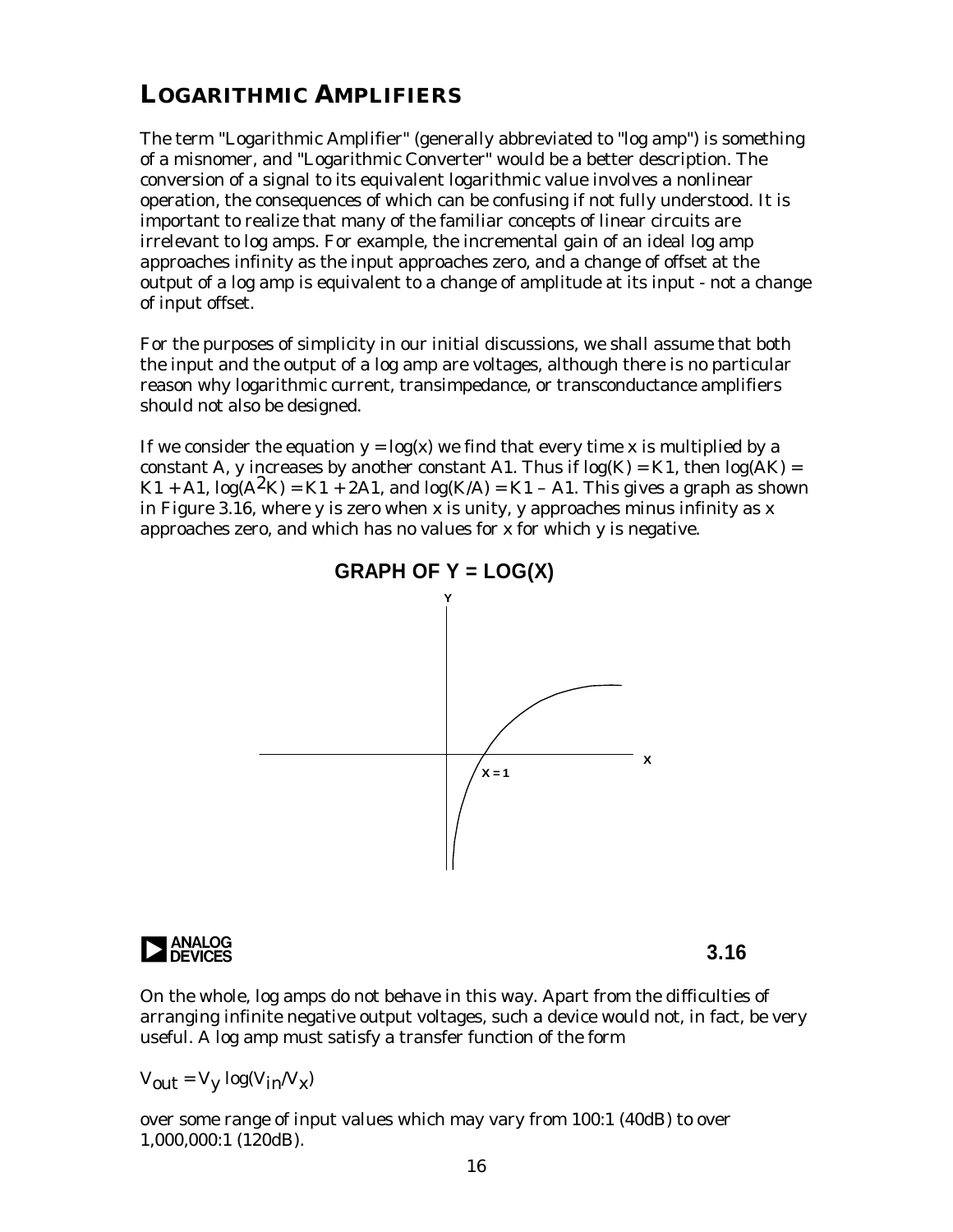# LOGARITHMIC AMPLIFIERS

The term "Logarithmic Amplifier" (generally abbreviated to "log amp") is something of a misnomer, and "Logarithmic Converter" would be a better description. The conversion of a signal to its equivalent logarithmic value involves a nonlinear operation, the consequences of which can be confusing if not fully understood. It is important to realize that many of the familiar concepts of linear circuits are irrelevant to log amps. For example, the incremental gain of an ideal log amp approaches infinity as the input approaches zero, and a change of offset at the output of a log amp is equivalent to a change of amplitude at its input - not a change of input offset.

For the purposes of simplicity in our initial discussions, we shall assume that both the input and the output of a log amp are voltages, although there is no particular reason why logarithmic current, transimpedance, or transconductance amplifiers should not also be designed.

If we consider the equation $y = \log(x)$ we find that every time x is multiplied by a constant A, y increases by another constant A1. Thus if $\log(K) = K1$, then $\log(AK) = K1 + A1$, $\log(A^2K) = K1 + 2A1$, and $\log(K/A) = K1 - A1$. This gives a graph as shown in Figure 3.16, where y is zero when x is unity, y approaches minus infinity as x approaches zero, and which has no values for x for which y is negative.

**GRAPH OF Y = LOG(X)**

3.16

On the whole, log amps do not behave in this way. Apart from the difficulties of arranging infinite negative output voltages, such a device would not, in fact, be very useful. A log amp must satisfy a transfer function of the form

$$V_{out} = V_y \log(V_{in}/V_x)$$

over some range of input values which may vary from 100:1 (40dB) to over 1,000,000:1 (120dB).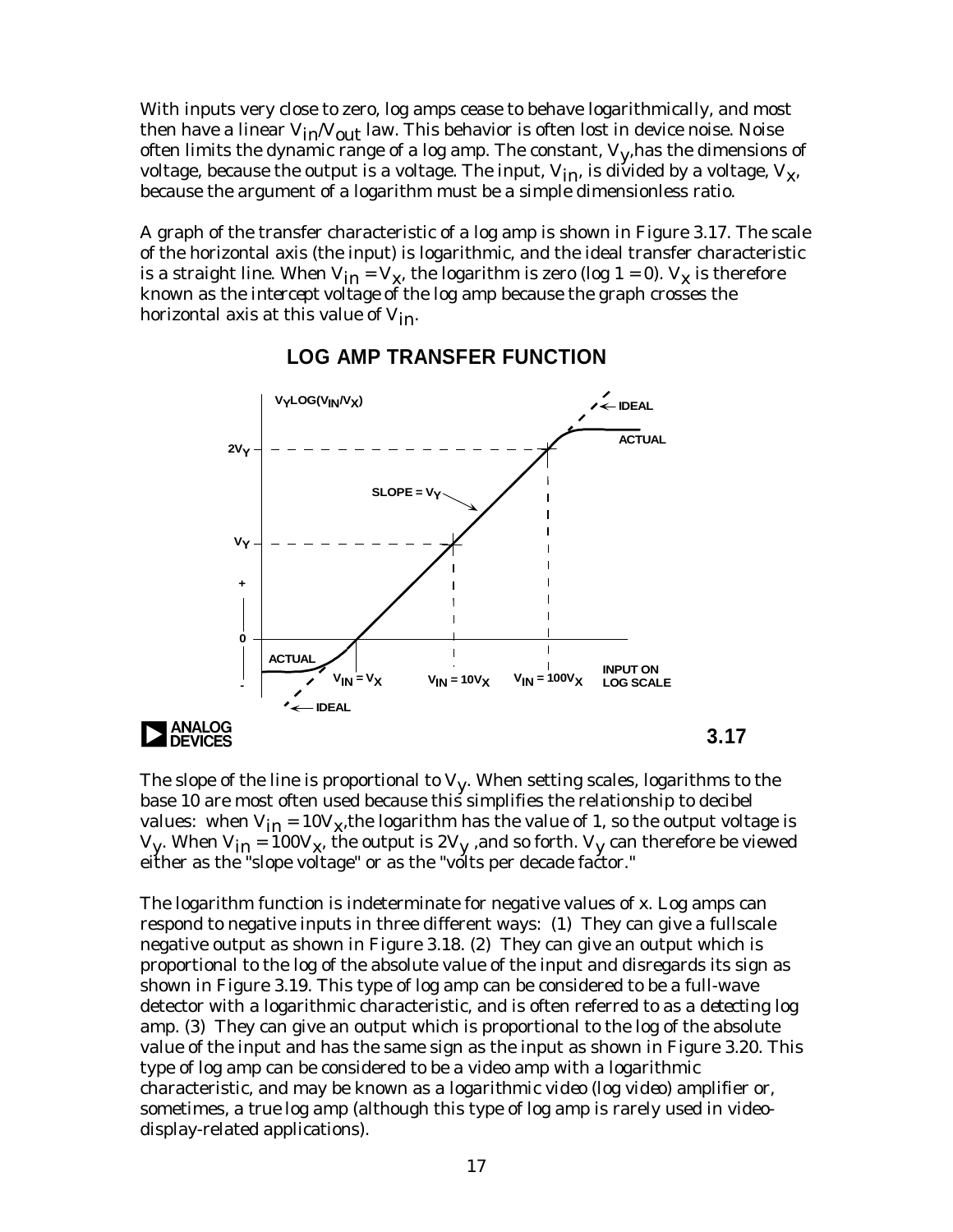With inputs very close to zero, log amps cease to behave logarithmically, and most then have a linear $V_{in}/V_{out}$ law. This behavior is often lost in device noise. Noise often limits the dynamic range of a log amp. The constant, $V_y$, has the dimensions of voltage, because the output is a voltage. The input, $V_{in}$, is divided by a voltage, $V_x$, because the argument of a logarithm must be a simple dimensionless ratio.

A graph of the transfer characteristic of a log amp is shown in Figure 3.17. The scale of the horizontal axis (the input) is logarithmic, and the ideal transfer characteristic is a straight line. When $V_{in} = V_x$, the logarithm is zero (log 1 = 0). $V_x$ is therefore known as the *intercept voltage* of the log amp because the graph crosses the horizontal axis at this value of $V_{in}$.

## LOG AMP TRANSFER FUNCTION

3.17

The slope of the line is proportional to $V_y$. When setting scales, logarithms to the base 10 are most often used because this simplifies the relationship to decibel values: when $V_{in} = 10V_x$, the logarithm has the value of 1, so the output voltage is $V_y$. When $V_{in} = 100V_x$, the output is $2V_y$, and so forth. $V_y$ can therefore be viewed either as the "slope voltage" or as the "volts per decade factor."

The logarithm function is indeterminate for negative values of x. Log amps can respond to negative inputs in three different ways: (1) They can give a fullscale negative output as shown in Figure 3.18. (2) They can give an output which is proportional to the log of the absolute value of the input and disregards its sign as shown in Figure 3.19. This type of log amp can be considered to be a full-wave detector with a logarithmic characteristic, and is often referred to as a *detecting* log amp. (3) They can give an output which is proportional to the log of the absolute value of the input and has the same sign as the input as shown in Figure 3.20. This type of log amp can be considered to be a video amp with a logarithmic characteristic, and may be known as a *logarithmic video* (*log video*) amplifier or, sometimes, a *true log amp* (although this type of log amp is rarely used in video-display-related applications).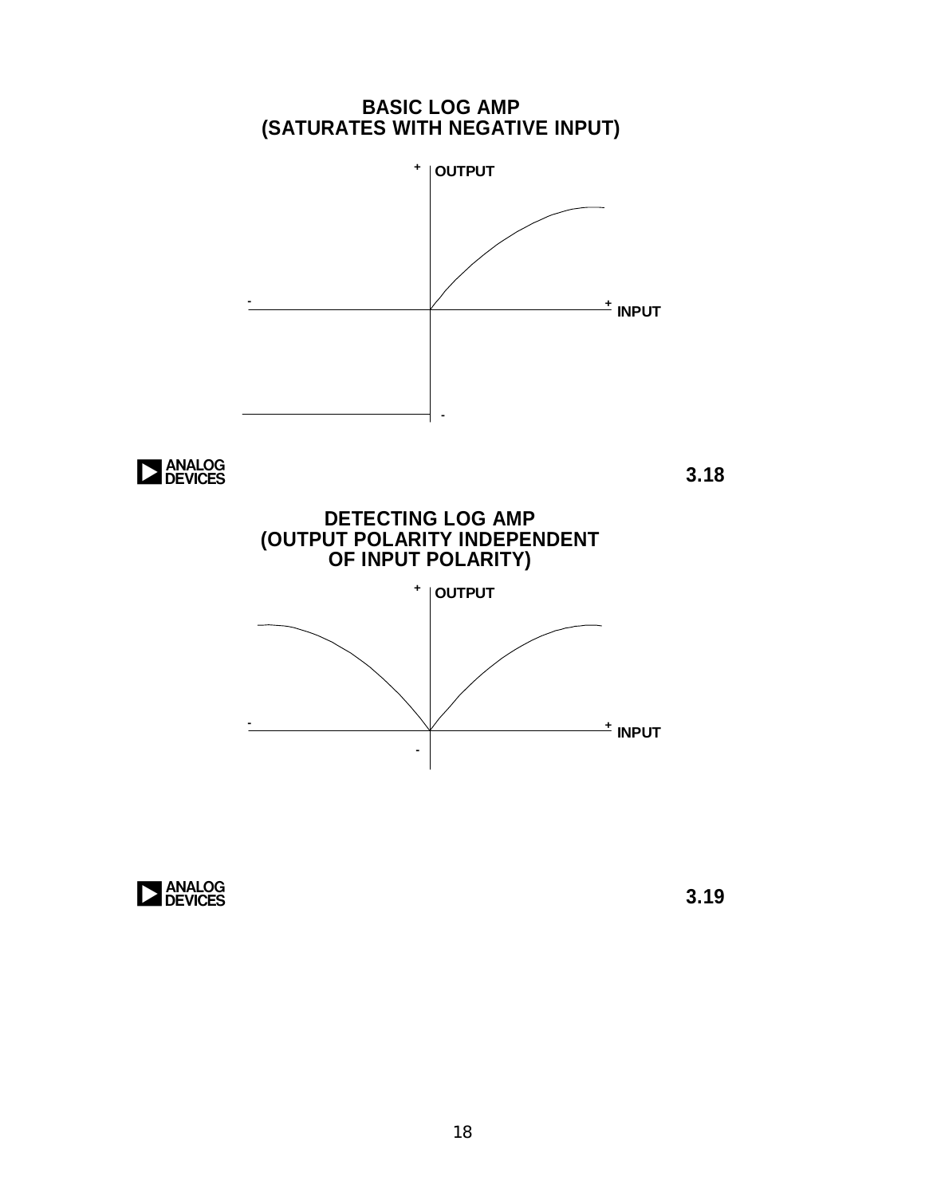## BASIC LOG AMP
## (SATURATES WITH NEGATIVE INPUT)

OUTPUT

INPUT

3.18

## DETECTING LOG AMP
## (OUTPUT POLARITY INDEPENDENT OF INPUT POLARITY)

OUTPUT

INPUT

3.19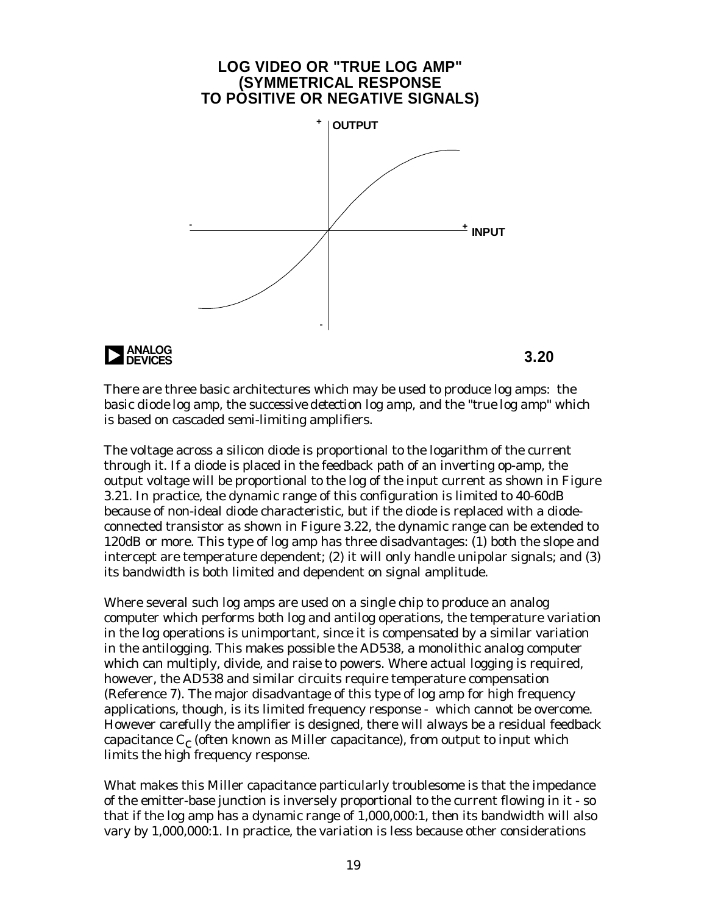## LOG VIDEO OR "TRUE LOG AMP" (SYMMETRICAL RESPONSE TO POSITIVE OR NEGATIVE SIGNALS)

3.20

There are three basic architectures which may be used to produce log amps: the basic diode log amp, the successive detection log amp, and the "true log amp" which is based on cascaded semi-limiting amplifiers.

The voltage across a silicon diode is proportional to the logarithm of the current through it. If a diode is placed in the feedback path of an inverting op-amp, the output voltage will be proportional to the log of the input current as shown in Figure 3.21. In practice, the dynamic range of this configuration is limited to 40-60dB because of non-ideal diode characteristic, but if the diode is replaced with a diode-connected transistor as shown in Figure 3.22, the dynamic range can be extended to 120dB or more. This type of log amp has three disadvantages: (1) both the slope and intercept are temperature dependent; (2) it will only handle unipolar signals; and (3) its bandwidth is both limited and dependent on signal amplitude.

Where several such log amps are used on a single chip to produce an analog computer which performs both log and antilog operations, the temperature variation in the log operations is unimportant, since it is compensated by a similar variation in the antilogging. This makes possible the AD538, a monolithic analog computer which can multiply, divide, and raise to powers. Where actual logging is required, however, the AD538 and similar circuits require temperature compensation (Reference 7). The major disadvantage of this type of log amp for high frequency applications, though, is its limited frequency response - which cannot be overcome. However carefully the amplifier is designed, there will always be a residual feedback capacitance $C_C$ (often known as Miller capacitance), from output to input which limits the high frequency response.

What makes this Miller capacitance particularly troublesome is that the impedance of the emitter-base junction is inversely proportional to the current flowing in it - so that if the log amp has a dynamic range of 1,000,000:1, then its bandwidth will also vary by 1,000,000:1. In practice, the variation is less because other considerations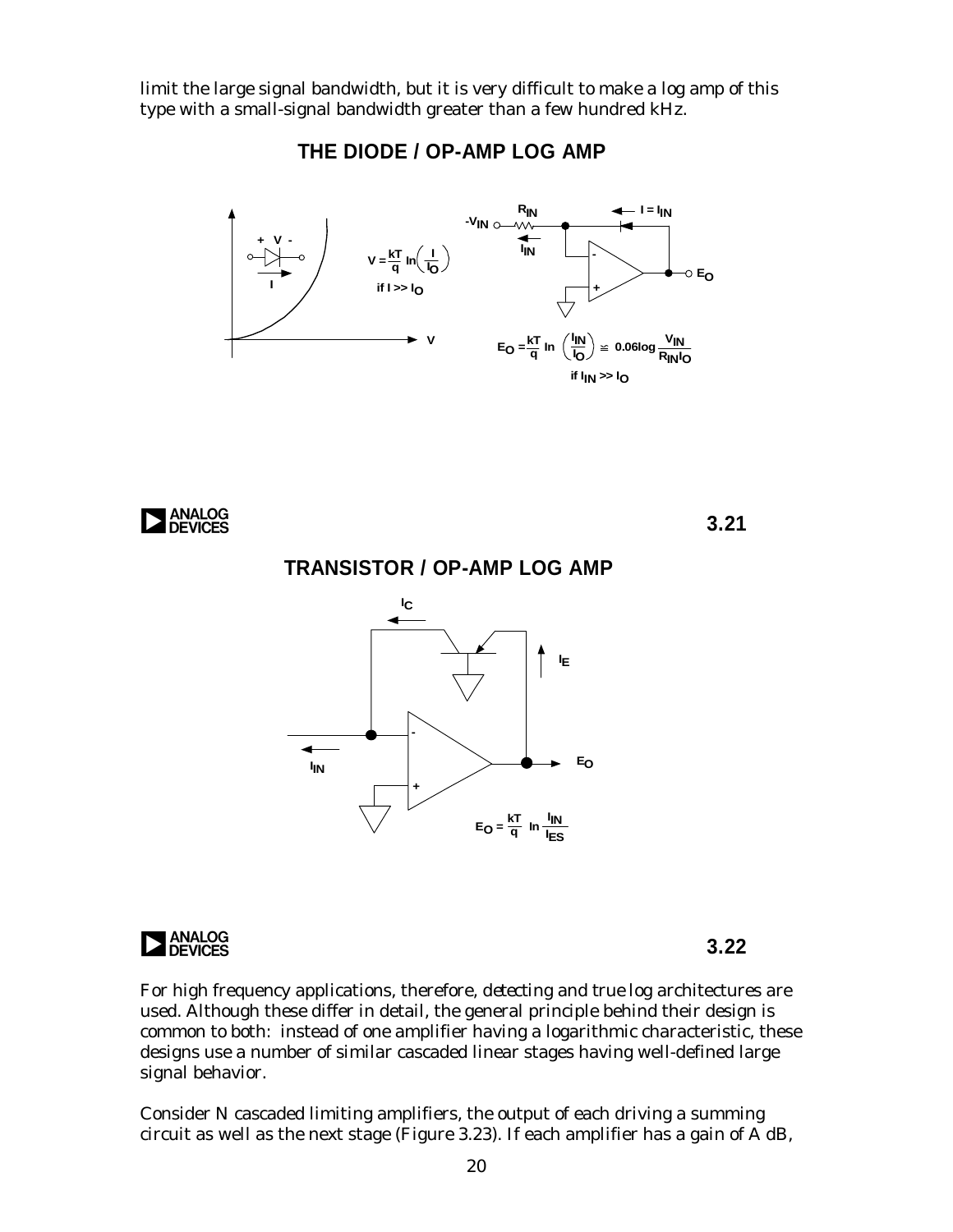limit the large signal bandwidth, but it is very difficult to make a log amp of this type with a small-signal bandwidth greater than a few hundred kHz.

## THE DIODE / OP-AMP LOG AMP

$$V = \frac{kT}{q} \ln\left(\frac{I}{I_O}\right)$$

if $I >> I_O$

$$E_O = \frac{kT}{q} \ln\left(\frac{I_{IN}}{I_O}\right) \cong 0.06 \log \frac{V_{IN}}{R_{IN} I_O}$$

if $I_{IN} >> I_O$

3.21

## TRANSISTOR / OP-AMP LOG AMP

$$E_O = \frac{kT}{q} \ln \frac{I_{IN}}{I_{ES}}$$

3.22

For high frequency applications, therefore, detecting and true log architectures are used. Although these differ in detail, the general principle behind their design is common to both: instead of one amplifier having a logarithmic characteristic, these designs use a number of similar cascaded linear stages having well-defined large signal behavior.

Consider N cascaded limiting amplifiers, the output of each driving a summing circuit as well as the next stage (Figure 3.23). If each amplifier has a gain of A dB,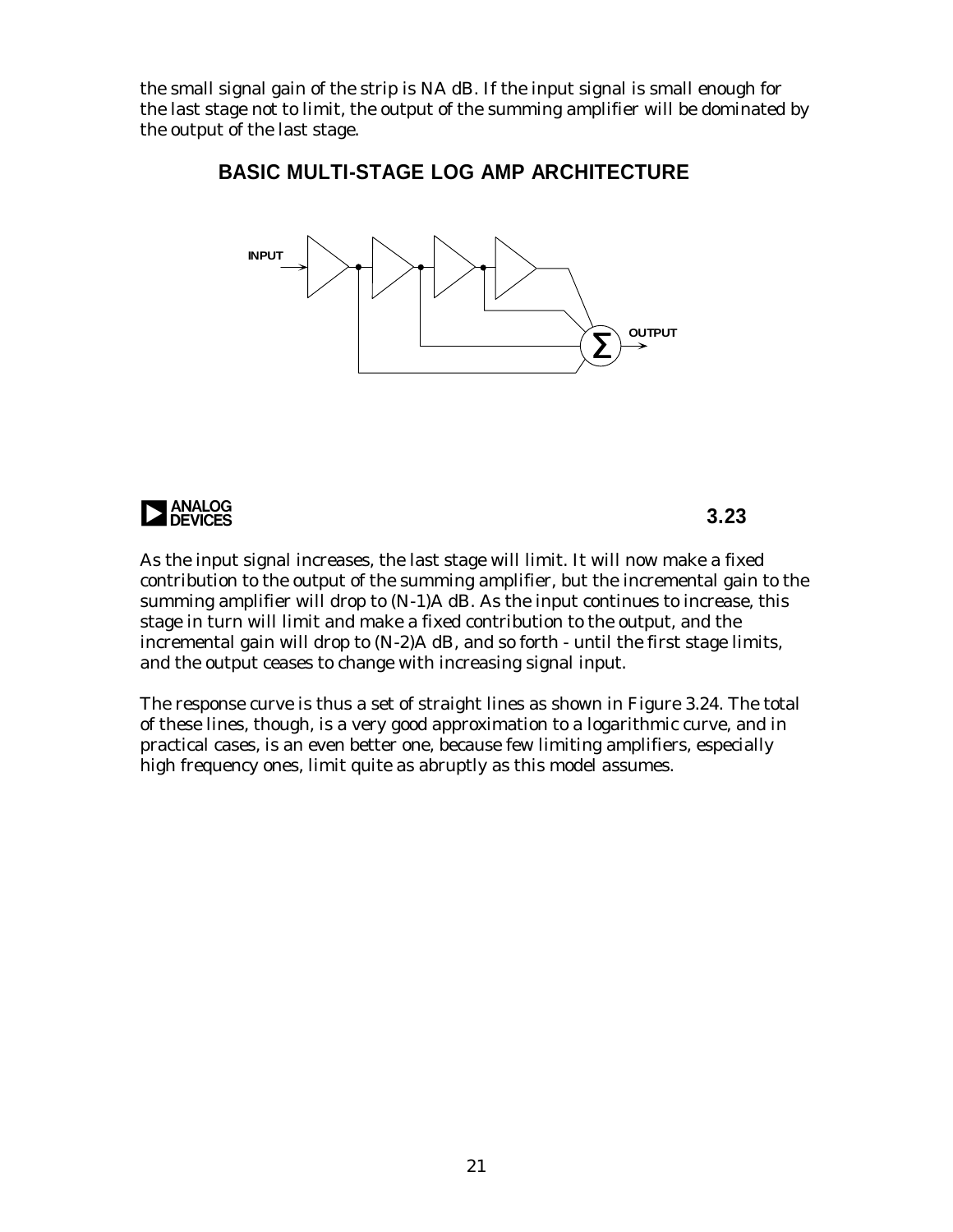the small signal gain of the strip is NA dB. If the input signal is small enough for the last stage not to limit, the output of the summing amplifier will be dominated by the output of the last stage.

**BASIC MULTI-STAGE LOG AMP ARCHITECTURE**

INPUT

OUTPUT

$\Sigma$

3.23

As the input signal increases, the last stage will limit. It will now make a fixed contribution to the output of the summing amplifier, but the incremental gain to the summing amplifier will drop to (N-1)A dB. As the input continues to increase, this stage in turn will limit and make a fixed contribution to the output, and the incremental gain will drop to (N-2)A dB, and so forth - until the first stage limits, and the output ceases to change with increasing signal input.

The response curve is thus a set of straight lines as shown in Figure 3.24. The total of these lines, though, is a very good approximation to a logarithmic curve, and in practical cases, is an even better one, because few limiting amplifiers, especially high frequency ones, limit quite as abruptly as this model assumes.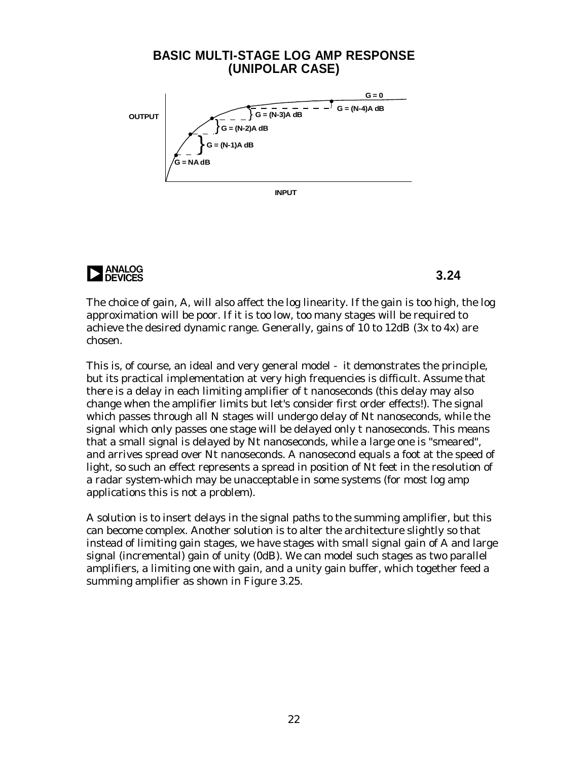## BASIC MULTI-STAGE LOG AMP RESPONSE (UNIPOLAR CASE)

OUTPUT

G = 0

G = (N-4)A dB

G = (N-3)A dB

G = (N-2)A dB

G = (N-1)A dB

G = NA dB

INPUT

3.24

The choice of gain, A, will also affect the log linearity. If the gain is too high, the log approximation will be poor. If it is too low, too many stages will be required to achieve the desired dynamic range. Generally, gains of 10 to 12dB (3x to 4x) are chosen.

This is, of course, an ideal and very general model - it demonstrates the principle, but its practical implementation at very high frequencies is difficult. Assume that there is a delay in each limiting amplifier of t nanoseconds (this delay may also change when the amplifier limits but let's consider first order effects!). The signal which passes through all N stages will undergo delay of Nt nanoseconds, while the signal which only passes one stage will be delayed only t nanoseconds. This means that a small signal is delayed by Nt nanoseconds, while a large one is "smeared", and arrives spread over Nt nanoseconds. A nanosecond equals a foot at the speed of light, so such an effect represents a spread in position of Nt feet in the resolution of a radar system-which may be unacceptable in some systems (for most log amp applications this is not a problem).

A solution is to insert delays in the signal paths to the summing amplifier, but this can become complex. Another solution is to alter the architecture slightly so that instead of limiting gain stages, we have stages with small signal gain of A and large signal (incremental) gain of unity (0dB). We can model such stages as two parallel amplifiers, a limiting one with gain, and a unity gain buffer, which together feed a summing amplifier as shown in Figure 3.25.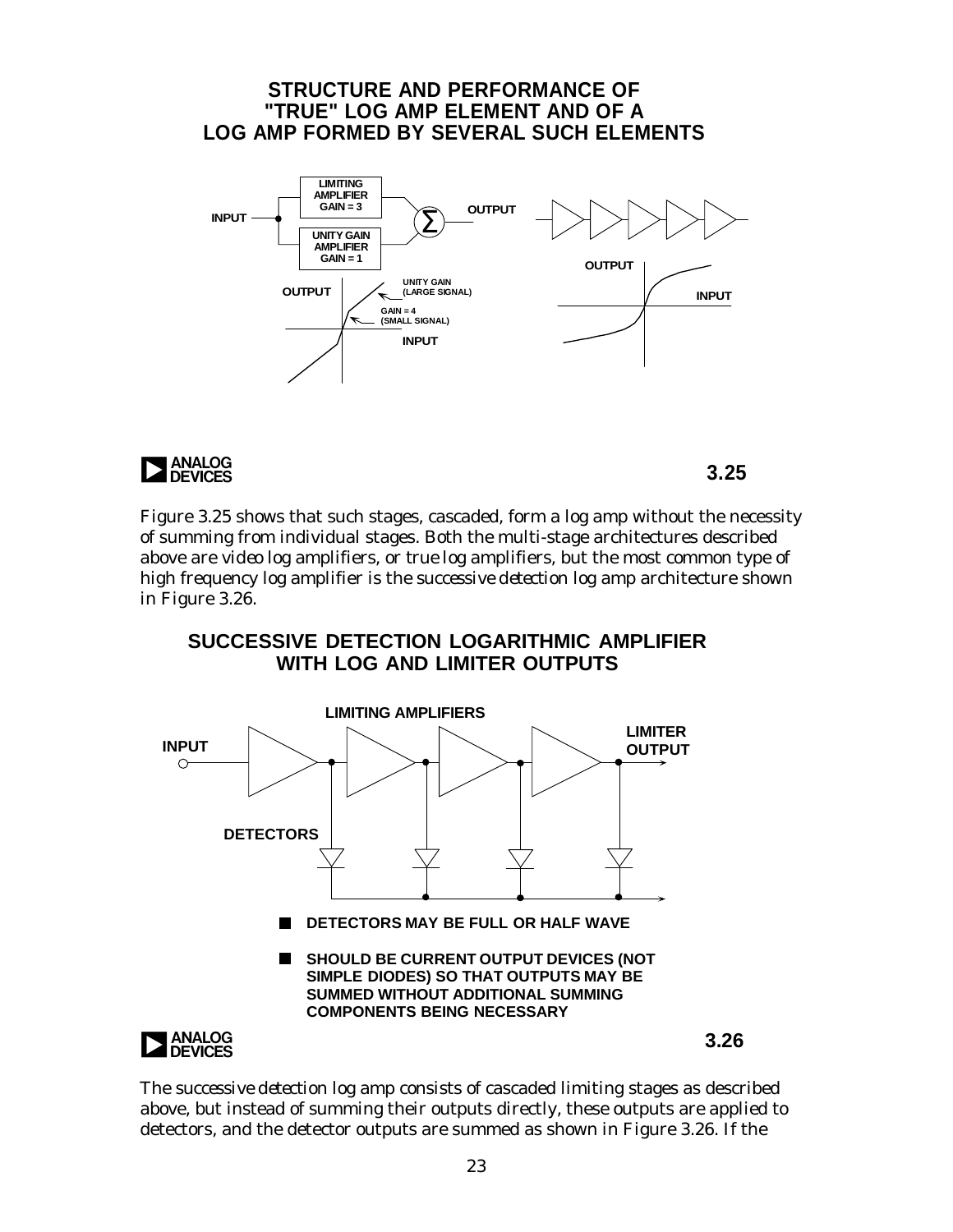## STRUCTURE AND PERFORMANCE OF "TRUE" LOG AMP ELEMENT AND OF A LOG AMP FORMED BY SEVERAL SUCH ELEMENTS

INPUT — LIMITING AMPLIFIER GAIN = 3 — UNITY GAIN AMPLIFIER GAIN = 1 — Σ — OUTPUT

OUTPUT — UNITY GAIN (LARGE SIGNAL) — GAIN = 4 (SMALL SIGNAL) — INPUT

OUTPUT — INPUT

3.25

Figure 3.25 shows that such stages, cascaded, form a log amp without the necessity of summing from individual stages. Both the multi-stage architectures described above are *video log amplifiers*, or *true log amplifiers*, but the most common type of high frequency log amplifier is the *successive detection* log amp architecture shown in Figure 3.26.

## SUCCESSIVE DETECTION LOGARITHMIC AMPLIFIER WITH LOG AND LIMITER OUTPUTS

LIMITING AMPLIFIERS — INPUT — LIMITER OUTPUT — DETECTORS

- **DETECTORS MAY BE FULL OR HALF WAVE**
- **SHOULD BE CURRENT OUTPUT DEVICES (NOT SIMPLE DIODES) SO THAT OUTPUTS MAY BE SUMMED WITHOUT ADDITIONAL SUMMING COMPONENTS BEING NECESSARY**

3.26

The *successive detection* log amp consists of cascaded limiting stages as described above, but instead of summing their outputs directly, these outputs are applied to detectors, and the detector outputs are summed as shown in Figure 3.26. If the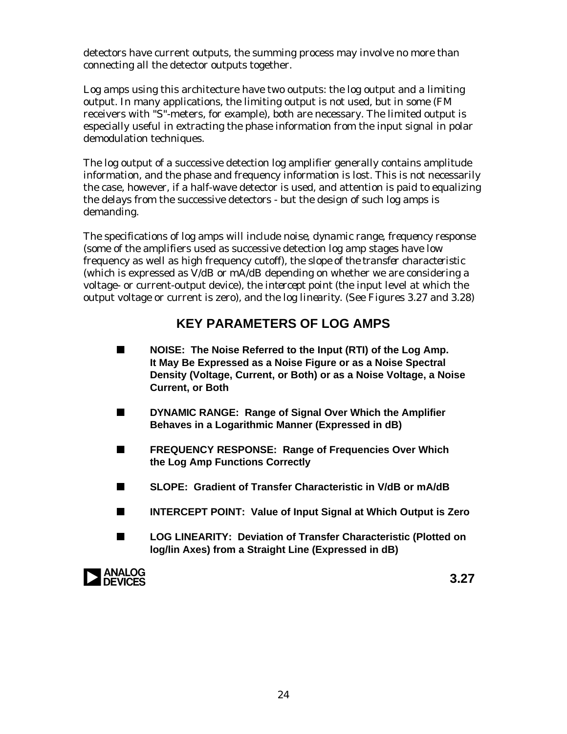detectors have current outputs, the summing process may involve no more than connecting all the detector outputs together.

Log amps using this architecture have two outputs: the log output and a limiting output. In many applications, the limiting output is not used, but in some (FM receivers with "S"-meters, for example), both are necessary. The limited output is especially useful in extracting the phase information from the input signal in polar demodulation techniques.

The log output of a successive detection log amplifier generally contains amplitude information, and the phase and frequency information is lost. This is not necessarily the case, however, if a half-wave detector is used, and attention is paid to equalizing the delays from the successive detectors - but the design of such log amps is demanding.

The specifications of log amps will include *noise, dynamic range, frequency response* (some of the amplifiers used as successive detection log amp stages have low frequency as well as high frequency cutoff), *the slope of the transfer characteristic* (which is expressed as V/dB or mA/dB depending on whether we are considering a voltage- or current-output device), the *intercept point* (the input level at which the output voltage or current is zero), and the *log linearity*. (See Figures 3.27 and 3.28)

## KEY PARAMETERS OF LOG AMPS

- **NOISE: The Noise Referred to the Input (RTI) of the Log Amp. It May Be Expressed as a Noise Figure or as a Noise Spectral Density (Voltage, Current, or Both) or as a Noise Voltage, a Noise Current, or Both**
- **DYNAMIC RANGE: Range of Signal Over Which the Amplifier Behaves in a Logarithmic Manner (Expressed in dB)**
- **FREQUENCY RESPONSE: Range of Frequencies Over Which the Log Amp Functions Correctly**
- **SLOPE: Gradient of Transfer Characteristic in V/dB or mA/dB**
- **INTERCEPT POINT: Value of Input Signal at Which Output is Zero**
- **LOG LINEARITY: Deviation of Transfer Characteristic (Plotted on log/lin Axes) from a Straight Line (Expressed in dB)**

ANALOG DEVICES

**3.27**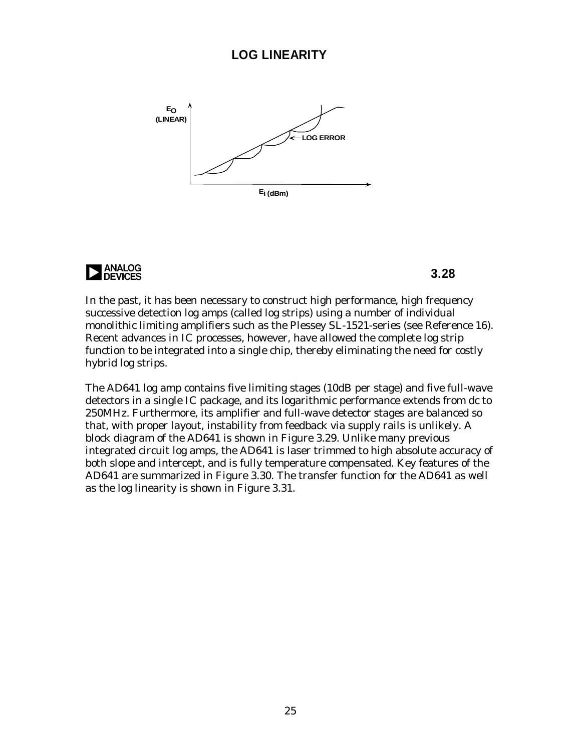## LOG LINEARITY

$E_O$ (LINEAR)

LOG ERROR

$E_{i\ (dBm)}$

3.28

In the past, it has been necessary to construct high performance, high frequency successive detection log amps (called log strips) using a number of individual monolithic limiting amplifiers such as the Plessey SL-1521-series (see Reference 16). Recent advances in IC processes, however, have allowed the complete log strip function to be integrated into a single chip, thereby eliminating the need for costly hybrid log strips.

The AD641 log amp contains five limiting stages (10dB per stage) and five full-wave detectors in a single IC package, and its logarithmic performance extends from dc to 250MHz. Furthermore, its amplifier and full-wave detector stages are balanced so that, with proper layout, instability from feedback via supply rails is unlikely. A block diagram of the AD641 is shown in Figure 3.29. Unlike many previous integrated circuit log amps, the AD641 is laser trimmed to high absolute accuracy of both slope and intercept, and is fully temperature compensated. Key features of the AD641 are summarized in Figure 3.30. The transfer function for the AD641 as well as the log linearity is shown in Figure 3.31.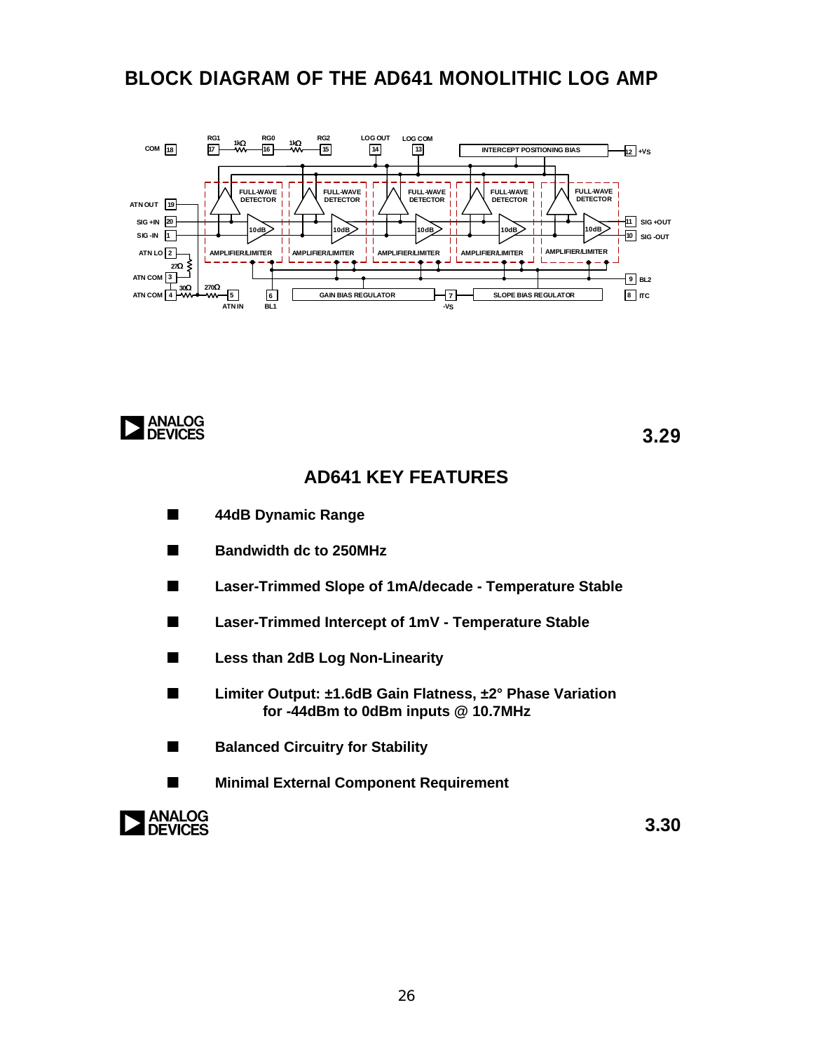## BLOCK DIAGRAM OF THE AD641 MONOLITHIC LOG AMP

COM 18, RG1 17, 1kΩ, RG0 16, 1kΩ, RG2 15, LOG OUT 14, LOG COM 13, INTERCEPT POSITIONING BIAS, 12 +VS

FULL-WAVE DETECTOR, FULL-WAVE DETECTOR, FULL-WAVE DETECTOR, FULL-WAVE DETECTOR, FULL-WAVE DETECTOR

ATN OUT 19, SIG +IN 20, SIG -IN 1, 10dB, 10dB, 10dB, 10dB, 10dB, 11 SIG +OUT, 10 SIG -OUT

ATN LO 2, 27Ω, AMPLIFIER/LIMITER, AMPLIFIER/LIMITER, AMPLIFIER/LIMITER, AMPLIFIER/LIMITER, AMPLIFIER/LIMITER

ATN COM 3, ATN COM 4, 30Ω, 270Ω, 5 ATN IN, 6 BL1, GAIN BIAS REGULATOR, 7 -VS, SLOPE BIAS REGULATOR, 9 BL2, 8 ITC

## AD641 KEY FEATURES

- **44dB Dynamic Range**
- **Bandwidth dc to 250MHz**
- **Laser-Trimmed Slope of 1mA/decade - Temperature Stable**
- **Laser-Trimmed Intercept of 1mV - Temperature Stable**
- **Less than 2dB Log Non-Linearity**
- **Limiter Output: ±1.6dB Gain Flatness, ±2° Phase Variation for -44dBm to 0dBm inputs @ 10.7MHz**
- **Balanced Circuitry for Stability**
- **Minimal External Component Requirement**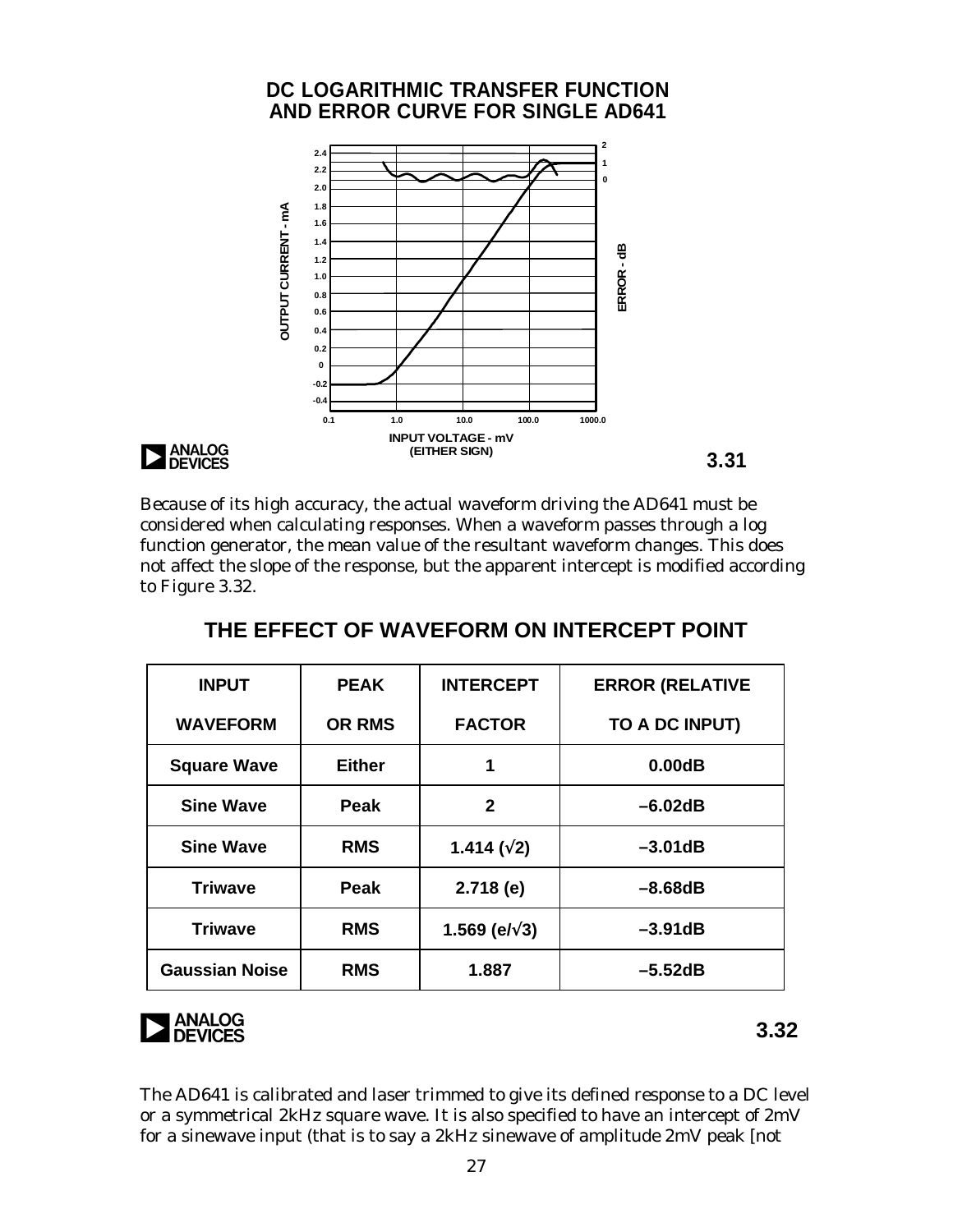## DC LOGARITHMIC TRANSFER FUNCTION AND ERROR CURVE FOR SINGLE AD641

3.31

Because of its high accuracy, the actual waveform driving the AD641 must be considered when calculating responses. When a waveform passes through a log function generator, the mean value of the resultant waveform changes. This does not affect the slope of the response, but the apparent intercept is modified according to Figure 3.32.

## THE EFFECT OF WAVEFORM ON INTERCEPT POINT

| INPUT WAVEFORM | PEAK OR RMS | INTERCEPT FACTOR | ERROR (RELATIVE TO A DC INPUT) |
|---|---|---|---|
| Square Wave | Either | 1 | 0.00dB |
| Sine Wave | Peak | 2 | –6.02dB |
| Sine Wave | RMS | 1.414 (√2) | –3.01dB |
| Triwave | Peak | 2.718 (e) | –8.68dB |
| Triwave | RMS | 1.569 (e/√3) | –3.91dB |
| Gaussian Noise | RMS | 1.887 | –5.52dB |

3.32

The AD641 is calibrated and laser trimmed to give its defined response to a DC level or a symmetrical 2kHz square wave. It is also specified to have an intercept of 2mV for a sinewave input (that is to say a 2kHz sinewave of amplitude 2mV peak [not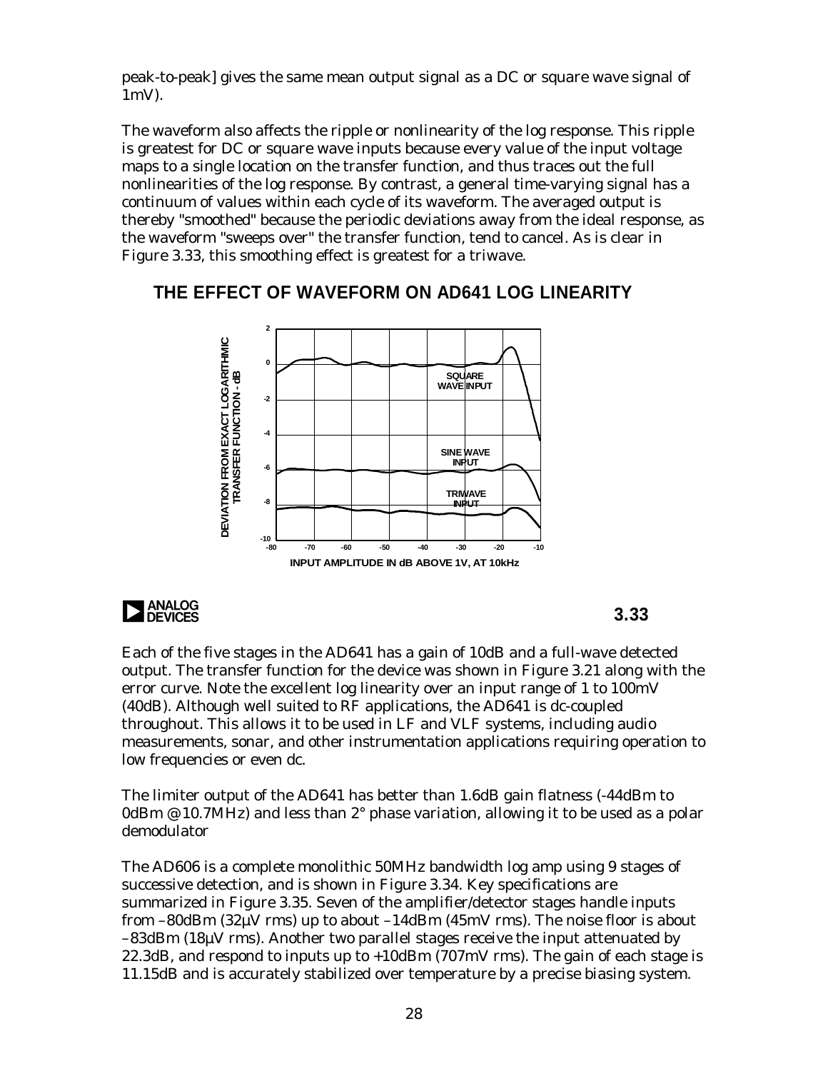peak-to-peak] gives the same mean output signal as a DC or square wave signal of 1mV).

The waveform also affects the ripple or nonlinearity of the log response. This ripple is greatest for DC or square wave inputs because every value of the input voltage maps to a single location on the transfer function, and thus traces out the full nonlinearities of the log response. By contrast, a general time-varying signal has a continuum of values within each cycle of its waveform. The averaged output is thereby "smoothed" because the periodic deviations away from the ideal response, as the waveform "sweeps over" the transfer function, tend to cancel. As is clear in Figure 3.33, this smoothing effect is greatest for a triwave.

## THE EFFECT OF WAVEFORM ON AD641 LOG LINEARITY

3.33

Each of the five stages in the AD641 has a gain of 10dB and a full-wave detected output. The transfer function for the device was shown in Figure 3.21 along with the error curve. Note the excellent log linearity over an input range of 1 to 100mV (40dB). Although well suited to RF applications, the AD641 is dc-coupled throughout. This allows it to be used in LF and VLF systems, including audio measurements, sonar, and other instrumentation applications requiring operation to low frequencies or even dc.

The limiter output of the AD641 has better than 1.6dB gain flatness (-44dBm to 0dBm @ 10.7MHz) and less than 2° phase variation, allowing it to be used as a polar demodulator

The AD606 is a complete monolithic 50MHz bandwidth log amp using 9 stages of successive detection, and is shown in Figure 3.34. Key specifications are summarized in Figure 3.35. Seven of the amplifier/detector stages handle inputs from –80dBm (32µV rms) up to about –14dBm (45mV rms). The noise floor is about –83dBm (18µV rms). Another two parallel stages receive the input attenuated by 22.3dB, and respond to inputs up to +10dBm (707mV rms). The gain of each stage is 11.15dB and is accurately stabilized over temperature by a precise biasing system.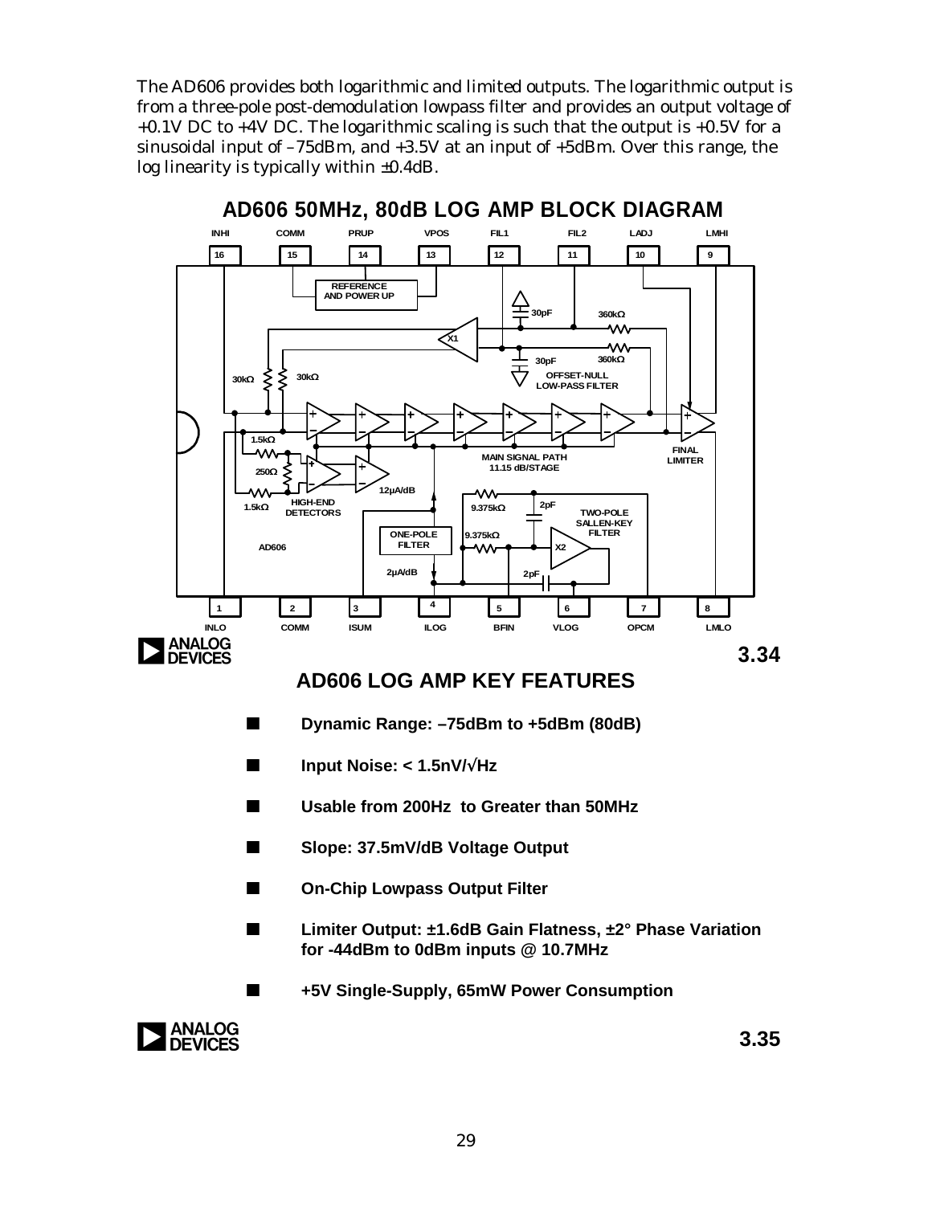The AD606 provides both logarithmic and limited outputs. The logarithmic output is from a three-pole post-demodulation lowpass filter and provides an output voltage of +0.1V DC to +4V DC. The logarithmic scaling is such that the output is +0.5V for a sinusoidal input of –75dBm, and +3.5V at an input of +5dBm. Over this range, the log linearity is typically within ±0.4dB.

## AD606 50MHz, 80dB LOG AMP BLOCK DIAGRAM

3.34

## AD606 LOG AMP KEY FEATURES

- **Dynamic Range: –75dBm to +5dBm (80dB)**
- **Input Noise: < 1.5nV/√Hz**
- **Usable from 200Hz to Greater than 50MHz**
- **Slope: 37.5mV/dB Voltage Output**
- **On-Chip Lowpass Output Filter**
- **Limiter Output: ±1.6dB Gain Flatness, ±2° Phase Variation for -44dBm to 0dBm inputs @ 10.7MHz**
- **+5V Single-Supply, 65mW Power Consumption**

3.35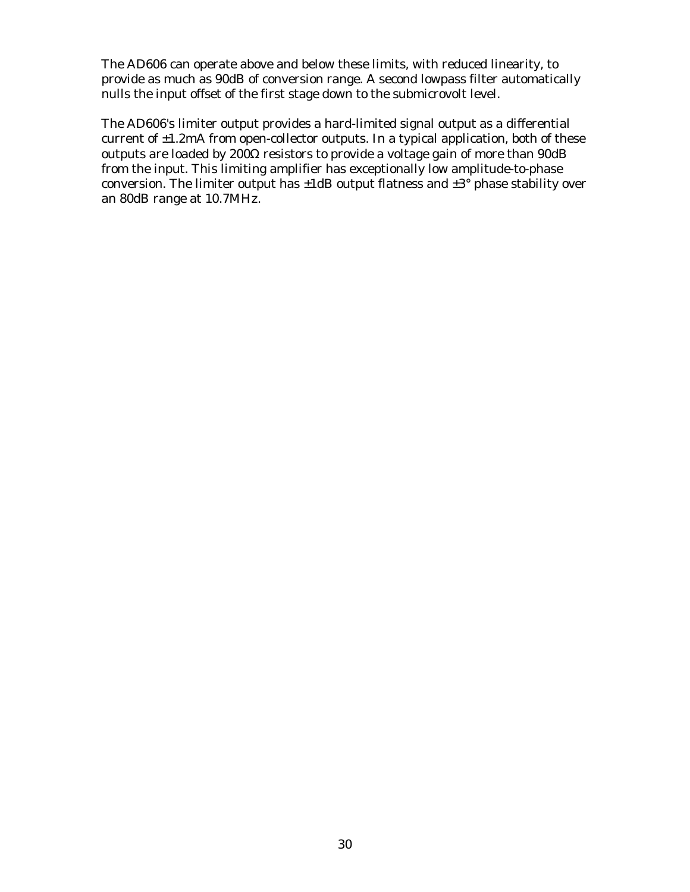The AD606 can operate above and below these limits, with reduced linearity, to provide as much as 90dB of conversion range. A second lowpass filter automatically nulls the input offset of the first stage down to the submicrovolt level.

The AD606's limiter output provides a hard-limited signal output as a differential current of ±1.2mA from open-collector outputs. In a typical application, both of these outputs are loaded by 200Ω resistors to provide a voltage gain of more than 90dB from the input. This limiting amplifier has exceptionally low amplitude-to-phase conversion. The limiter output has ±1dB output flatness and ±3° phase stability over an 80dB range at 10.7MHz.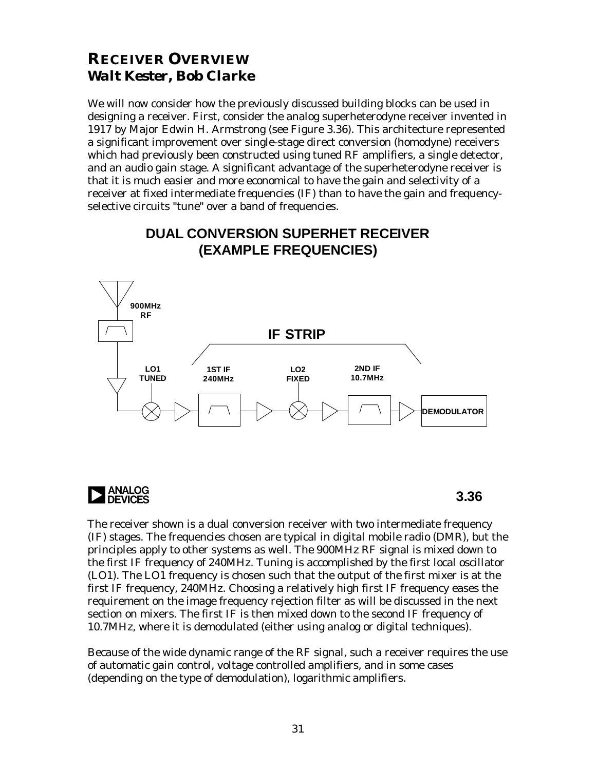# RECEIVER OVERVIEW

## Walt Kester, Bob Clarke

We will now consider how the previously discussed building blocks can be used in designing a receiver. First, consider the analog superheterodyne receiver invented in 1917 by Major Edwin H. Armstrong (see Figure 3.36). This architecture represented a significant improvement over single-stage direct conversion (homodyne) receivers which had previously been constructed using tuned RF amplifiers, a single detector, and an audio gain stage. A significant advantage of the superheterodyne receiver is that it is much easier and more economical to have the gain and selectivity of a receiver at fixed intermediate frequencies (IF) than to have the gain and frequency-selective circuits "tune" over a band of frequencies.

**DUAL CONVERSION SUPERHET RECEIVER (EXAMPLE FREQUENCIES)**

900MHz RF — LO1 TUNED — IF STRIP — 1ST IF 240MHz — LO2 FIXED — 2ND IF 10.7MHz — DEMODULATOR

3.36

The receiver shown is a dual conversion receiver with two intermediate frequency (IF) stages. The frequencies chosen are typical in digital mobile radio (DMR), but the principles apply to other systems as well. The 900MHz RF signal is mixed down to the first IF frequency of 240MHz. Tuning is accomplished by the first local oscillator (LO1). The LO1 frequency is chosen such that the output of the first mixer is at the first IF frequency, 240MHz. Choosing a relatively high first IF frequency eases the requirement on the image frequency rejection filter as will be discussed in the next section on mixers. The first IF is then mixed down to the second IF frequency of 10.7MHz, where it is demodulated (either using analog or digital techniques).

Because of the wide dynamic range of the RF signal, such a receiver requires the use of automatic gain control, voltage controlled amplifiers, and in some cases (depending on the type of demodulation), logarithmic amplifiers.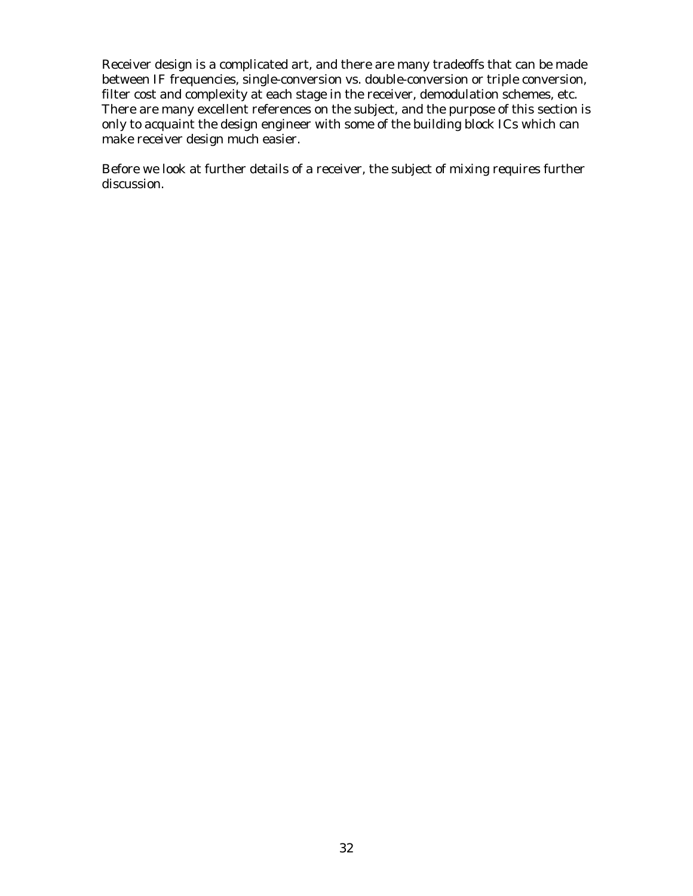Receiver design is a complicated art, and there are many tradeoffs that can be made between IF frequencies, single-conversion vs. double-conversion or triple conversion, filter cost and complexity at each stage in the receiver, demodulation schemes, etc. There are many excellent references on the subject, and the purpose of this section is only to acquaint the design engineer with some of the building block ICs which can make receiver design much easier.

Before we look at further details of a receiver, the subject of mixing requires further discussion.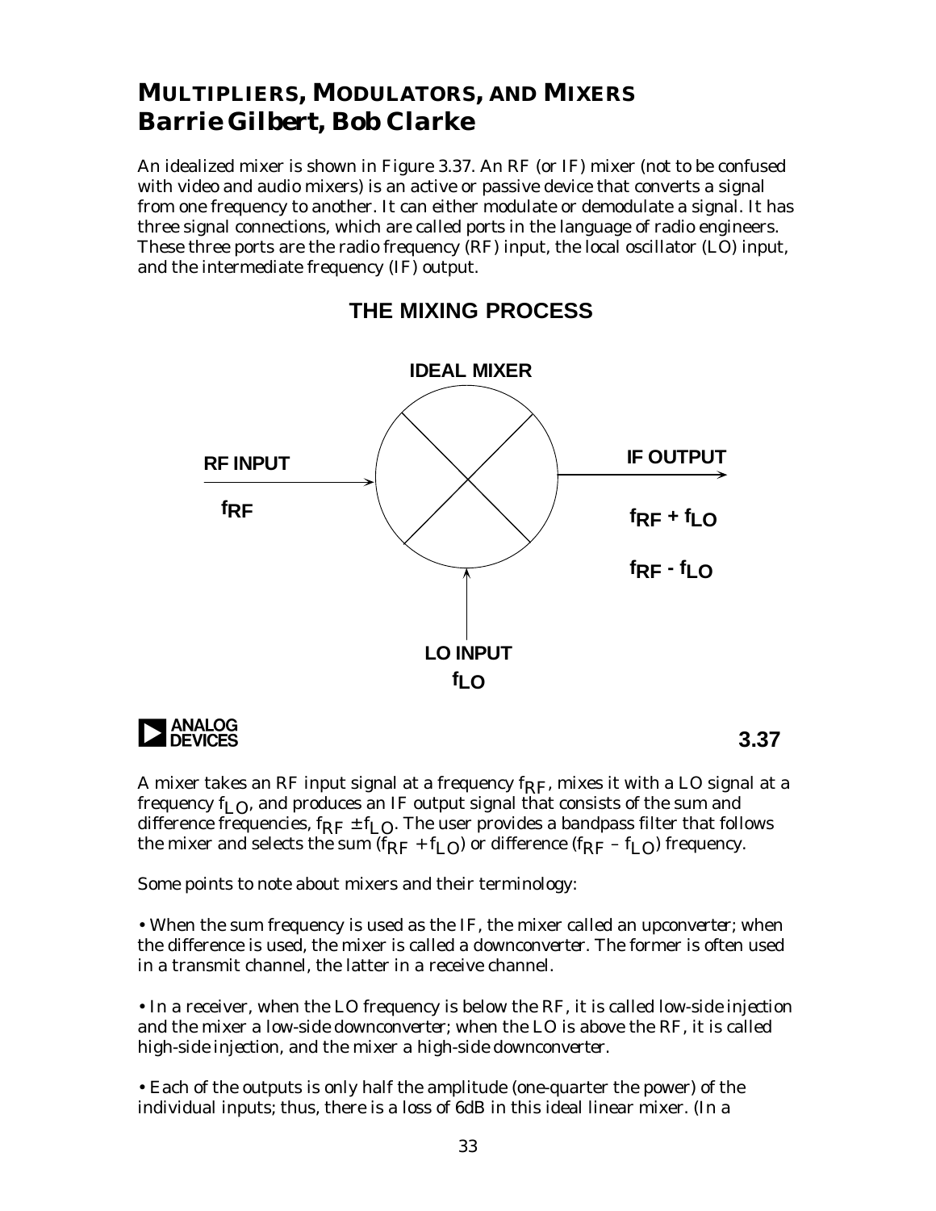# MULTIPLIERS, MODULATORS, AND MIXERS
## Barrie Gilbert, Bob Clarke

An idealized mixer is shown in Figure 3.37. An RF (or IF) mixer (not to be confused with video and audio mixers) is an active or passive device that converts a signal from one frequency to another. It can either modulate or demodulate a signal. It has three signal connections, which are called ports in the language of radio engineers. These three ports are the radio frequency (RF) input, the local oscillator (LO) input, and the intermediate frequency (IF) output.

**THE MIXING PROCESS**

IDEAL MIXER

RF INPUT $f_{RF}$

IF OUTPUT $f_{RF} + f_{LO}$, $f_{RF} - f_{LO}$

LO INPUT $f_{LO}$

3.37

A mixer takes an RF input signal at a frequency $f_{RF}$, mixes it with a LO signal at a frequency $f_{LO}$, and produces an IF output signal that consists of the sum and difference frequencies, $f_{RF} \pm f_{LO}$. The user provides a bandpass filter that follows the mixer and selects the sum ($f_{RF} + f_{LO}$) or difference ($f_{RF} - f_{LO}$) frequency.

Some points to note about mixers and their terminology:

• When the sum frequency is used as the IF, the mixer called an *upconverter*; when the difference is used, the mixer is called a *downconverter*. The former is often used in a transmit channel, the latter in a receive channel.

• In a receiver, when the LO frequency is below the RF, it is called *low-side injection* and the mixer a *low-side downconverter*; when the LO is above the RF, it is called *high-side injection*, and the mixer a *high-side downconverter*.

• Each of the outputs is only half the amplitude (one-quarter the power) of the individual inputs; thus, there is a loss of 6dB in this ideal linear mixer. (In a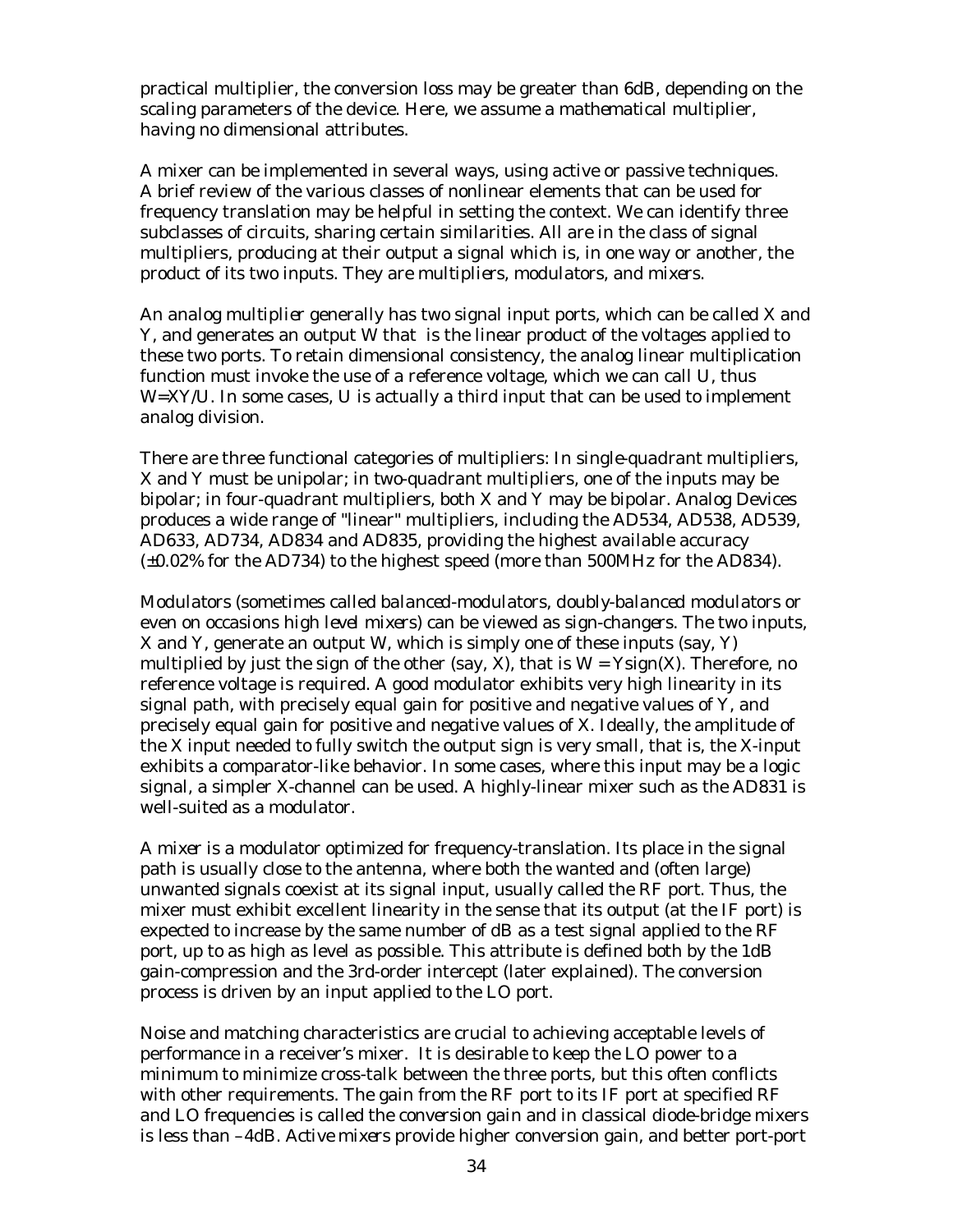practical multiplier, the conversion loss may be greater than 6dB, depending on the scaling parameters of the device. Here, we assume a mathematical multiplier, having no dimensional attributes.

A mixer can be implemented in several ways, using active or passive techniques. A brief review of the various classes of nonlinear elements that can be used for frequency translation may be helpful in setting the context. We can identify three subclasses of circuits, sharing certain similarities. All are in the class of signal multipliers, producing at their output a signal which is, in one way or another, the product of its two inputs. They are *multipliers*, *modulators*, and *mixers*.

An *analog multiplier* generally has two signal input ports, which can be called X and Y, and generates an output W that is the linear product of the voltages applied to these two ports. To retain dimensional consistency, the analog linear multiplication function must invoke the use of a reference voltage, which we can call U, thus W=XY/U. In some cases, U is actually a third input that can be used to implement analog division.

There are three functional categories of multipliers: In *single-quadrant multipliers*, X and Y must be unipolar; in *two-quadrant multipliers*, one of the inputs may be bipolar; in *four-quadrant multipliers*, both X and Y may be bipolar. Analog Devices produces a wide range of "linear" multipliers, including the AD534, AD538, AD539, AD633, AD734, AD834 and AD835, providing the highest available accuracy (±0.02% for the AD734) to the highest speed (more than 500MHz for the AD834).

*Modulators* (sometimes called *balanced-modulators*, *doubly-balanced modulators* or even on occasions *high level mixers*) can be viewed as *sign-changers*. The two inputs, X and Y, generate an output W, which is simply one of these inputs (say, Y) multiplied by just the sign of the other (say, X), that is W = Ysign(X). Therefore, no reference voltage is required. A good modulator exhibits very high linearity in its signal path, with precisely equal gain for positive and negative values of Y, and precisely equal gain for positive and negative values of X. Ideally, the amplitude of the X input needed to fully switch the output sign is very small, that is, the X-input exhibits a comparator-like behavior. In some cases, where this input may be a logic signal, a simpler X-channel can be used. A highly-linear mixer such as the AD831 is well-suited as a modulator.

A *mixer* is a modulator optimized for frequency-translation. Its place in the signal path is usually close to the antenna, where both the wanted and (often large) unwanted signals coexist at its signal input, usually called the RF port. Thus, the mixer must exhibit excellent linearity in the sense that its output (at the IF port) is expected to increase by the same number of dB as a test signal applied to the RF port, up to as high as level as possible. This attribute is defined both by the 1dB gain-compression and the 3rd-order intercept (later explained). The conversion process is driven by an input applied to the LO port.

Noise and matching characteristics are crucial to achieving acceptable levels of performance in a receiver's mixer. It is desirable to keep the LO power to a minimum to minimize cross-talk between the three ports, but this often conflicts with other requirements. The gain from the RF port to its IF port at specified RF and LO frequencies is called the *conversion gain* and in classical diode-bridge mixers is less than –4dB. *Active mixers* provide higher conversion gain, and better port-port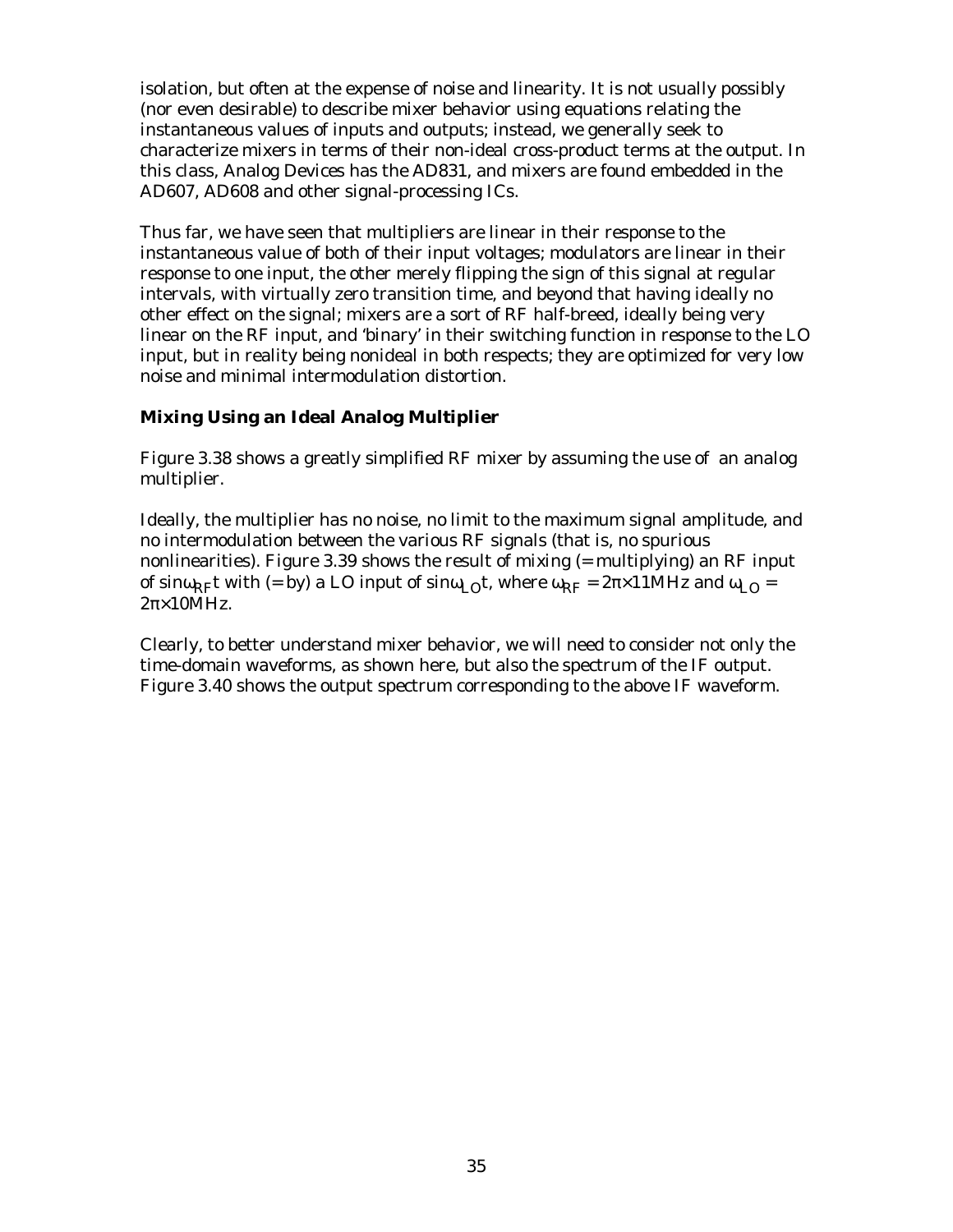isolation, but often at the expense of noise and linearity. It is not usually possibly (nor even desirable) to describe mixer behavior using equations relating the instantaneous values of inputs and outputs; instead, we generally seek to characterize mixers in terms of their non-ideal cross-product terms at the output. In this class, Analog Devices has the AD831, and mixers are found embedded in the AD607, AD608 and other signal-processing ICs.

Thus far, we have seen that multipliers are linear in their response to the instantaneous value of both of their input voltages; modulators are linear in their response to one input, the other merely flipping the sign of this signal at regular intervals, with virtually zero transition time, and beyond that having ideally no other effect on the signal; mixers are a sort of RF half-breed, ideally being very linear on the RF input, and 'binary' in their switching function in response to the LO input, but in reality being nonideal in both respects; they are optimized for very low noise and minimal intermodulation distortion.

### Mixing Using an Ideal Analog Multiplier

Figure 3.38 shows a greatly simplified RF mixer by assuming the use of an analog multiplier.

Ideally, the multiplier has no noise, no limit to the maximum signal amplitude, and no intermodulation between the various RF signals (that is, no spurious nonlinearities). Figure 3.39 shows the result of mixing (= multiplying) an RF input of $\sin\omega_{RF}t$ with (= by) a LO input of $\sin\omega_{LO}t$, where $\omega_{RF} = 2\pi\times 11\text{MHz}$ and $\omega_{LO} = 2\pi\times 10\text{MHz}$.

Clearly, to better understand mixer behavior, we will need to consider not only the time-domain waveforms, as shown here, but also the spectrum of the IF output. Figure 3.40 shows the output spectrum corresponding to the above IF waveform.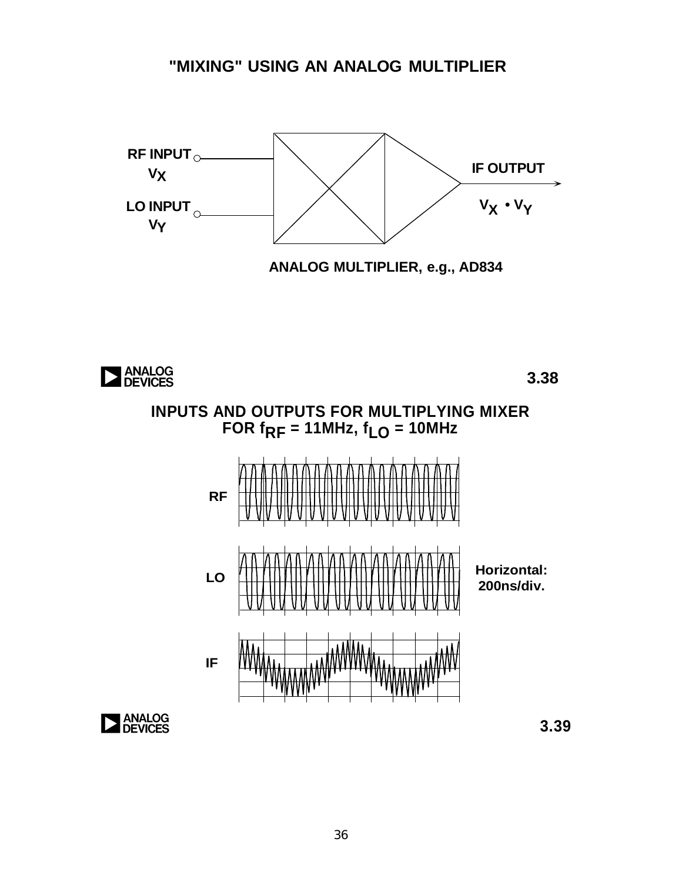## "MIXING" USING AN ANALOG MULTIPLIER

RF INPUT $V_X$

LO INPUT $V_Y$

IF OUTPUT $V_X \cdot V_Y$

ANALOG MULTIPLIER, e.g., AD834

3.38

## INPUTS AND OUTPUTS FOR MULTIPLYING MIXER FOR $f_{RF}$ = 11MHz, $f_{LO}$ = 10MHz

RF

LO

IF

Horizontal: 200ns/div.

3.39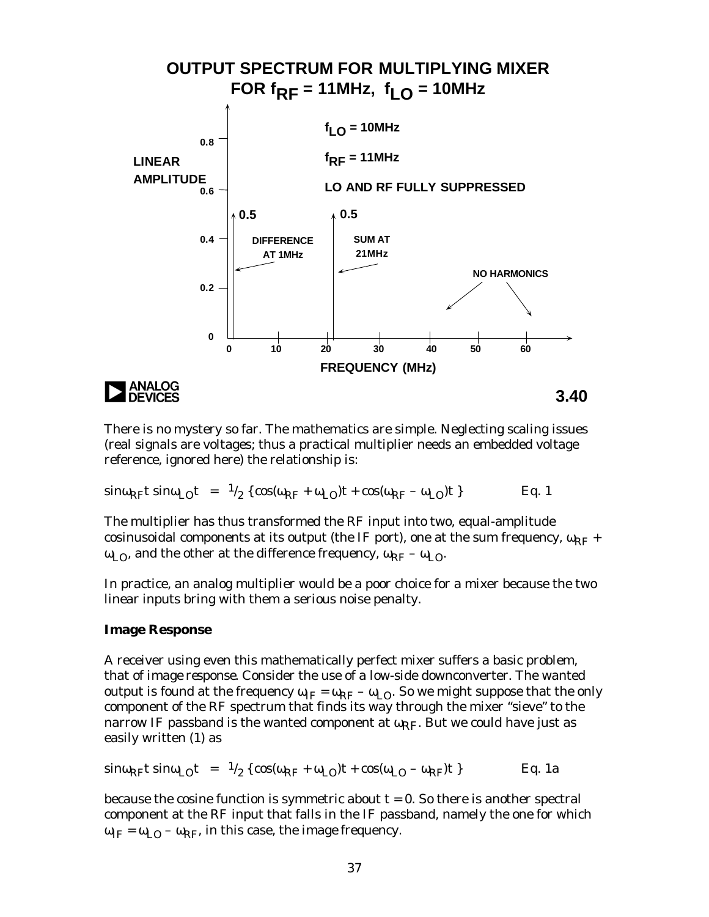**OUTPUT SPECTRUM FOR MULTIPLYING MIXER FOR $f_{RF}$ = 11MHz, $f_{LO}$ = 10MHz**

$f_{LO}$ = 10MHz

$f_{RF}$ = 11MHz

LO AND RF FULLY SUPPRESSED

DIFFERENCE AT 1MHz — 0.5

SUM AT 21MHz — 0.5

NO HARMONICS

LINEAR AMPLITUDE (0 to 0.8) vs. FREQUENCY (MHz) (0 to 60)

3.40

There is no mystery so far. The mathematics are simple. Neglecting scaling issues (real signals are voltages; thus a practical multiplier needs an embedded voltage reference, ignored here) the relationship is:

$$\sin\omega_{RF}t \sin\omega_{LO}t = {}^1\!/_2 \{\cos(\omega_{RF} + \omega_{LO})t + \cos(\omega_{RF} - \omega_{LO})t\} \qquad \text{Eq. 1}$$

The multiplier has thus transformed the RF input into two, equal-amplitude cosinusoidal components at its output (the IF port), one at the sum frequency, $\omega_{RF} + \omega_{LO}$, and the other at the difference frequency, $\omega_{RF} - \omega_{LO}$.

In practice, an analog multiplier would be a poor choice for a mixer because the two linear inputs bring with them a serious noise penalty.

**Image Response**

A receiver using even this mathematically perfect mixer suffers a basic problem, that of image response. Consider the use of a low-side downconverter. The wanted output is found at the frequency $\omega_{IF} = \omega_{RF} - \omega_{LO}$. So we might suppose that the only component of the RF spectrum that finds its way through the mixer "sieve" to the narrow IF passband is the wanted component at $\omega_{RF}$. But we could have just as easily written (1) as

$$\sin\omega_{RF}t \sin\omega_{LO}t = {}^1\!/_2 \{\cos(\omega_{RF} + \omega_{LO})t + \cos(\omega_{LO} - \omega_{RF})t\} \qquad \text{Eq. 1a}$$

because the cosine function is symmetric about $t = 0$. So there is another spectral component at the RF input that falls in the IF passband, namely the one for which $\omega_{IF} = \omega_{LO} - \omega_{RF}$, in this case, the image frequency.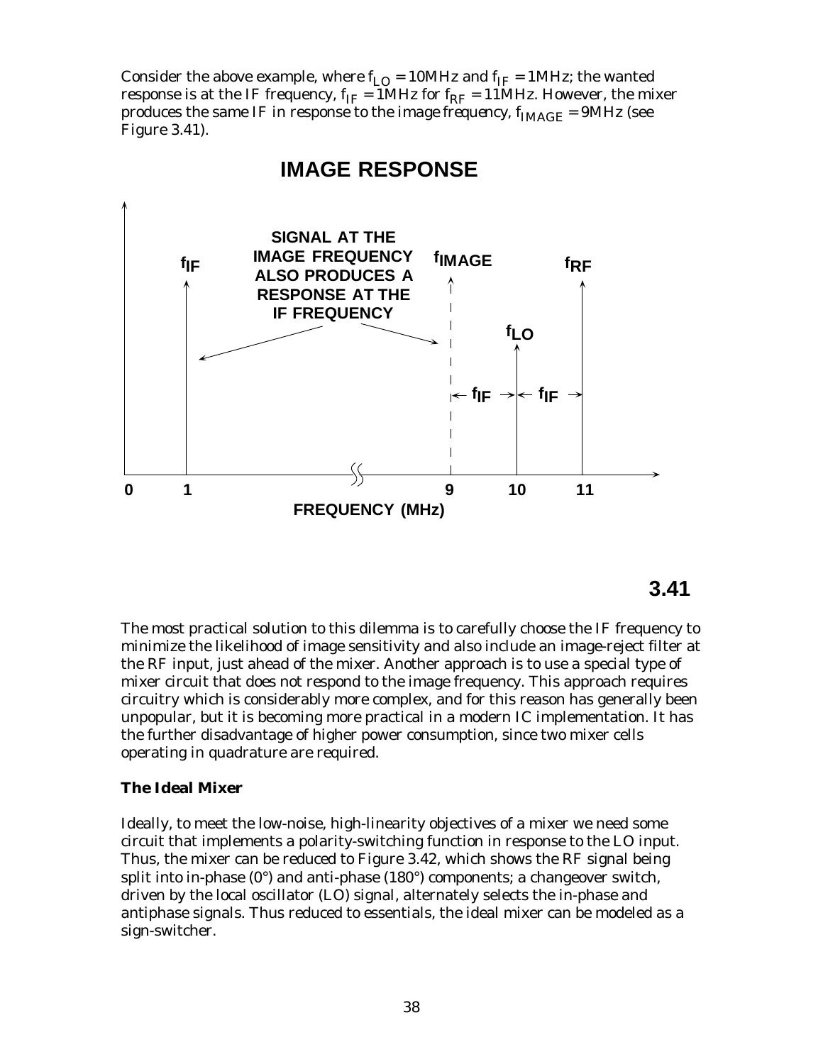Consider the above example, where $f_{LO}$ = 10MHz and $f_{IF}$ = 1MHz; the wanted response is at the IF frequency, $f_{IF}$ = 1MHz for $f_{RF}$ = 11MHz. However, the mixer produces the same IF in response to the *image frequency*, $f_{IMAGE}$ = 9MHz (see Figure 3.41).

**IMAGE RESPONSE**

SIGNAL AT THE IMAGE FREQUENCY ALSO PRODUCES A RESPONSE AT THE IF FREQUENCY

$f_{IF}$ — $f_{IMAGE}$ — $f_{LO}$ — $f_{RF}$

$\leftarrow f_{IF} \rightarrow \leftarrow f_{IF} \rightarrow$

0 1 9 10 11

FREQUENCY (MHz)

**3.41**

The most practical solution to this dilemma is to carefully choose the IF frequency to minimize the likelihood of image sensitivity and also include an image-reject filter at the RF input, just ahead of the mixer. Another approach is to use a special type of mixer circuit that does not respond to the image frequency. This approach requires circuitry which is considerably more complex, and for this reason has generally been unpopular, but it is becoming more practical in a modern IC implementation. It has the further disadvantage of higher power consumption, since two mixer cells operating in quadrature are required.

**The Ideal Mixer**

Ideally, to meet the low-noise, high-linearity objectives of a mixer we need some circuit that implements a polarity-switching function in response to the LO input. Thus, the mixer can be reduced to Figure 3.42, which shows the RF signal being split into in-phase (0°) and anti-phase (180°) components; a changeover switch, driven by the local oscillator (LO) signal, alternately selects the in-phase and antiphase signals. Thus reduced to essentials, the ideal mixer can be modeled as a sign-switcher.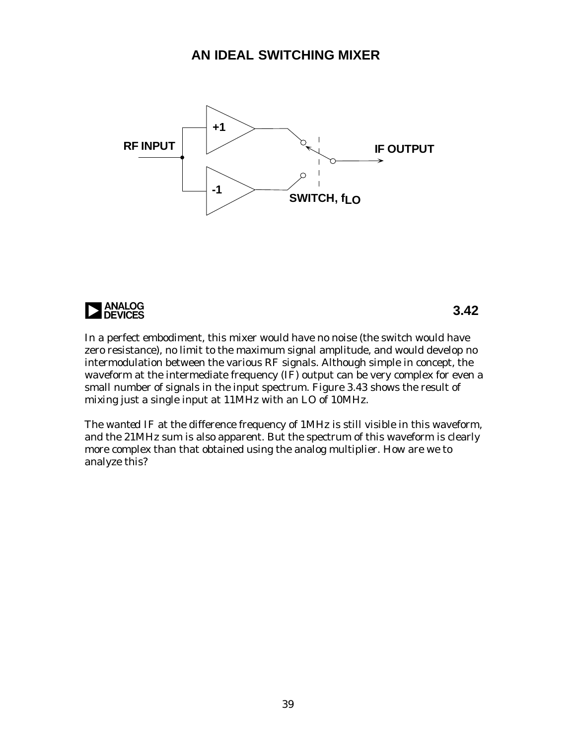# AN IDEAL SWITCHING MIXER

RF INPUT

+1

-1

IF OUTPUT

SWITCH, $f_{LO}$

3.42

In a perfect embodiment, this mixer would have no noise (the switch would have zero resistance), no limit to the maximum signal amplitude, and would develop no intermodulation between the various RF signals. Although simple in concept, the waveform at the intermediate frequency (IF) output can be very complex for even a small number of signals in the input spectrum. Figure 3.43 shows the result of mixing just a single input at 11MHz with an LO of 10MHz.

The wanted IF at the difference frequency of 1MHz is still visible in this waveform, and the 21MHz sum is also apparent. But the spectrum of this waveform is clearly more complex than that obtained using the analog multiplier. How are we to analyze this?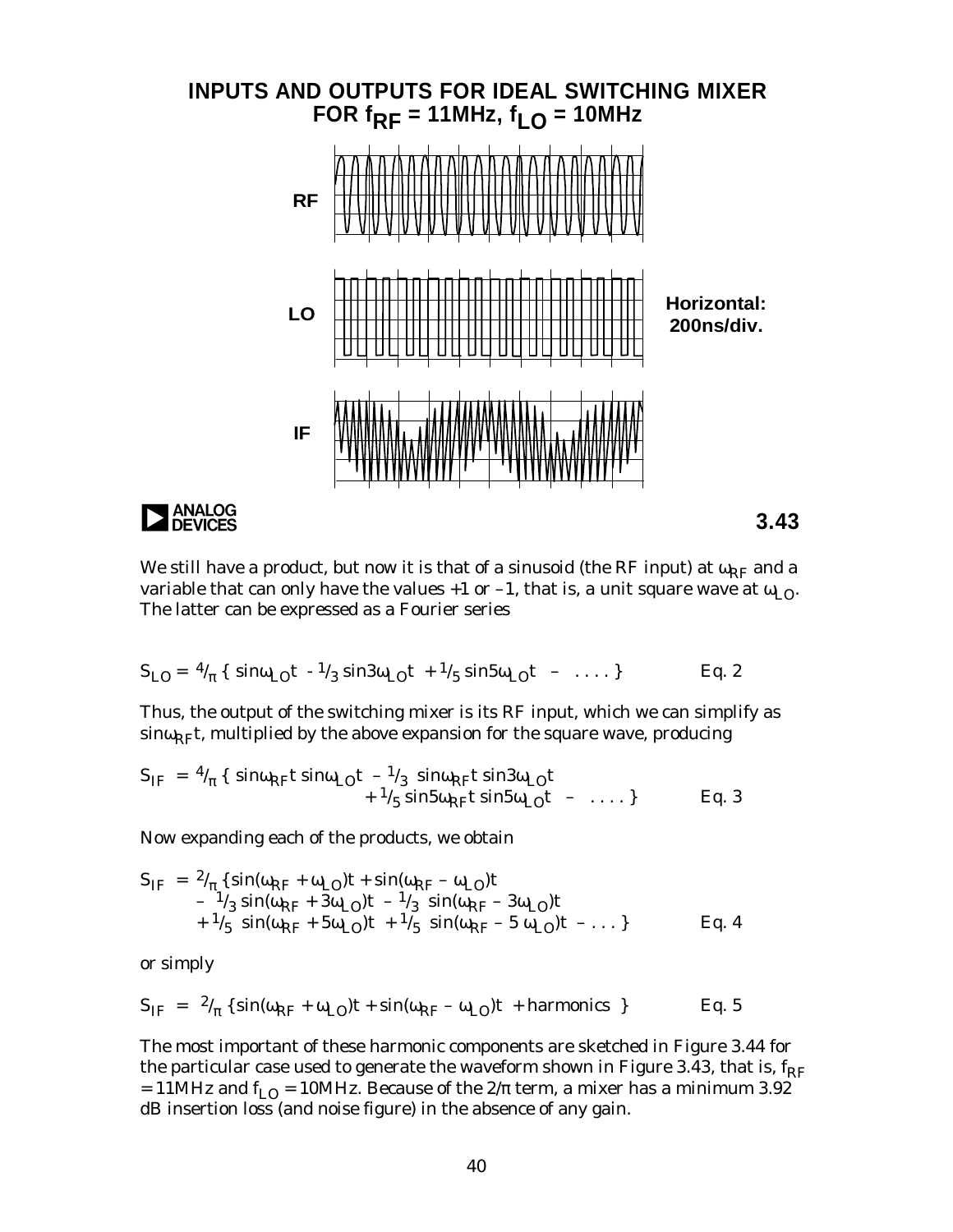**INPUTS AND OUTPUTS FOR IDEAL SWITCHING MIXER FOR $f_{RF}$ = 11MHz, $f_{LO}$ = 10MHz**

RF

LO

IF

Horizontal: 200ns/div.

3.43

We still have a product, but now it is that of a sinusoid (the RF input) at $\omega_{RF}$ and a variable that can only have the values +1 or –1, that is, a unit square wave at $\omega_{LO}$. The latter can be expressed as a Fourier series

$$S_{LO} = \frac{4}{\pi} \{ \sin\omega_{LO}t - \frac{1}{3} \sin 3\omega_{LO}t + \frac{1}{5} \sin 5\omega_{LO}t - \ldots \} \qquad \text{Eq. 2}$$

Thus, the output of the switching mixer is its RF input, which we can simplify as $\sin\omega_{RF}t$, multiplied by the above expansion for the square wave, producing

$$S_{IF} = \frac{4}{\pi} \{ \sin\omega_{RF}t \sin\omega_{LO}t - \frac{1}{3} \sin\omega_{RF}t \sin 3\omega_{LO}t + \frac{1}{5} \sin 5\omega_{RF}t \sin 5\omega_{LO}t - \ldots \} \qquad \text{Eq. 3}$$

Now expanding each of the products, we obtain

$$S_{IF} = \frac{2}{\pi} \{ \sin(\omega_{RF} + \omega_{LO})t + \sin(\omega_{RF} - \omega_{LO})t - \frac{1}{3} \sin(\omega_{RF} + 3\omega_{LO})t - \frac{1}{3} \sin(\omega_{RF} - 3\omega_{LO})t + \frac{1}{5} \sin(\omega_{RF} + 5\omega_{LO})t + \frac{1}{5} \sin(\omega_{RF} - 5\omega_{LO})t - \ldots \} \qquad \text{Eq. 4}$$

or simply

$$S_{IF} = \frac{2}{\pi} \{ \sin(\omega_{RF} + \omega_{LO})t + \sin(\omega_{RF} - \omega_{LO})t + \text{harmonics} \} \qquad \text{Eq. 5}$$

The most important of these harmonic components are sketched in Figure 3.44 for the particular case used to generate the waveform shown in Figure 3.43, that is, $f_{RF}$ = 11MHz and $f_{LO}$ = 10MHz. Because of the $2/\pi$ term, a mixer has a minimum 3.92 dB insertion loss (and noise figure) in the absence of any gain.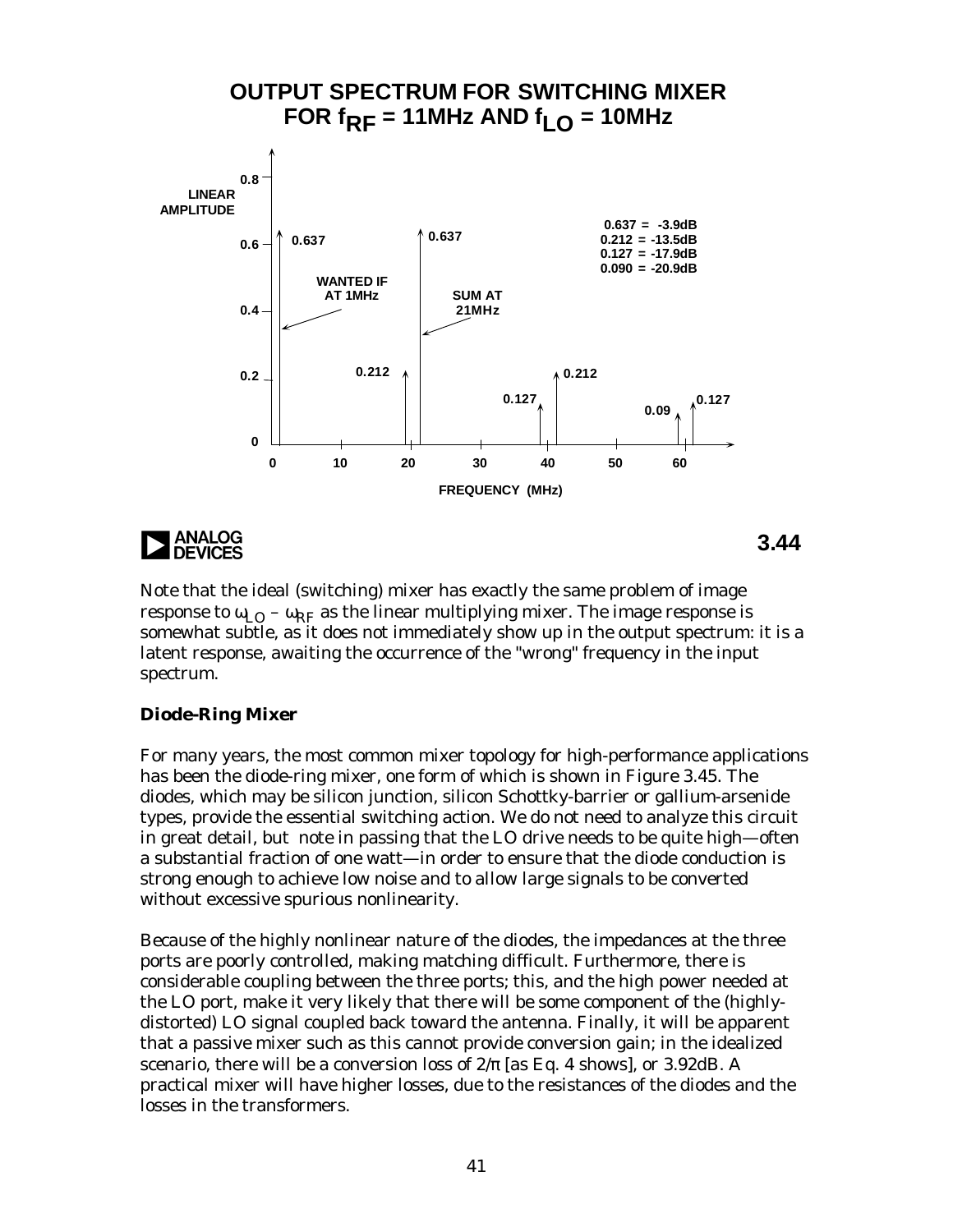**OUTPUT SPECTRUM FOR SWITCHING MIXER FOR $f_{RF}$ = 11MHz AND $f_{LO}$ = 10MHz**

LINEAR AMPLITUDE

0.637 = -3.9dB
0.212 = -13.5dB
0.127 = -17.9dB
0.090 = -20.9dB

WANTED IF AT 1MHz — 0.637

SUM AT 21MHz — 0.637

0.212, 0.212, 0.127, 0.127, 0.09

FREQUENCY (MHz)

3.44

Note that the ideal (switching) mixer has exactly the same problem of image response to $\omega_{LO} - \omega_{RF}$ as the linear multiplying mixer. The image response is somewhat subtle, as it does not immediately show up in the output spectrum: it is a latent response, awaiting the occurrence of the "wrong" frequency in the input spectrum.

### Diode-Ring Mixer

For many years, the most common mixer topology for high-performance applications has been the diode-ring mixer, one form of which is shown in Figure 3.45. The diodes, which may be silicon junction, silicon Schottky-barrier or gallium-arsenide types, provide the essential switching action. We do not need to analyze this circuit in great detail, but note in passing that the LO drive needs to be quite high—often a substantial fraction of one watt—in order to ensure that the diode conduction is strong enough to achieve low noise and to allow large signals to be converted without excessive spurious nonlinearity.

Because of the highly nonlinear nature of the diodes, the impedances at the three ports are poorly controlled, making matching difficult. Furthermore, there is considerable coupling between the three ports; this, and the high power needed at the LO port, make it very likely that there will be some component of the (highly-distorted) LO signal coupled back toward the antenna. Finally, it will be apparent that a passive mixer such as this cannot provide conversion gain; in the idealized scenario, there will be a conversion loss of $2/\pi$ [as Eq. 4 shows], or 3.92dB. A practical mixer will have higher losses, due to the resistances of the diodes and the losses in the transformers.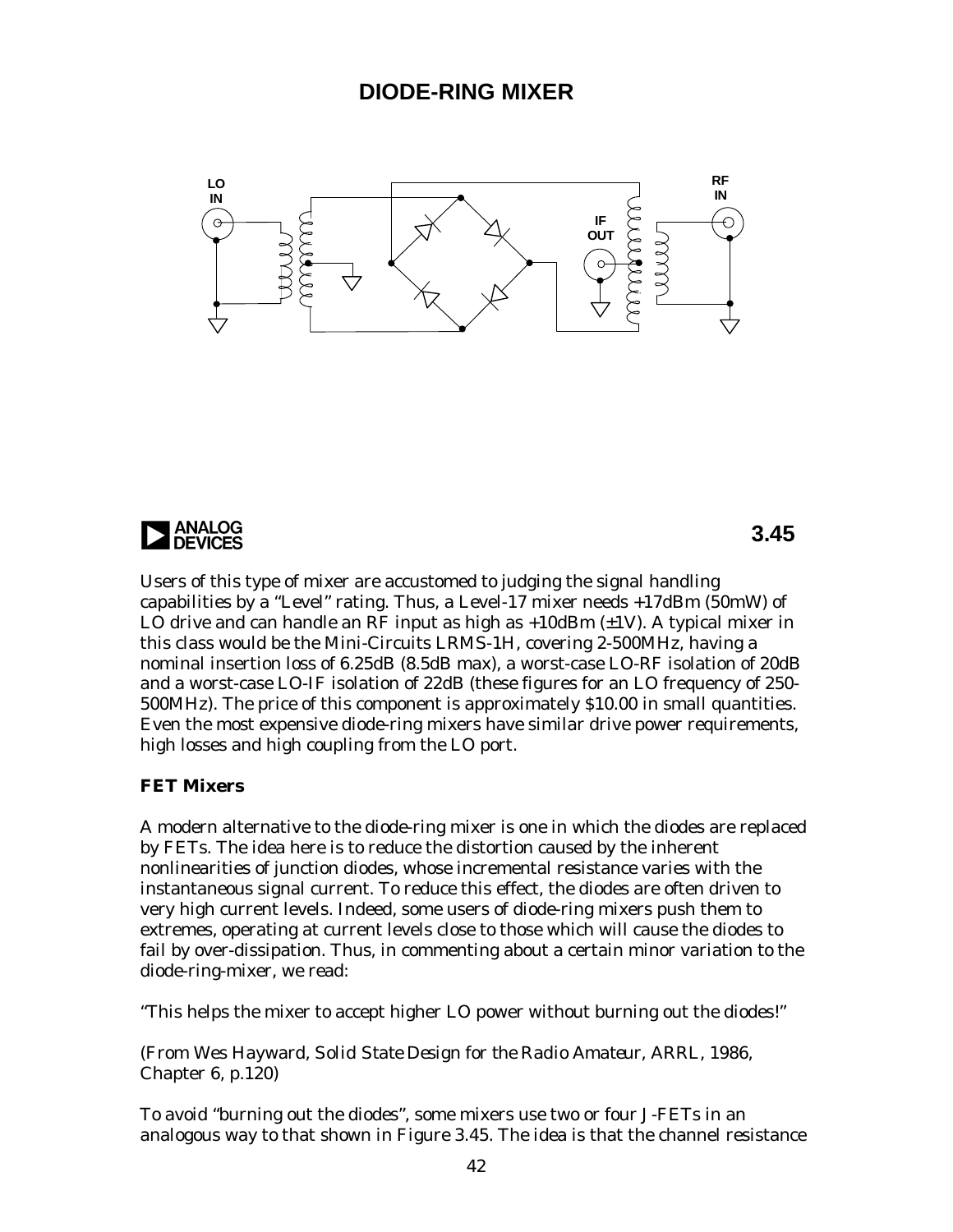# DIODE-RING MIXER

3.45

Users of this type of mixer are accustomed to judging the signal handling capabilities by a "Level" rating. Thus, a Level-17 mixer needs +17dBm (50mW) of LO drive and can handle an RF input as high as +10dBm (±1V). A typical mixer in this class would be the Mini-Circuits LRMS-1H, covering 2-500MHz, having a nominal insertion loss of 6.25dB (8.5dB max), a worst-case LO-RF isolation of 20dB and a worst-case LO-IF isolation of 22dB (these figures for an LO frequency of 250-500MHz). The price of this component is approximately $10.00 in small quantities. Even the most expensive diode-ring mixers have similar drive power requirements, high losses and high coupling from the LO port.

### FET Mixers

A modern alternative to the diode-ring mixer is one in which the diodes are replaced by FETs. The idea here is to reduce the distortion caused by the inherent nonlinearities of junction diodes, whose incremental resistance varies with the instantaneous signal current. To reduce this effect, the diodes are often driven to very high current levels. Indeed, some users of diode-ring mixers push them to extremes, operating at current levels close to those which will cause the diodes to fail by over-dissipation. Thus, in commenting about a certain minor variation to the diode-ring-mixer, we read:

"This helps the mixer to accept higher LO power without burning out the diodes!"

(From Wes Hayward, *Solid State Design for the Radio Amateur*, ARRL, 1986, Chapter 6, p.120)

To avoid "burning out the diodes", some mixers use two or four J-FETs in an analogous way to that shown in Figure 3.45. The idea is that the channel resistance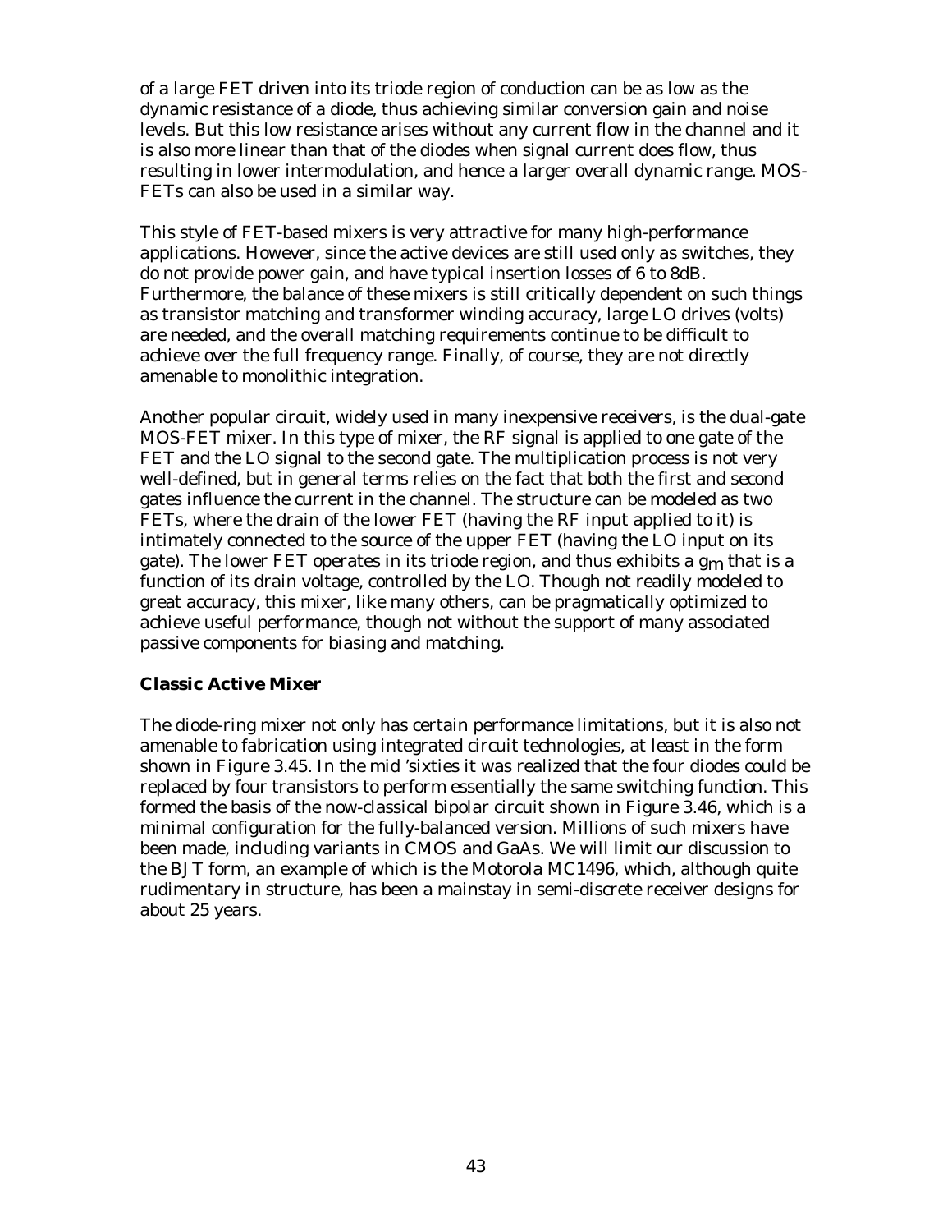of a large FET driven into its triode region of conduction can be as low as the dynamic resistance of a diode, thus achieving similar conversion gain and noise levels. But this low resistance arises without any current flow in the channel and it is also more linear than that of the diodes when signal current does flow, thus resulting in lower intermodulation, and hence a larger overall dynamic range. MOS-FETs can also be used in a similar way.

This style of FET-based mixers is very attractive for many high-performance applications. However, since the active devices are still used only as switches, they do not provide power gain, and have typical insertion losses of 6 to 8dB. Furthermore, the balance of these mixers is still critically dependent on such things as transistor matching and transformer winding accuracy, large LO drives (volts) are needed, and the overall matching requirements continue to be difficult to achieve over the full frequency range. Finally, of course, they are not directly amenable to monolithic integration.

Another popular circuit, widely used in many inexpensive receivers, is the dual-gate MOS-FET mixer. In this type of mixer, the RF signal is applied to one gate of the FET and the LO signal to the second gate. The multiplication process is not very well-defined, but in general terms relies on the fact that both the first and second gates influence the current in the channel. The structure can be modeled as two FETs, where the drain of the lower FET (having the RF input applied to it) is intimately connected to the source of the upper FET (having the LO input on its gate). The lower FET operates in its triode region, and thus exhibits a $g_m$ that is a function of its drain voltage, controlled by the LO. Though not readily modeled to great accuracy, this mixer, like many others, can be pragmatically optimized to achieve useful performance, though not without the support of many associated passive components for biasing and matching.

### Classic Active Mixer

The diode-ring mixer not only has certain performance limitations, but it is also not amenable to fabrication using integrated circuit technologies, at least in the form shown in Figure 3.45. In the mid 'sixties it was realized that the four diodes could be replaced by four transistors to perform essentially the same switching function. This formed the basis of the now-classical bipolar circuit shown in Figure 3.46, which is a minimal configuration for the fully-balanced version. Millions of such mixers have been made, including variants in CMOS and GaAs. We will limit our discussion to the BJT form, an example of which is the Motorola MC1496, which, although quite rudimentary in structure, has been a mainstay in semi-discrete receiver designs for about 25 years.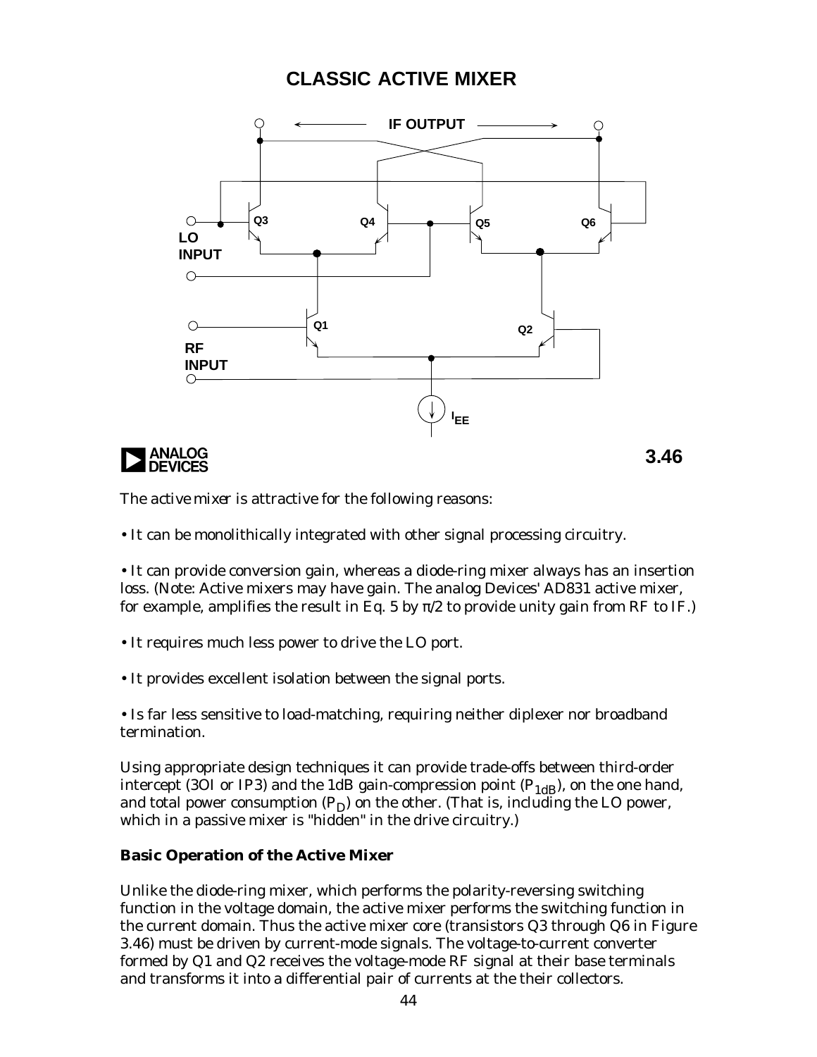# CLASSIC ACTIVE MIXER

3.46

The active mixer is attractive for the following reasons:

- It can be monolithically integrated with other signal processing circuitry.

- It can provide conversion gain, whereas a diode-ring mixer always has an insertion loss. (Note: Active mixers may have gain. The analog Devices' AD831 active mixer, for example, amplifies the result in Eq. 5 by π/2 to provide unity gain from RF to IF.)

- It requires much less power to drive the LO port.

- It provides excellent isolation between the signal ports.

- Is far less sensitive to load-matching, requiring neither diplexer nor broadband termination.

Using appropriate design techniques it can provide trade-offs between third-order intercept (3OI or IP3) and the 1dB gain-compression point ($P_{1dB}$), on the one hand, and total power consumption ($P_D$) on the other. (That is, including the LO power, which in a passive mixer is "hidden" in the drive circuitry.)

**Basic Operation of the Active Mixer**

Unlike the diode-ring mixer, which performs the polarity-reversing switching function in the voltage domain, the active mixer performs the switching function in the current domain. Thus the active mixer core (transistors Q3 through Q6 in Figure 3.46) must be driven by current-mode signals. The voltage-to-current converter formed by Q1 and Q2 receives the voltage-mode RF signal at their base terminals and transforms it into a differential pair of currents at the their collectors.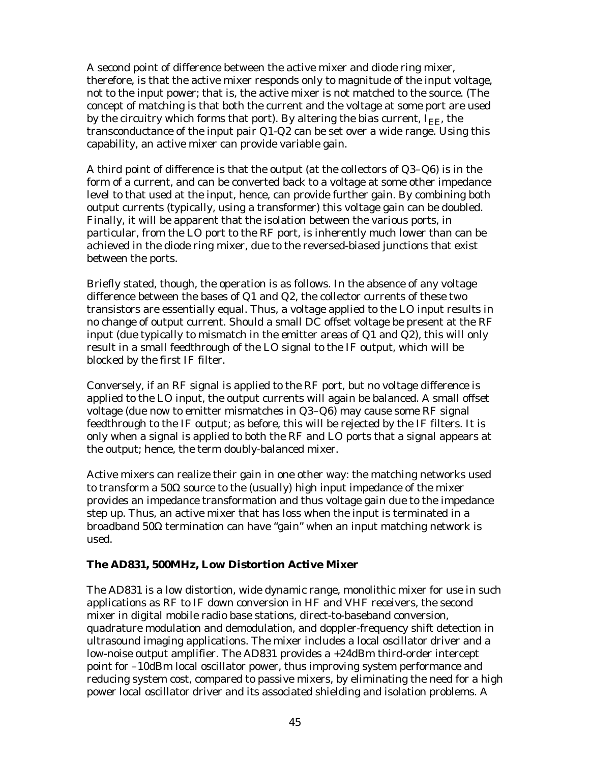A second point of difference between the active mixer and diode ring mixer, therefore, is that the active mixer responds only to magnitude of the input voltage, not to the input power; that is, the active mixer is not matched to the source. (The concept of matching is that both the current and the voltage at some port are used by the circuitry which forms that port). By altering the bias current, $I_{EE}$, the transconductance of the input pair Q1-Q2 can be set over a wide range. Using this capability, an active mixer can provide variable gain.

A third point of difference is that the output (at the collectors of Q3–Q6) is in the form of a current, and can be converted back to a voltage at some other impedance level to that used at the input, hence, can provide further gain. By combining both output currents (typically, using a transformer) this voltage gain can be doubled. Finally, it will be apparent that the isolation between the various ports, in particular, from the LO port to the RF port, is inherently much lower than can be achieved in the diode ring mixer, due to the reversed-biased junctions that exist between the ports.

Briefly stated, though, the operation is as follows. In the absence of any voltage difference between the bases of Q1 and Q2, the collector currents of these two transistors are essentially equal. Thus, a voltage applied to the LO input results in no change of output current. Should a small DC offset voltage be present at the RF input (due typically to mismatch in the emitter areas of Q1 and Q2), this will only result in a small feedthrough of the LO signal to the IF output, which will be blocked by the first IF filter.

Conversely, if an RF signal is applied to the RF port, but no voltage difference is applied to the LO input, the output currents will again be balanced. A small offset voltage (due now to emitter mismatches in Q3–Q6) may cause some RF signal feedthrough to the IF output; as before, this will be rejected by the IF filters. It is only when a signal is applied to both the RF and LO ports that a signal appears at the output; hence, the term doubly-balanced mixer.

Active mixers can realize their gain in one other way: the matching networks used to transform a 50Ω source to the (usually) high input impedance of the mixer provides an impedance transformation and thus voltage gain due to the impedance step up. Thus, an active mixer that has loss when the input is terminated in a broadband 50Ω termination can have "gain" when an input matching network is used.

**The AD831, 500MHz, Low Distortion Active Mixer**

The AD831 is a low distortion, wide dynamic range, monolithic mixer for use in such applications as RF to IF down conversion in HF and VHF receivers, the second mixer in digital mobile radio base stations, direct-to-baseband conversion, quadrature modulation and demodulation, and doppler-frequency shift detection in ultrasound imaging applications. The mixer includes a local oscillator driver and a low-noise output amplifier. The AD831 provides a +24dBm third-order intercept point for –10dBm local oscillator power, thus improving system performance and reducing system cost, compared to passive mixers, by eliminating the need for a high power local oscillator driver and its associated shielding and isolation problems. A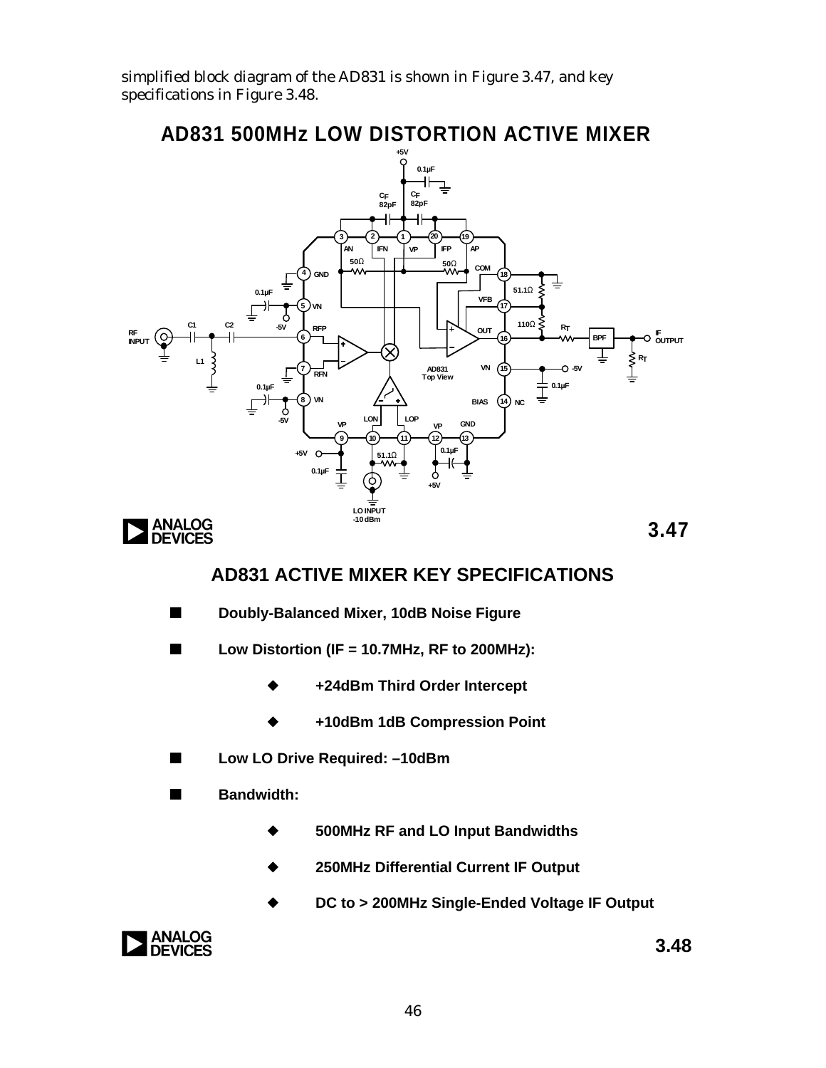simplified block diagram of the AD831 is shown in Figure 3.47, and key specifications in Figure 3.48.

## AD831 500MHz LOW DISTORTION ACTIVE MIXER

3.47

## AD831 ACTIVE MIXER KEY SPECIFICATIONS

- **Doubly-Balanced Mixer, 10dB Noise Figure**
- **Low Distortion (IF = 10.7MHz, RF to 200MHz):**
  - **+24dBm Third Order Intercept**
  - **+10dBm 1dB Compression Point**
- **Low LO Drive Required: –10dBm**
- **Bandwidth:**
  - **500MHz RF and LO Input Bandwidths**
  - **250MHz Differential Current IF Output**
  - **DC to > 200MHz Single-Ended Voltage IF Output**

3.48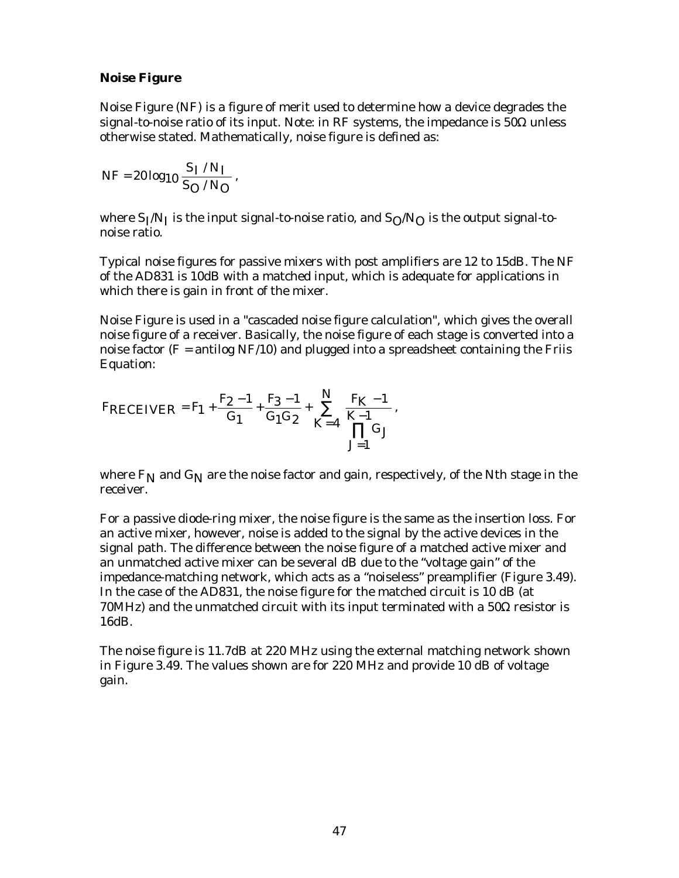### Noise Figure

Noise Figure (NF) is a figure of merit used to determine how a device degrades the signal-to-noise ratio of its input. Note: in RF systems, the impedance is 50Ω unless otherwise stated. Mathematically, noise figure is defined as:

$$NF = 20\log_{10}\frac{S_I / N_I}{S_O / N_O},$$

where $S_I/N_I$ is the input signal-to-noise ratio, and $S_O/N_O$ is the output signal-to-noise ratio.

Typical noise figures for passive mixers with post amplifiers are 12 to 15dB. The NF of the AD831 is 10dB with a matched input, which is adequate for applications in which there is gain in front of the mixer.

Noise Figure is used in a "cascaded noise figure calculation", which gives the overall noise figure of a receiver. Basically, the noise figure of each stage is converted into a noise factor ($F$ = antilog $NF/10$) and plugged into a spreadsheet containing the Friis Equation:

$$F_{RECEIVER} = F_1 + \frac{F_2 - 1}{G_1} + \frac{F_3 - 1}{G_1 G_2} + \sum_{K=4}^{N} \frac{F_K - 1}{\prod_{J=1}^{K-1} G_J},$$

where $F_N$ and $G_N$ are the noise factor and gain, respectively, of the Nth stage in the receiver.

For a passive diode-ring mixer, the noise figure is the same as the insertion loss. For an active mixer, however, noise is added to the signal by the active devices in the signal path. The difference between the noise figure of a matched active mixer and an unmatched active mixer can be several dB due to the "voltage gain" of the impedance-matching network, which acts as a "noiseless" preamplifier (Figure 3.49). In the case of the AD831, the noise figure for the matched circuit is 10 dB (at 70MHz) and the unmatched circuit with its input terminated with a 50Ω resistor is 16dB.

The noise figure is 11.7dB at 220 MHz using the external matching network shown in Figure 3.49. The values shown are for 220 MHz and provide 10 dB of voltage gain.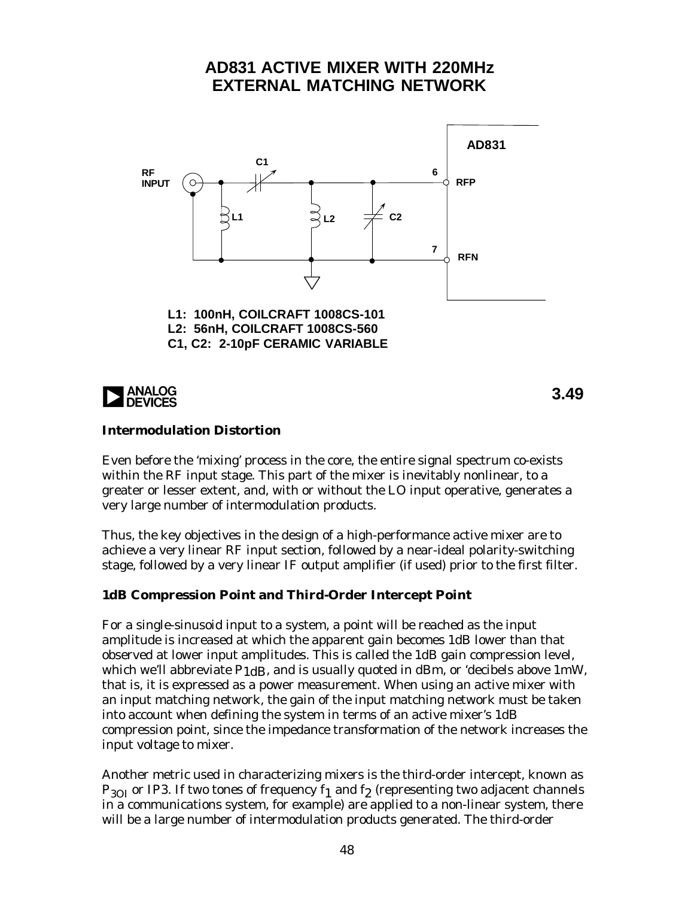# AD831 ACTIVE MIXER WITH 220MHz EXTERNAL MATCHING NETWORK

L1: 100nH, COILCRAFT 1008CS-101
L2: 56nH, COILCRAFT 1008CS-560
C1, C2: 2-10pF CERAMIC VARIABLE

3.49

### Intermodulation Distortion

Even before the 'mixing' process in the core, the entire signal spectrum co-exists within the RF input stage. This part of the mixer is inevitably nonlinear, to a greater or lesser extent, and, with or without the LO input operative, generates a very large number of intermodulation products.

Thus, the key objectives in the design of a high-performance active mixer are to achieve a very linear RF input section, followed by a near-ideal polarity-switching stage, followed by a very linear IF output amplifier (if used) prior to the first filter.

### 1dB Compression Point and Third-Order Intercept Point

For a single-sinusoid input to a system, a point will be reached as the input amplitude is increased at which the apparent gain becomes 1dB lower than that observed at lower input amplitudes. This is called the 1dB gain compression level, which we'll abbreviate $P_{1dB}$, and is usually quoted in dBm, or 'decibels above 1mW, that is, it is expressed as a power measurement. When using an active mixer with an input matching network, the gain of the input matching network must be taken into account when defining the system in terms of an active mixer's 1dB compression point, since the impedance transformation of the network increases the input voltage to mixer.

Another metric used in characterizing mixers is the third-order intercept, known as $P_{3OI}$ or IP3. If two tones of frequency $f_1$ and $f_2$ (representing two adjacent channels in a communications system, for example) are applied to a non-linear system, there will be a large number of intermodulation products generated. The third-order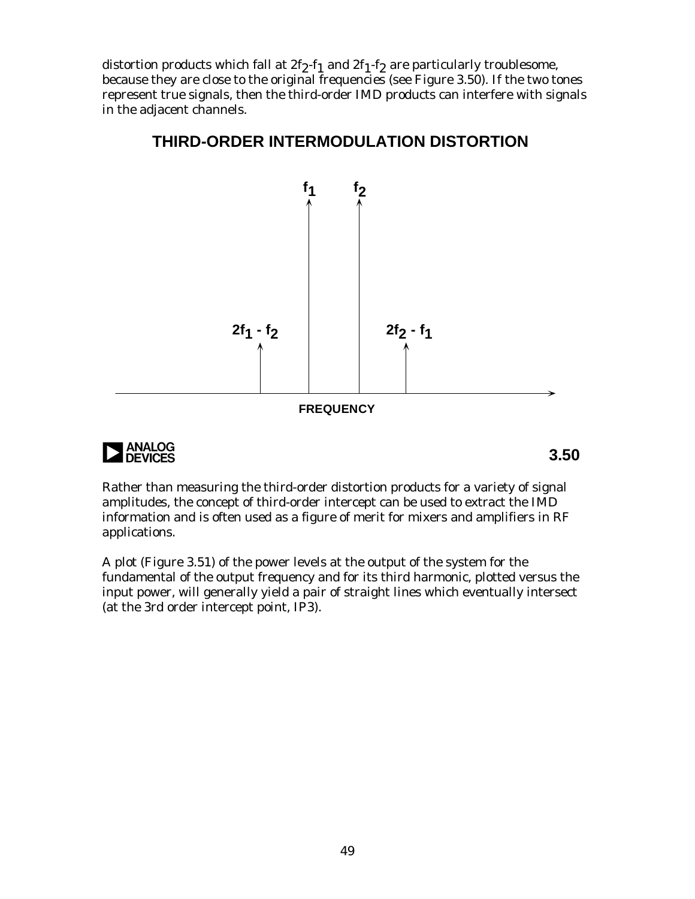distortion products which fall at $2f_2$-$f_1$ and $2f_1$-$f_2$ are particularly troublesome, because they are close to the original frequencies (see Figure 3.50). If the two tones represent true signals, then the third-order IMD products can interfere with signals in the adjacent channels.

**THIRD-ORDER INTERMODULATION DISTORTION**

$f_1$ $f_2$

$2f_1 - f_2$ $2f_2 - f_1$

FREQUENCY

3.50

Rather than measuring the third-order distortion products for a variety of signal amplitudes, the concept of third-order intercept can be used to extract the IMD information and is often used as a figure of merit for mixers and amplifiers in RF applications.

A plot (Figure 3.51) of the power levels at the output of the system for the fundamental of the output frequency and for its third harmonic, plotted versus the input power, will generally yield a pair of straight lines which eventually intersect (at the 3rd order intercept point, IP3).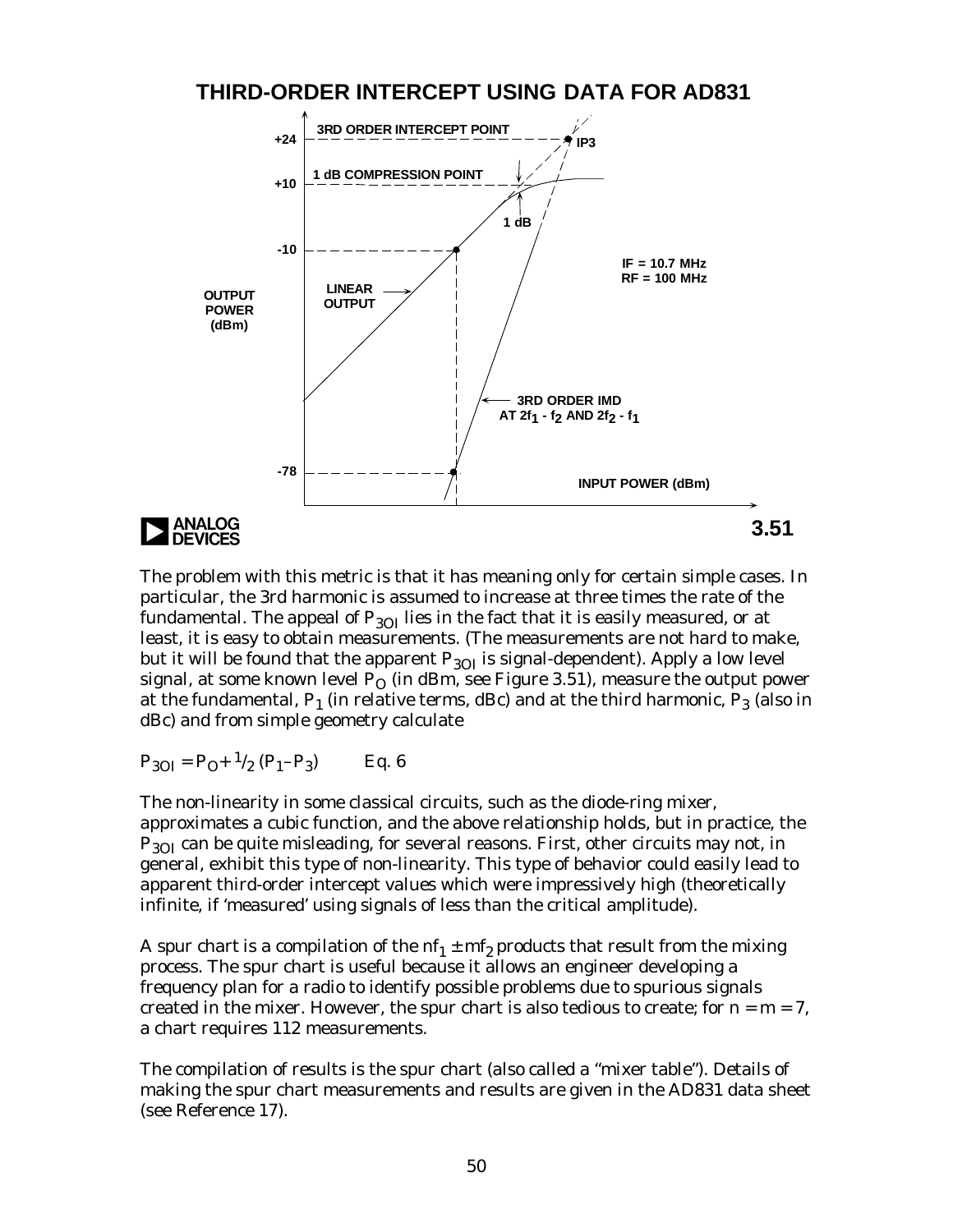## THIRD-ORDER INTERCEPT USING DATA FOR AD831

3RD ORDER INTERCEPT POINT

+24

IP3

1 dB COMPRESSION POINT

+10

1 dB

-10

IF = 10.7 MHz
RF = 100 MHz

OUTPUT POWER (dBm)

LINEAR OUTPUT

3RD ORDER IMD AT $2f_1 - f_2$ AND $2f_2 - f_1$

-78

INPUT POWER (dBm)

3.51

The problem with this metric is that it has meaning only for certain simple cases. In particular, the 3rd harmonic is assumed to increase at three times the rate of the fundamental. The appeal of $P_{3OI}$ lies in the fact that it is easily measured, or at least, it is easy to obtain measurements. (The measurements are not hard to make, but it will be found that the apparent $P_{3OI}$ is signal-dependent). Apply a low level signal, at some known level $P_O$ (in dBm, see Figure 3.51), measure the output power at the fundamental, $P_1$ (in relative terms, dBc) and at the third harmonic, $P_3$ (also in dBc) and from simple geometry calculate

$$P_{3OI} = P_O + {}^1/_2\,(P_1 – P_3) \qquad \text{Eq. 6}$$

The non-linearity in some classical circuits, such as the diode-ring mixer, approximates a cubic function, and the above relationship holds, but in practice, the $P_{3OI}$ can be quite misleading, for several reasons. First, other circuits may not, in general, exhibit this type of non-linearity. This type of behavior could easily lead to apparent third-order intercept values which were impressively high (theoretically infinite, if 'measured' using signals of less than the critical amplitude).

A spur chart is a compilation of the $nf_1 \pm mf_2$ products that result from the mixing process. The spur chart is useful because it allows an engineer developing a frequency plan for a radio to identify possible problems due to spurious signals created in the mixer. However, the spur chart is also tedious to create; for $n = m = 7$, a chart requires 112 measurements.

The compilation of results is the spur chart (also called a "mixer table"). Details of making the spur chart measurements and results are given in the AD831 data sheet (see Reference 17).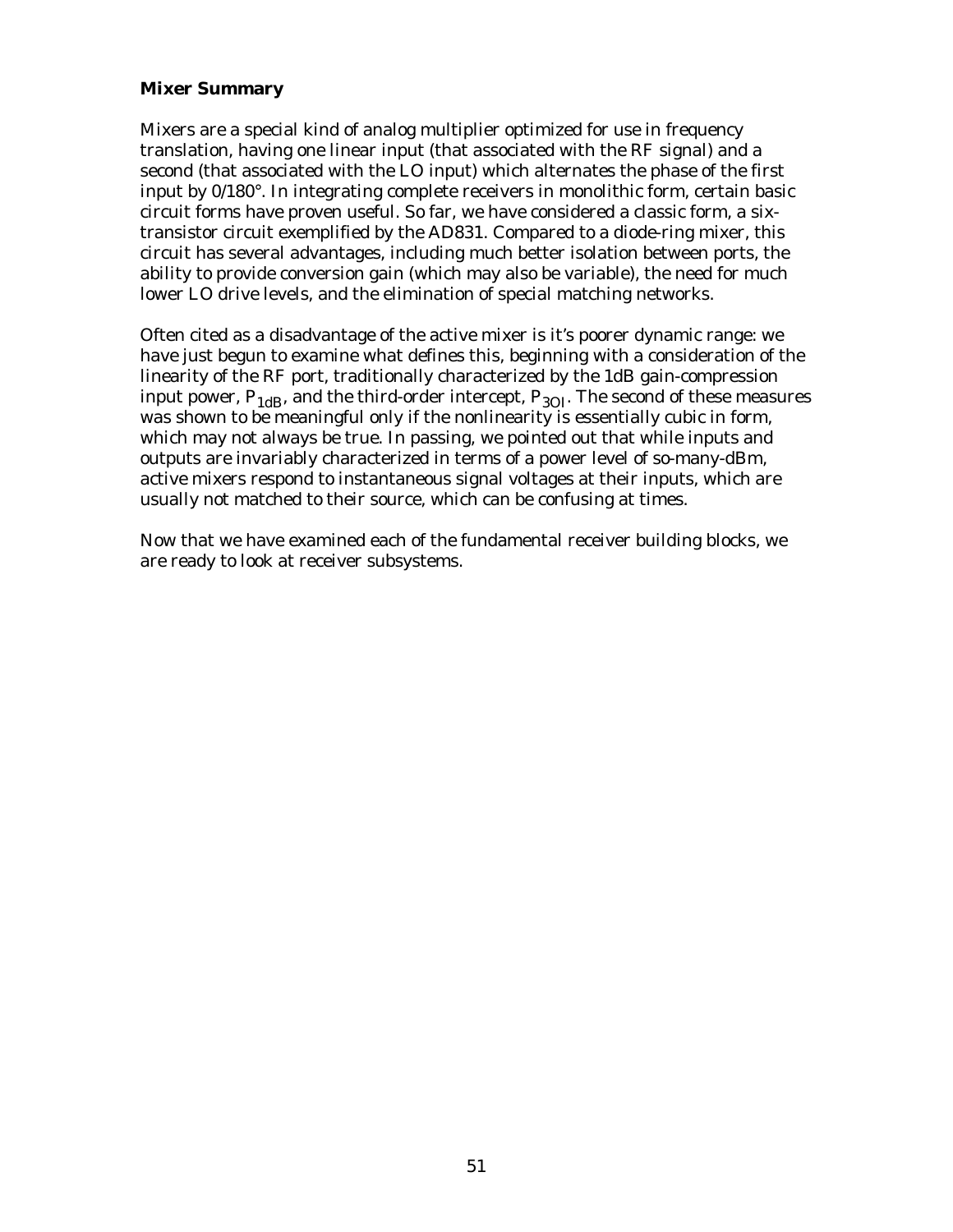**Mixer Summary**

Mixers are a special kind of analog multiplier optimized for use in frequency translation, having one linear input (that associated with the RF signal) and a second (that associated with the LO input) which alternates the phase of the first input by 0/180°. In integrating complete receivers in monolithic form, certain basic circuit forms have proven useful. So far, we have considered a classic form, a six-transistor circuit exemplified by the AD831. Compared to a diode-ring mixer, this circuit has several advantages, including much better isolation between ports, the ability to provide conversion gain (which may also be variable), the need for much lower LO drive levels, and the elimination of special matching networks.

Often cited as a disadvantage of the active mixer is it's poorer dynamic range: we have just begun to examine what defines this, beginning with a consideration of the linearity of the RF port, traditionally characterized by the 1dB gain-compression input power, $P_{1dB}$, and the third-order intercept, $P_{3OI}$. The second of these measures was shown to be meaningful only if the nonlinearity is essentially cubic in form, which may not always be true. In passing, we pointed out that while inputs and outputs are invariably characterized in terms of a power level of so-many-dBm, active mixers respond to instantaneous signal voltages at their inputs, which are usually not matched to their source, which can be confusing at times.

Now that we have examined each of the fundamental receiver building blocks, we are ready to look at receiver subsystems.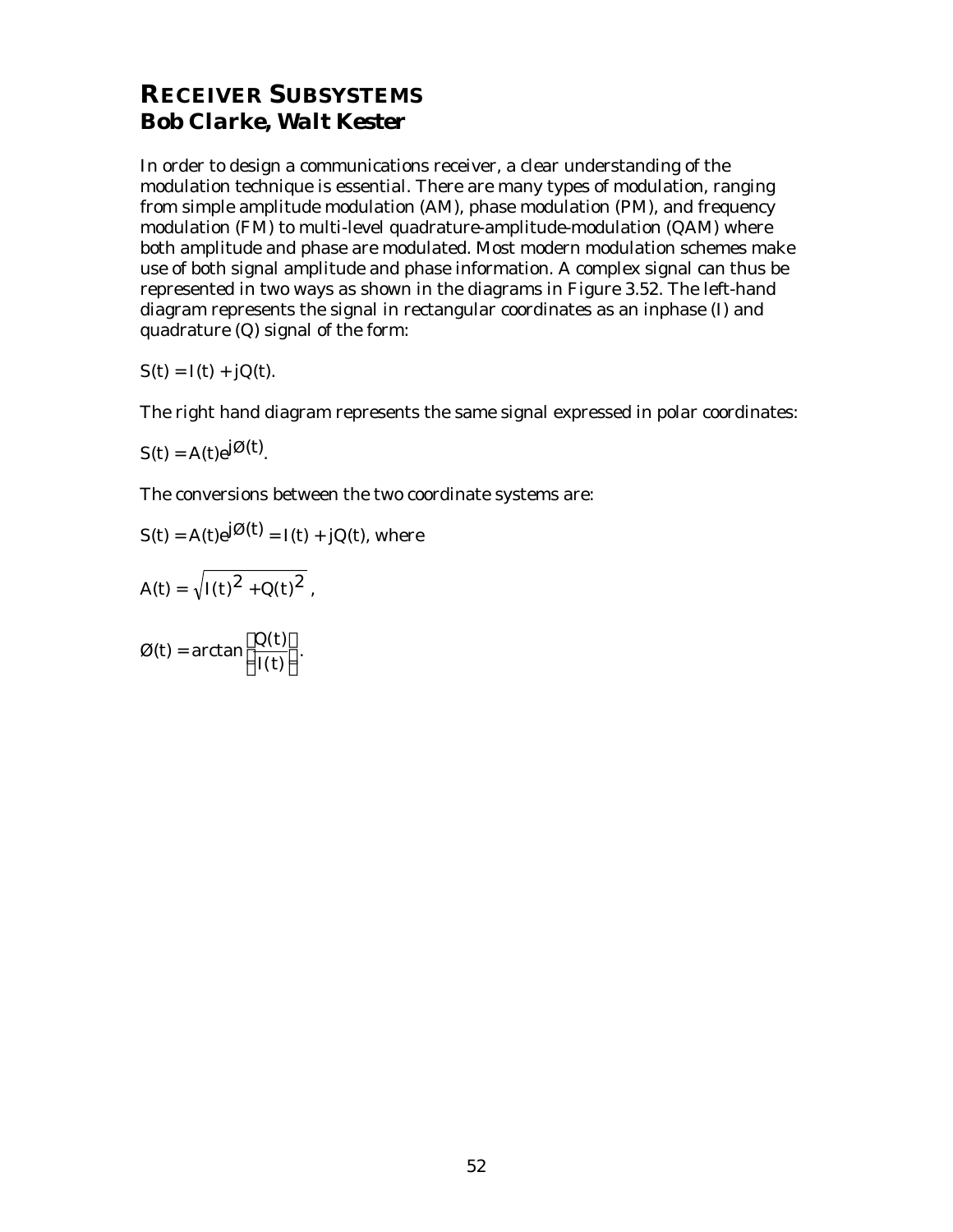# RECEIVER SUBSYSTEMS

## *Bob Clarke, Walt Kester*

In order to design a communications receiver, a clear understanding of the modulation technique is essential. There are many types of modulation, ranging from simple amplitude modulation (AM), phase modulation (PM), and frequency modulation (FM) to multi-level quadrature-amplitude-modulation (QAM) where both amplitude and phase are modulated. Most modern modulation schemes make use of both signal amplitude and phase information. A complex signal can thus be represented in two ways as shown in the diagrams in Figure 3.52. The left-hand diagram represents the signal in rectangular coordinates as an inphase (I) and quadrature (Q) signal of the form:

$S(t) = I(t) + jQ(t)$.

The right hand diagram represents the same signal expressed in polar coordinates:

$S(t) = A(t)e^{j\text{Ø}(t)}$.

The conversions between the two coordinate systems are:

$S(t) = A(t)e^{j\text{Ø}(t)} = I(t) + jQ(t)$, where

$$A(t) = \sqrt{I(t)^2 + Q(t)^2},$$

$$\text{Ø}(t) = \arctan\left(\frac{Q(t)}{I(t)}\right).$$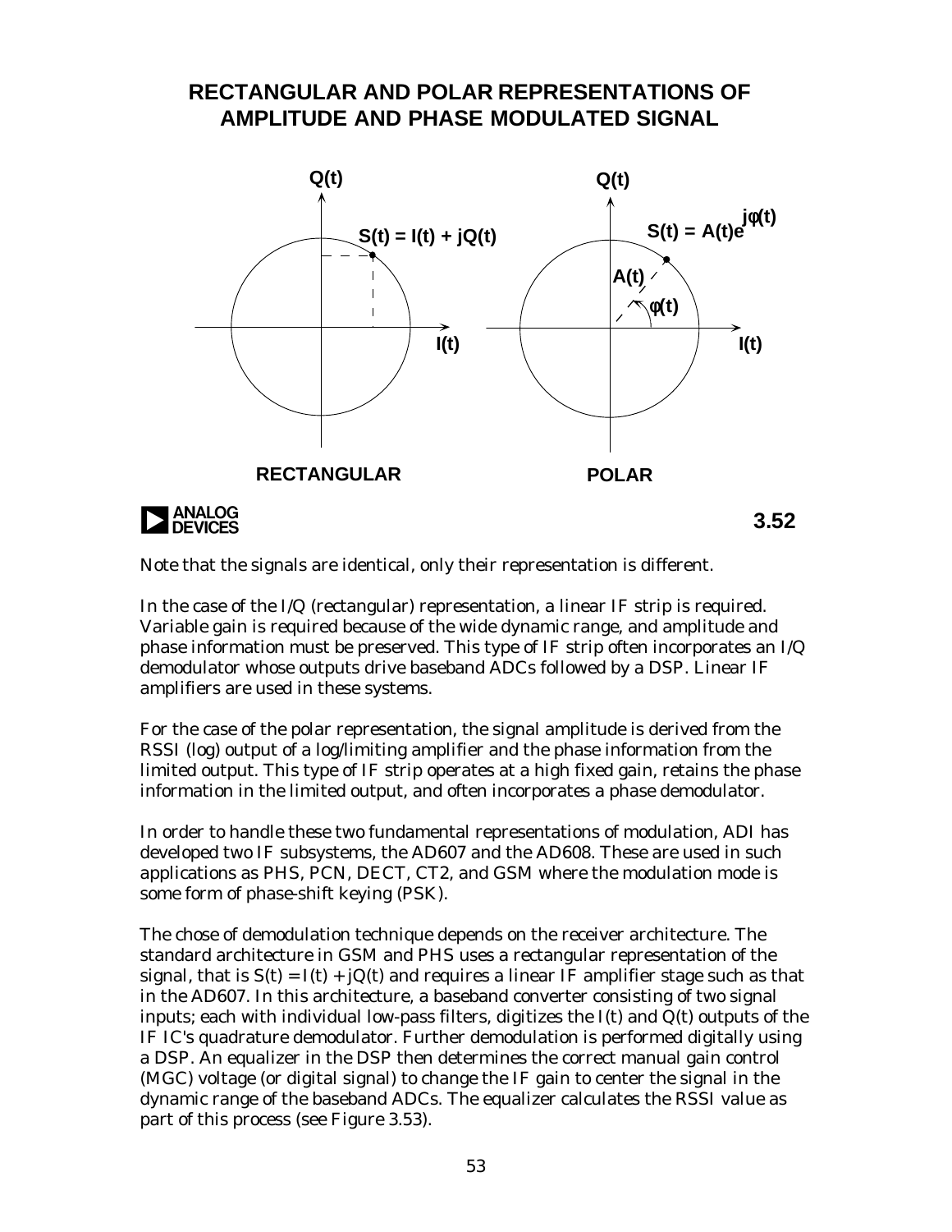## RECTANGULAR AND POLAR REPRESENTATIONS OF AMPLITUDE AND PHASE MODULATED SIGNAL

**RECTANGULAR**: $S(t) = I(t) + jQ(t)$

**POLAR**: $S(t) = A(t)e^{j\phi(t)}$

3.52

Note that the signals are identical, only their representation is different.

In the case of the I/Q (rectangular) representation, a linear IF strip is required. Variable gain is required because of the wide dynamic range, and amplitude and phase information must be preserved. This type of IF strip often incorporates an I/Q demodulator whose outputs drive baseband ADCs followed by a DSP. Linear IF amplifiers are used in these systems.

For the case of the polar representation, the signal amplitude is derived from the RSSI (log) output of a log/limiting amplifier and the phase information from the limited output. This type of IF strip operates at a high fixed gain, retains the phase information in the limited output, and often incorporates a phase demodulator.

In order to handle these two fundamental representations of modulation, ADI has developed two IF subsystems, the AD607 and the AD608. These are used in such applications as PHS, PCN, DECT, CT2, and GSM where the modulation mode is some form of phase-shift keying (PSK).

The chose of demodulation technique depends on the receiver architecture. The standard architecture in GSM and PHS uses a rectangular representation of the signal, that is $S(t) = I(t) + jQ(t)$ and requires a linear IF amplifier stage such as that in the AD607. In this architecture, a baseband converter consisting of two signal inputs; each with individual low-pass filters, digitizes the $I(t)$ and $Q(t)$ outputs of the IF IC's quadrature demodulator. Further demodulation is performed digitally using a DSP. An equalizer in the DSP then determines the correct manual gain control (MGC) voltage (or digital signal) to change the IF gain to center the signal in the dynamic range of the baseband ADCs. The equalizer calculates the RSSI value as part of this process (see Figure 3.53).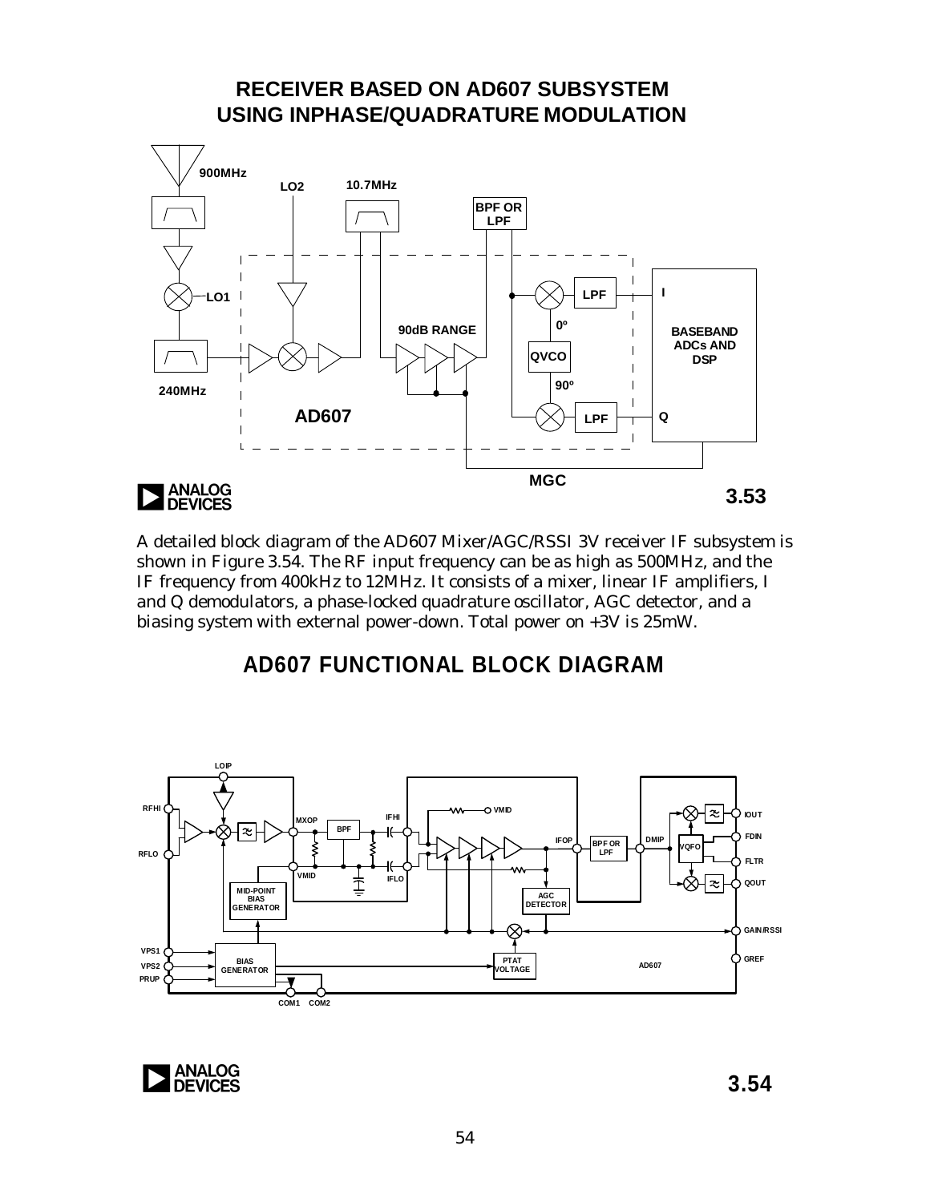## RECEIVER BASED ON AD607 SUBSYSTEM USING INPHASE/QUADRATURE MODULATION

900MHz

LO2

10.7MHz

BPF OR LPF

LO1

90dB RANGE

LPF

I

0º

BASEBAND ADCs AND DSP

QVCO

90º

240MHz

AD607

LPF

Q

MGC

3.53

A detailed block diagram of the AD607 Mixer/AGC/RSSI 3V receiver IF subsystem is shown in Figure 3.54. The RF input frequency can be as high as 500MHz, and the IF frequency from 400kHz to 12MHz. It consists of a mixer, linear IF amplifiers, I and Q demodulators, a phase-locked quadrature oscillator, AGC detector, and a biasing system with external power-down. Total power on +3V is 25mW.

## AD607 FUNCTIONAL BLOCK DIAGRAM

LOIP

RFHI

RFLO

MXOP

BPF

IFHI

VMID

IFOP

BPF OR LPF

DMIP

IOUT

FDIN

VQFO

FLTR

QOUT

VMID

IFLO

MID-POINT BIAS GENERATOR

AGC DETECTOR

GAIN/RSSI

VPS1

VPS2

PRUP

BIAS GENERATOR

PTAT VOLTAGE

AD607

GREF

COM1 COM2

3.54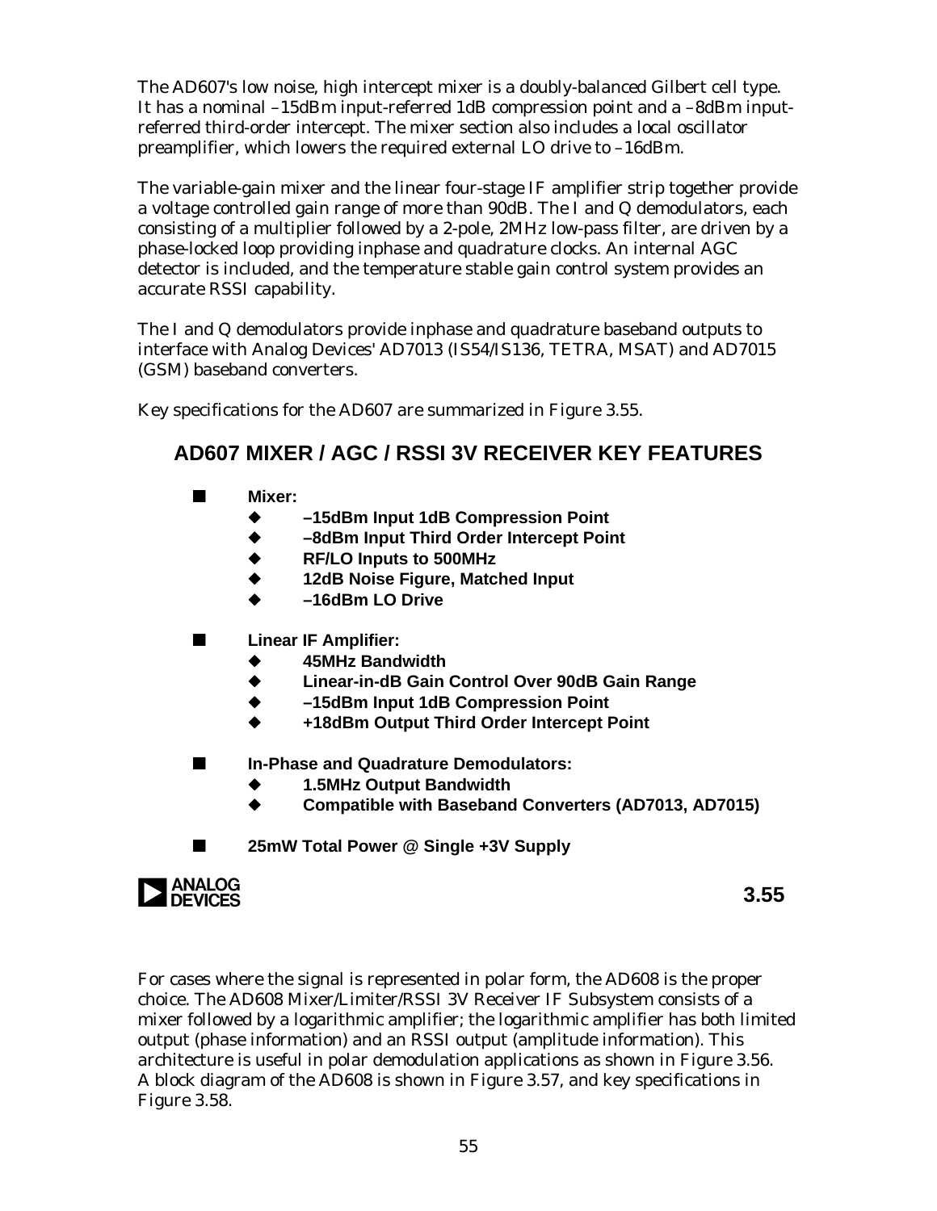The AD607's low noise, high intercept mixer is a doubly-balanced Gilbert cell type. It has a nominal –15dBm input-referred 1dB compression point and a –8dBm input-referred third-order intercept. The mixer section also includes a local oscillator preamplifier, which lowers the required external LO drive to –16dBm.

The variable-gain mixer and the linear four-stage IF amplifier strip together provide a voltage controlled gain range of more than 90dB. The I and Q demodulators, each consisting of a multiplier followed by a 2-pole, 2MHz low-pass filter, are driven by a phase-locked loop providing inphase and quadrature clocks. An internal AGC detector is included, and the temperature stable gain control system provides an accurate RSSI capability.

The I and Q demodulators provide inphase and quadrature baseband outputs to interface with Analog Devices' AD7013 (IS54/IS136, TETRA, MSAT) and AD7015 (GSM) baseband converters.

Key specifications for the AD607 are summarized in Figure 3.55.

## AD607 MIXER / AGC / RSSI 3V RECEIVER KEY FEATURES

- **Mixer:**
  - **–15dBm Input 1dB Compression Point**
  - **–8dBm Input Third Order Intercept Point**
  - **RF/LO Inputs to 500MHz**
  - **12dB Noise Figure, Matched Input**
  - **–16dBm LO Drive**
- **Linear IF Amplifier:**
  - **45MHz Bandwidth**
  - **Linear-in-dB Gain Control Over 90dB Gain Range**
  - **–15dBm Input 1dB Compression Point**
  - **+18dBm Output Third Order Intercept Point**
- **In-Phase and Quadrature Demodulators:**
  - **1.5MHz Output Bandwidth**
  - **Compatible with Baseband Converters (AD7013, AD7015)**
- **25mW Total Power @ Single +3V Supply**

**3.55**

For cases where the signal is represented in polar form, the AD608 is the proper choice. The AD608 Mixer/Limiter/RSSI 3V Receiver IF Subsystem consists of a mixer followed by a logarithmic amplifier; the logarithmic amplifier has both limited output (phase information) and an RSSI output (amplitude information). This architecture is useful in polar demodulation applications as shown in Figure 3.56. A block diagram of the AD608 is shown in Figure 3.57, and key specifications in Figure 3.58.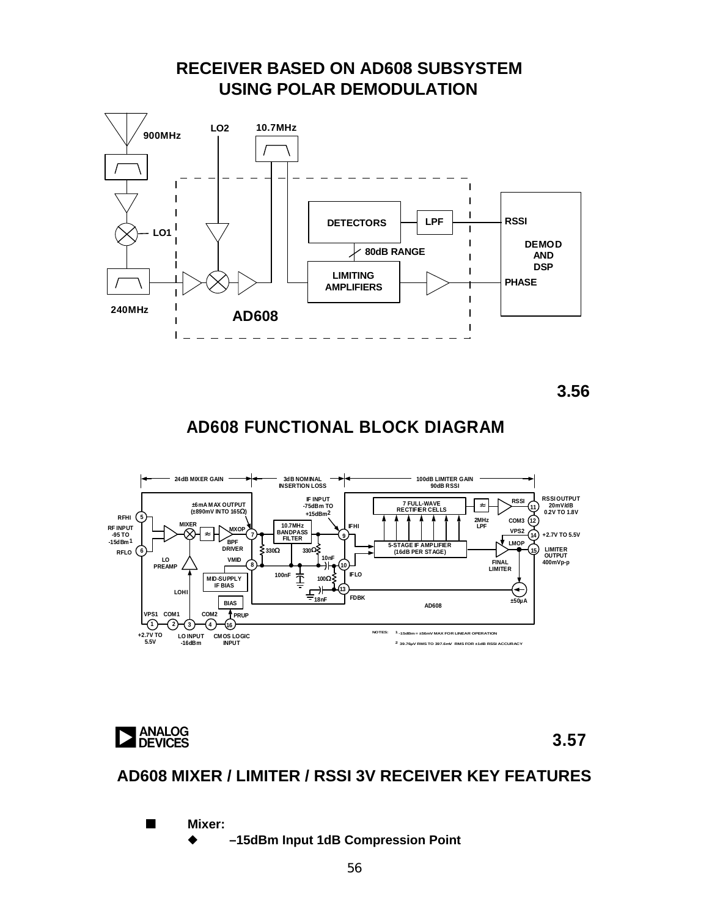## RECEIVER BASED ON AD608 SUBSYSTEM USING POLAR DEMODULATION

900MHz

LO2

10.7MHz

LO1

DETECTORS

LPF

RSSI

80dB RANGE

DEMOD AND DSP

LIMITING AMPLIFIERS

PHASE

240MHz

AD608

3.56

## AD608 FUNCTIONAL BLOCK DIAGRAM

24dB MIXER GAIN

3dB NOMINAL INSERTION LOSS

100dB LIMITER GAIN 90dB RSSI

IF INPUT -75dBm TO +15dBm[2]

±6mA MAX OUTPUT (±890mV INTO 165Ω)

7 FULL-WAVE RECTIFIER CELLS

RSSI

RSSI OUTPUT 20mV/dB 0.2V TO 1.8V

RFHI

MIXER

MXOP

10.7MHz BANDPASS FILTER

IFHI

2MHz LPF

COM3

RF INPUT -95 TO -15dBm[1]

VPS2

+2.7V TO 5.5V

BPF DRIVER

330Ω

330Ω

5-STAGE IF AMPLIFIER (16dB PER STAGE)

LMOP

RFLO

LIMITER OUTPUT 400mVp-p

LO PREAMP

VMID

10nF

FINAL LIMITER

100nF

100Ω

IFLO

MID-SUPPLY IF BIAS

LOHI

18nF

FDBK

AD608

±50μA

BIAS

VPS1 COM1 COM2 PRUP

+2.7V TO 5.5V

LO INPUT -16dBm

CMOS LOGIC INPUT

NOTES: [1] -15dBm = ±56mV MAX FOR LINEAR OPERATION

[2] 39.76μV RMS TO 397.6mV RMS FOR ±1dB RSSI ACCURACY

ANALOG DEVICES

3.57

## AD608 MIXER / LIMITER / RSSI 3V RECEIVER KEY FEATURES

- **Mixer:**
  - **–15dBm Input 1dB Compression Point**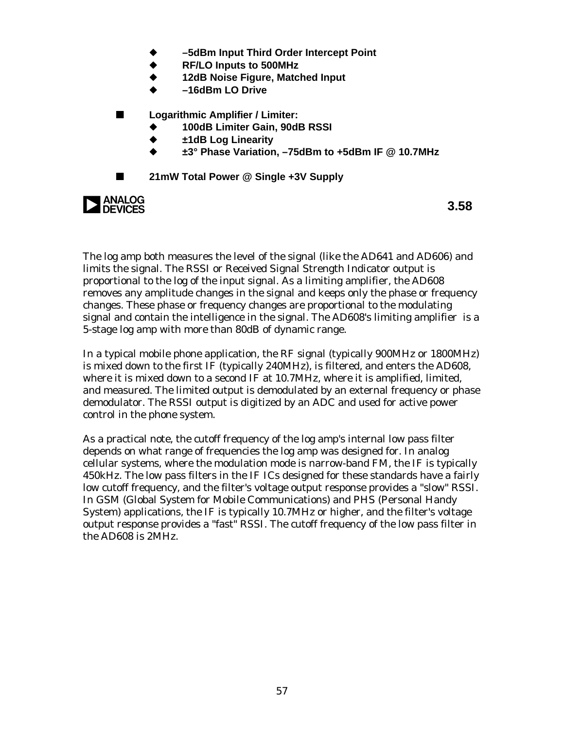- **–5dBm Input Third Order Intercept Point**
- **RF/LO Inputs to 500MHz**
- **12dB Noise Figure, Matched Input**
- **–16dBm LO Drive**

- **Logarithmic Amplifier / Limiter:**
  - **100dB Limiter Gain, 90dB RSSI**
  - **±1dB Log Linearity**
  - **±3° Phase Variation, –75dBm to +5dBm IF @ 10.7MHz**

- **21mW Total Power @ Single +3V Supply**

**3.58**

The log amp both measures the level of the signal (like the AD641 and AD606) and limits the signal. The RSSI or Received Signal Strength Indicator output is proportional to the log of the input signal. As a limiting amplifier, the AD608 removes any amplitude changes in the signal and keeps only the phase or frequency changes. These phase or frequency changes are proportional to the modulating signal and contain the intelligence in the signal. The AD608's limiting amplifier is a 5-stage log amp with more than 80dB of dynamic range.

In a typical mobile phone application, the RF signal (typically 900MHz or 1800MHz) is mixed down to the first IF (typically 240MHz), is filtered, and enters the AD608, where it is mixed down to a second IF at 10.7MHz, where it is amplified, limited, and measured. The limited output is demodulated by an external frequency or phase demodulator. The RSSI output is digitized by an ADC and used for active power control in the phone system.

As a practical note, the cutoff frequency of the log amp's internal low pass filter depends on what range of frequencies the log amp was designed for. In analog cellular systems, where the modulation mode is narrow-band FM, the IF is typically 450kHz. The low pass filters in the IF ICs designed for these standards have a fairly low cutoff frequency, and the filter's voltage output response provides a "slow" RSSI. In GSM (Global System for Mobile Communications) and PHS (Personal Handy System) applications, the IF is typically 10.7MHz or higher, and the filter's voltage output response provides a "fast" RSSI. The cutoff frequency of the low pass filter in the AD608 is 2MHz.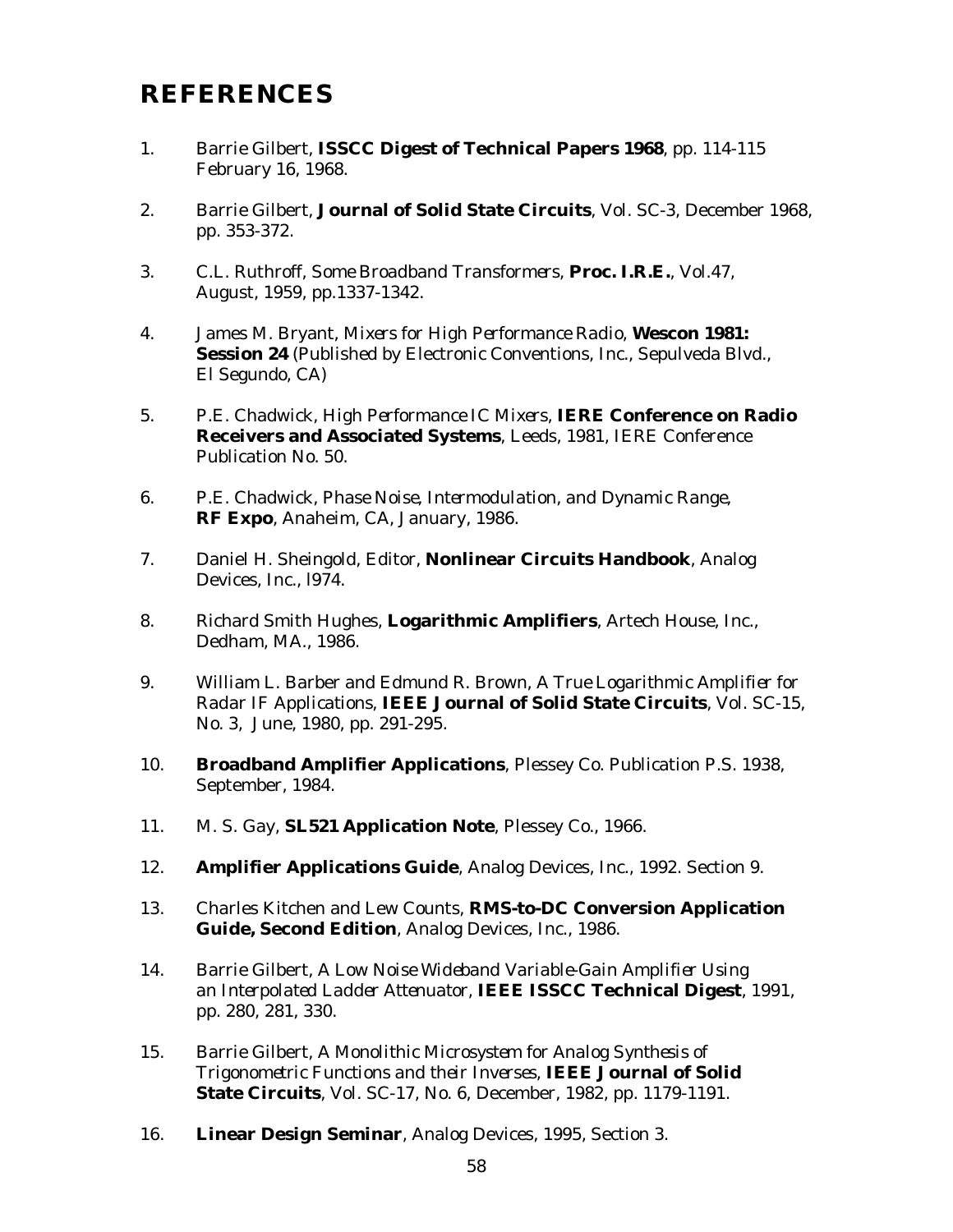# REFERENCES

1. Barrie Gilbert, **ISSCC Digest of Technical Papers 1968**, pp. 114-115 February 16, 1968.

2. Barrie Gilbert, **Journal of Solid State Circuits**, Vol. SC-3, December 1968, pp. 353-372.

3. C.L. Ruthroff, *Some Broadband Transformers*, **Proc. I.R.E.**, Vol.47, August, 1959, pp.1337-1342.

4. James M. Bryant, *Mixers for High Performance Radio*, **Wescon 1981: Session 24** (Published by Electronic Conventions, Inc., Sepulveda Blvd., El Segundo, CA)

5. P.E. Chadwick, *High Performance IC Mixers*, **IERE Conference on Radio Receivers and Associated Systems**, Leeds, 1981, IERE Conference Publication No. 50.

6. P.E. Chadwick, *Phase Noise, Intermodulation, and Dynamic Range*, **RF Expo**, Anaheim, CA, January, 1986.

7. Daniel H. Sheingold, Editor, **Nonlinear Circuits Handbook**, Analog Devices, Inc., l974.

8. Richard Smith Hughes, **Logarithmic Amplifiers**, Artech House, Inc., Dedham, MA., 1986.

9. William L. Barber and Edmund R. Brown, *A True Logarithmic Amplifier for Radar IF Applications*, **IEEE Journal of Solid State Circuits**, Vol. SC-15, No. 3, June, 1980, pp. 291-295.

10. **Broadband Amplifier Applications**, Plessey Co. Publication P.S. 1938, September, 1984.

11. M. S. Gay, **SL521 Application Note**, Plessey Co., 1966.

12. **Amplifier Applications Guide**, Analog Devices, Inc., 1992. Section 9.

13. Charles Kitchen and Lew Counts, **RMS-to-DC Conversion Application Guide, Second Edition**, Analog Devices, Inc., 1986.

14. Barrie Gilbert, *A Low Noise Wideband Variable-Gain Amplifier Using an Interpolated Ladder Attenuator*, **IEEE ISSCC Technical Digest**, 1991, pp. 280, 281, 330.

15. Barrie Gilbert, *A Monolithic Microsystem for Analog Synthesis of Trigonometric Functions and their Inverses*, **IEEE Journal of Solid State Circuits**, Vol. SC-17, No. 6, December, 1982, pp. 1179-1191.

16. **Linear Design Seminar**, Analog Devices, 1995, Section 3.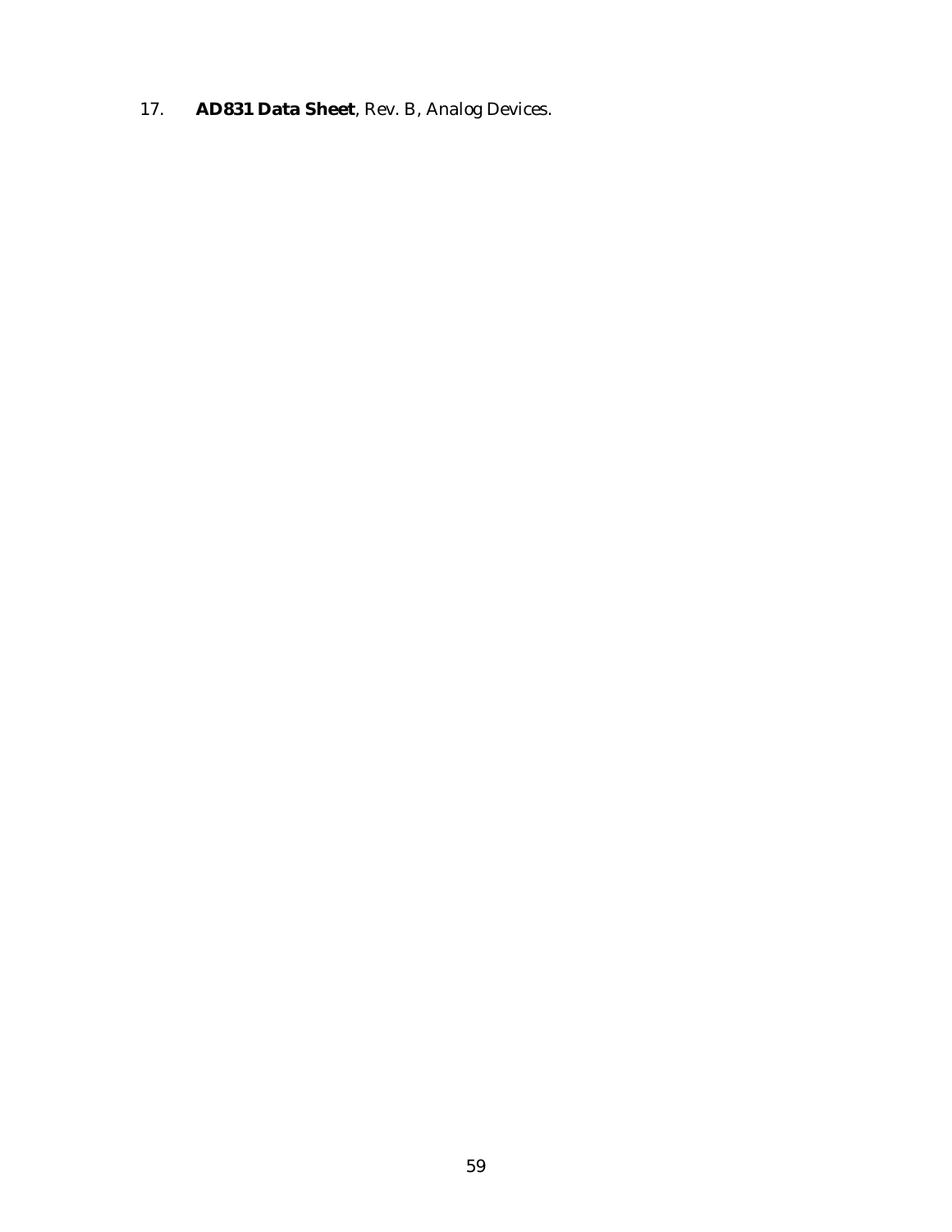17. **AD831 Data Sheet**, Rev. B, Analog Devices.